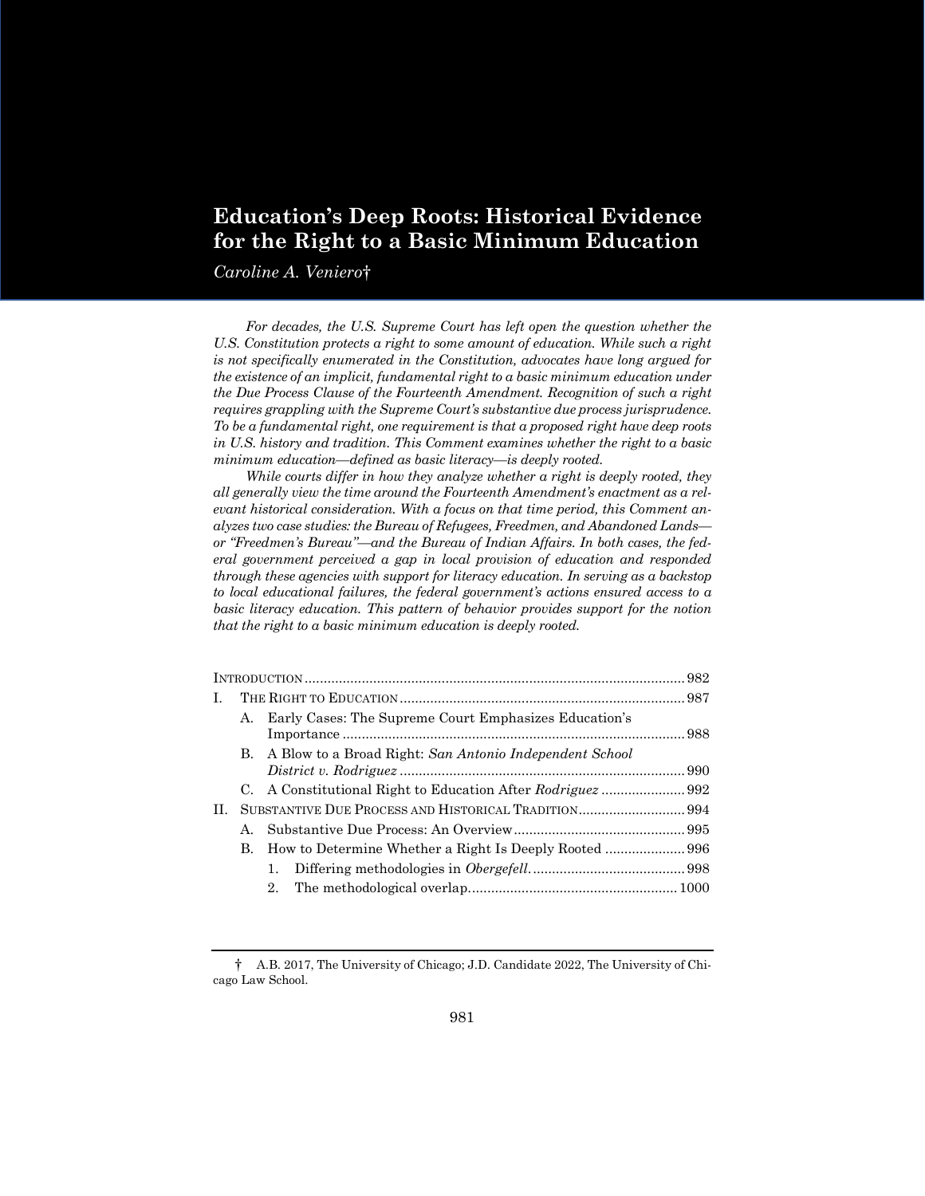# Education's Deep Roots: Historical Evidence for the Right to a Basic Minimum Education

*Caroline A. Veniero*†

*For decades, the U.S. Supreme Court has left open the question whether the U.S. Constitution protects a right to some amount of education. While such a right is not specifically enumerated in the Constitution, advocates have long argued for the existence of an implicit, fundamental right to a basic minimum education under the Due Process Clause of the Fourteenth Amendment. Recognition of such a right requires grappling with the Supreme Court's substantive due process jurisprudence. To be a fundamental right, one requirement is that a proposed right have deep roots in U.S. history and tradition. This Comment examines whether the right to a basic minimum education—defined as basic literacy—is deeply rooted.*

*While courts differ in how they analyze whether a right is deeply rooted, they all generally view the time around the Fourteenth Amendment's enactment as a relevant historical consideration. With a focus on that time period, this Comment analyzes two case studies: the Bureau of Refugees, Freedmen, and Abandoned Lands—or "Freedmen's Bureau"—and the Bureau of Indian Affairs. In both cases, the federal government perceived a gap in local provision of education and responded through these agencies with support for literacy education. In serving as a backstop to local educational failures, the federal government's actions ensured access to a basic literacy education. This pattern of behavior provides support for the notion that the right to a basic minimum education is deeply rooted.*

- INTRODUCTION .......... 982
- I. THE RIGHT TO EDUCATION .......... 987
  - A. Early Cases: The Supreme Court Emphasizes Education's Importance .......... 988
  - B. A Blow to a Broad Right: *San Antonio Independent School District v. Rodriguez* .......... 990
  - C. A Constitutional Right to Education After *Rodriguez* .......... 992
- II. SUBSTANTIVE DUE PROCESS AND HISTORICAL TRADITION .......... 994
  - A. Substantive Due Process: An Overview .......... 995
  - B. How to Determine Whether a Right Is Deeply Rooted .......... 996
    - 1. Differing methodologies in *Obergefell*. .......... 998
    - 2. The methodological overlap .......... 1000

† A.B. 2017, The University of Chicago; J.D. Candidate 2022, The University of Chicago Law School.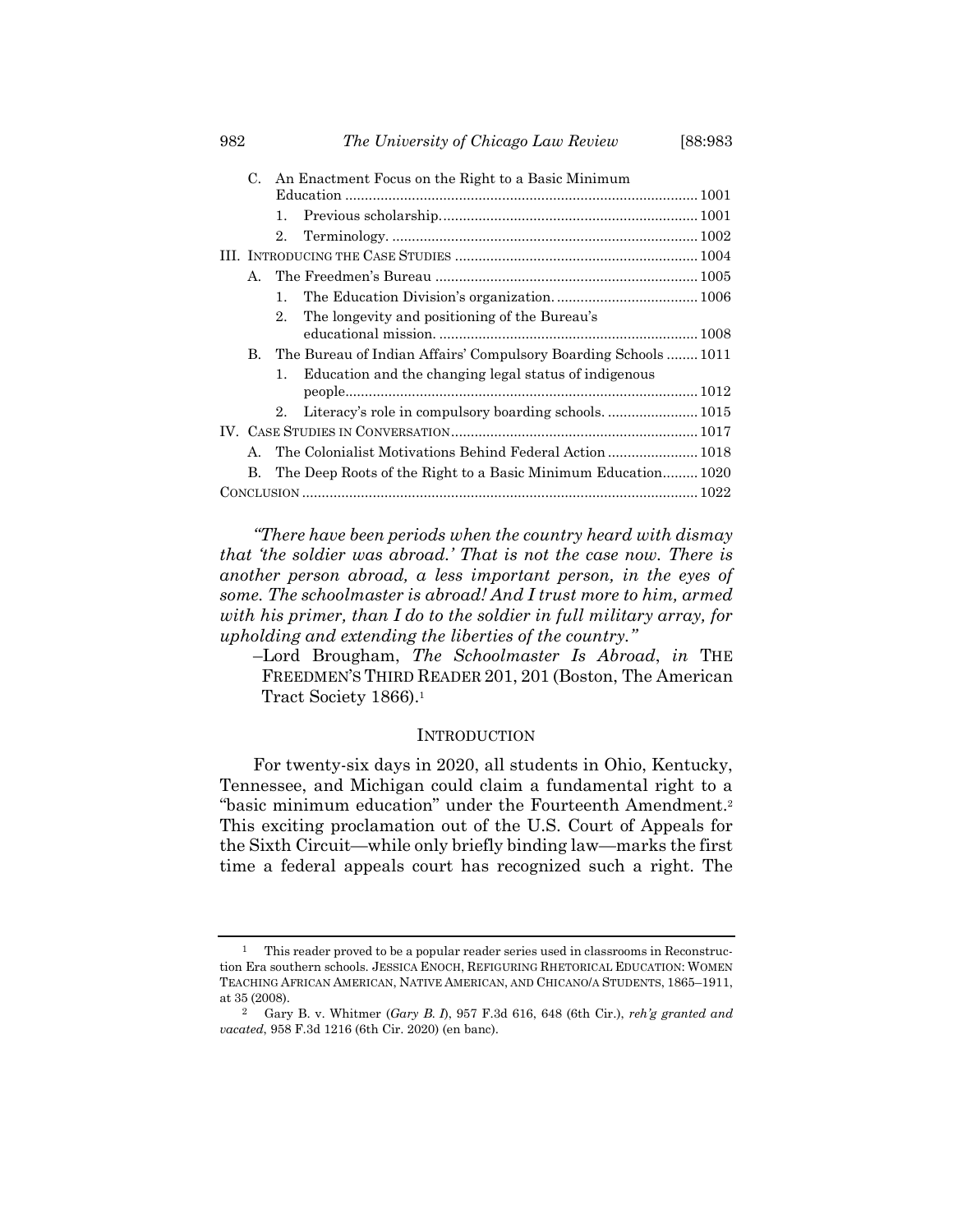C. An Enactment Focus on the Right to a Basic Minimum Education ........................................................................................ 1001
  1. Previous scholarship................................................................ 1001
  2. Terminology. ............................................................................ 1002

III. Introducing the Case Studies ............................................................ 1004
  A. The Freedmen's Bureau ................................................................. 1005
    1. The Education Division's organization. ................................... 1006
    2. The longevity and positioning of the Bureau's educational mission. ................................................................ 1008
  B. The Bureau of Indian Affairs' Compulsory Boarding Schools ........ 1011
    1. Education and the changing legal status of indigenous people......................................................................................... 1012
    2. Literacy's role in compulsory boarding schools. ...................... 1015

IV. Case Studies in Conversation.............................................................. 1017
  A. The Colonialist Motivations Behind Federal Action ....................... 1018
  B. The Deep Roots of the Right to a Basic Minimum Education......... 1020

Conclusion .................................................................................................... 1022

*"There have been periods when the country heard with dismay that 'the soldier was abroad.' That is not the case now. There is another person abroad, a less important person, in the eyes of some. The schoolmaster is abroad! And I trust more to him, armed with his primer, than I do to the soldier in full military array, for upholding and extending the liberties of the country."*

–Lord Brougham, *The Schoolmaster Is Abroad*, *in* THE FREEDMEN'S THIRD READER 201, 201 (Boston, The American Tract Society 1866).[1]

## Introduction

For twenty-six days in 2020, all students in Ohio, Kentucky, Tennessee, and Michigan could claim a fundamental right to a "basic minimum education" under the Fourteenth Amendment.[2] This exciting proclamation out of the U.S. Court of Appeals for the Sixth Circuit—while only briefly binding law—marks the first time a federal appeals court has recognized such a right. The

---

[1] This reader proved to be a popular reader series used in classrooms in Reconstruction Era southern schools. JESSICA ENOCH, REFIGURING RHETORICAL EDUCATION: WOMEN TEACHING AFRICAN AMERICAN, NATIVE AMERICAN, AND CHICANO/A STUDENTS, 1865–1911, at 35 (2008).

[2] Gary B. v. Whitmer (*Gary B. I*), 957 F.3d 616, 648 (6th Cir.), *reh'g granted and vacated*, 958 F.3d 1216 (6th Cir. 2020) (en banc).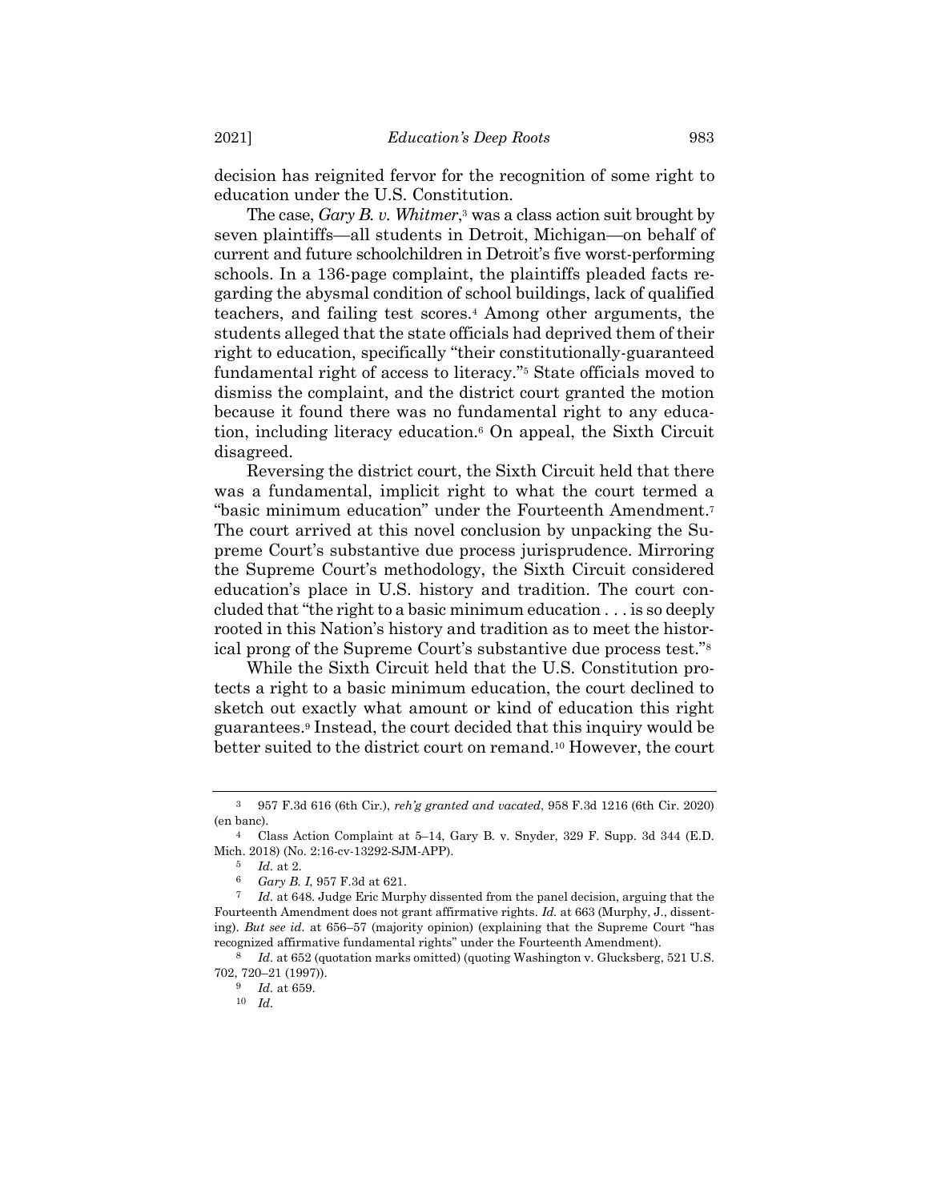decision has reignited fervor for the recognition of some right to education under the U.S. Constitution.

The case, *Gary B. v. Whitmer*,[3] was a class action suit brought by seven plaintiffs—all students in Detroit, Michigan—on behalf of current and future schoolchildren in Detroit's five worst-performing schools. In a 136-page complaint, the plaintiffs pleaded facts regarding the abysmal condition of school buildings, lack of qualified teachers, and failing test scores.[4] Among other arguments, the students alleged that the state officials had deprived them of their right to education, specifically "their constitutionally-guaranteed fundamental right of access to literacy."[5] State officials moved to dismiss the complaint, and the district court granted the motion because it found there was no fundamental right to any education, including literacy education.[6] On appeal, the Sixth Circuit disagreed.

Reversing the district court, the Sixth Circuit held that there was a fundamental, implicit right to what the court termed a "basic minimum education" under the Fourteenth Amendment.[7] The court arrived at this novel conclusion by unpacking the Supreme Court's substantive due process jurisprudence. Mirroring the Supreme Court's methodology, the Sixth Circuit considered education's place in U.S. history and tradition. The court concluded that "the right to a basic minimum education . . . is so deeply rooted in this Nation's history and tradition as to meet the historical prong of the Supreme Court's substantive due process test."[8]

While the Sixth Circuit held that the U.S. Constitution protects a right to a basic minimum education, the court declined to sketch out exactly what amount or kind of education this right guarantees.[9] Instead, the court decided that this inquiry would be better suited to the district court on remand.[10] However, the court

---

[3] 957 F.3d 616 (6th Cir.), *reh'g granted and vacated*, 958 F.3d 1216 (6th Cir. 2020) (en banc).

[4] Class Action Complaint at 5–14, Gary B. v. Snyder, 329 F. Supp. 3d 344 (E.D. Mich. 2018) (No. 2:16-cv-13292-SJM-APP).

[5] *Id.* at 2.

[6] *Gary B. I*, 957 F.3d at 621.

[7] *Id.* at 648. Judge Eric Murphy dissented from the panel decision, arguing that the Fourteenth Amendment does not grant affirmative rights. *Id.* at 663 (Murphy, J., dissenting). *But see id.* at 656–57 (majority opinion) (explaining that the Supreme Court "has recognized affirmative fundamental rights" under the Fourteenth Amendment).

[8] *Id.* at 652 (quotation marks omitted) (quoting Washington v. Glucksberg, 521 U.S. 702, 720–21 (1997)).

[9] *Id.* at 659.

[10] *Id.*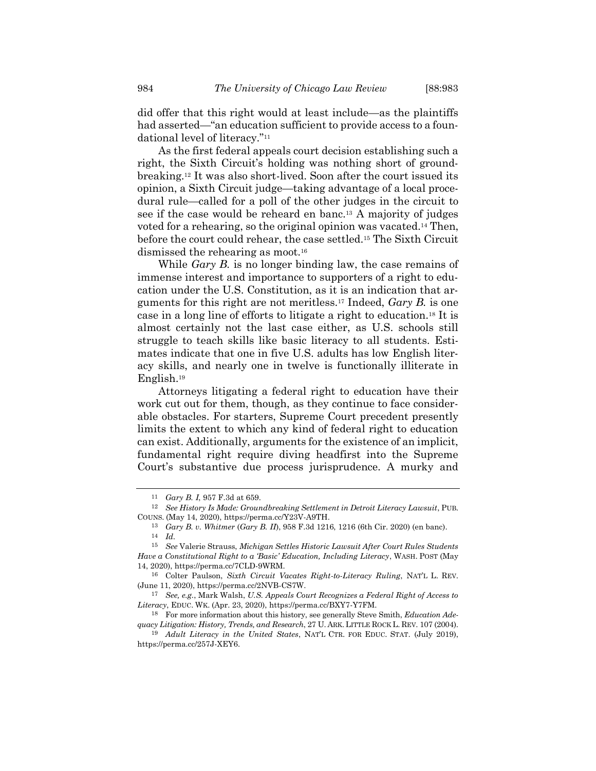did offer that this right would at least include—as the plaintiffs had asserted—"an education sufficient to provide access to a foundational level of literacy."[11]

As the first federal appeals court decision establishing such a right, the Sixth Circuit's holding was nothing short of groundbreaking.[12] It was also short-lived. Soon after the court issued its opinion, a Sixth Circuit judge—taking advantage of a local procedural rule—called for a poll of the other judges in the circuit to see if the case would be reheard en banc.[13] A majority of judges voted for a rehearing, so the original opinion was vacated.[14] Then, before the court could rehear, the case settled.[15] The Sixth Circuit dismissed the rehearing as moot.[16]

While *Gary B.* is no longer binding law, the case remains of immense interest and importance to supporters of a right to education under the U.S. Constitution, as it is an indication that arguments for this right are not meritless.[17] Indeed, *Gary B.* is one case in a long line of efforts to litigate a right to education.[18] It is almost certainly not the last case either, as U.S. schools still struggle to teach skills like basic literacy to all students. Estimates indicate that one in five U.S. adults has low English literacy skills, and nearly one in twelve is functionally illiterate in English.[19]

Attorneys litigating a federal right to education have their work cut out for them, though, as they continue to face considerable obstacles. For starters, Supreme Court precedent presently limits the extent to which any kind of federal right to education can exist. Additionally, arguments for the existence of an implicit, fundamental right require diving headfirst into the Supreme Court's substantive due process jurisprudence. A murky and

---

[11] *Gary B. I*, 957 F.3d at 659.

[12] *See History Is Made: Groundbreaking Settlement in Detroit Literacy Lawsuit*, PUB. COUNS. (May 14, 2020), https://perma.cc/Y23V-A9TH.

[13] *Gary B. v. Whitmer* (*Gary B. II*), 958 F.3d 1216, 1216 (6th Cir. 2020) (en banc).

[14] *Id.*

[15] *See* Valerie Strauss, *Michigan Settles Historic Lawsuit After Court Rules Students Have a Constitutional Right to a 'Basic' Education, Including Literacy*, WASH. POST (May 14, 2020), https://perma.cc/7CLD-9WRM.

[16] Colter Paulson, *Sixth Circuit Vacates Right-to-Literacy Ruling*, NAT'L L. REV. (June 11, 2020), https://perma.cc/2NVB-CS7W.

[17] *See, e.g.*, Mark Walsh, *U.S. Appeals Court Recognizes a Federal Right of Access to Literacy*, EDUC. WK. (Apr. 23, 2020), https://perma.cc/BXY7-Y7FM.

[18] For more information about this history, see generally Steve Smith, *Education Adequacy Litigation: History, Trends, and Research*, 27 U. ARK. LITTLE ROCK L. REV. 107 (2004).

[19] *Adult Literacy in the United States*, NAT'L CTR. FOR EDUC. STAT. (July 2019), https://perma.cc/257J-XEY6.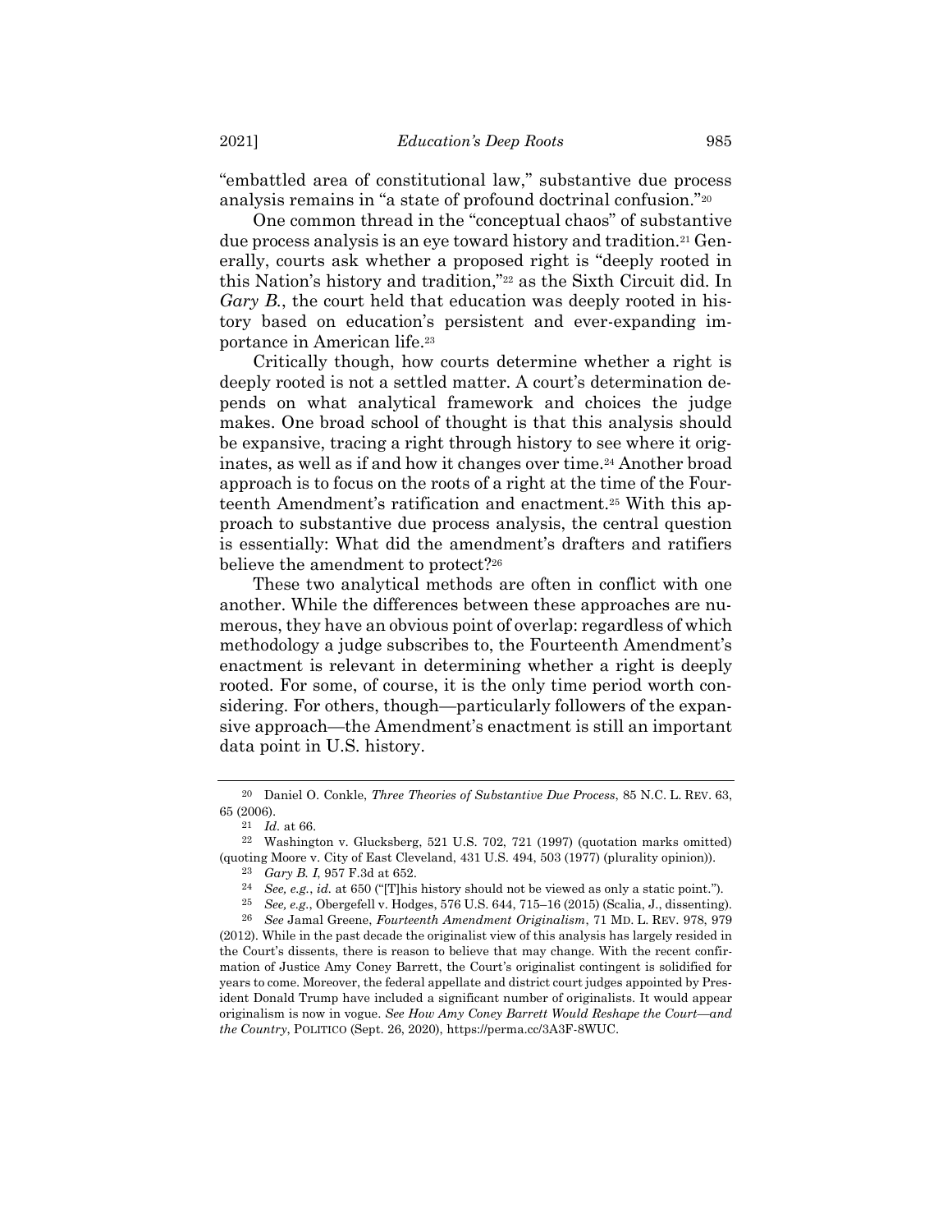"embattled area of constitutional law," substantive due process analysis remains in "a state of profound doctrinal confusion."[20]

One common thread in the "conceptual chaos" of substantive due process analysis is an eye toward history and tradition.[21] Generally, courts ask whether a proposed right is "deeply rooted in this Nation's history and tradition,"[22] as the Sixth Circuit did. In *Gary B.*, the court held that education was deeply rooted in history based on education's persistent and ever-expanding importance in American life.[23]

Critically though, how courts determine whether a right is deeply rooted is not a settled matter. A court's determination depends on what analytical framework and choices the judge makes. One broad school of thought is that this analysis should be expansive, tracing a right through history to see where it originates, as well as if and how it changes over time.[24] Another broad approach is to focus on the roots of a right at the time of the Fourteenth Amendment's ratification and enactment.[25] With this approach to substantive due process analysis, the central question is essentially: What did the amendment's drafters and ratifiers believe the amendment to protect?[26]

These two analytical methods are often in conflict with one another. While the differences between these approaches are numerous, they have an obvious point of overlap: regardless of which methodology a judge subscribes to, the Fourteenth Amendment's enactment is relevant in determining whether a right is deeply rooted. For some, of course, it is the only time period worth considering. For others, though—particularly followers of the expansive approach—the Amendment's enactment is still an important data point in U.S. history.

---

[20] Daniel O. Conkle, *Three Theories of Substantive Due Process*, 85 N.C. L. REV. 63, 65 (2006).

[21] *Id.* at 66.

[22] Washington v. Glucksberg, 521 U.S. 702, 721 (1997) (quotation marks omitted) (quoting Moore v. City of East Cleveland, 431 U.S. 494, 503 (1977) (plurality opinion)).

[23] *Gary B. I*, 957 F.3d at 652.

[24] *See, e.g.*, *id.* at 650 ("[T]his history should not be viewed as only a static point.").

[25] *See, e.g.*, Obergefell v. Hodges, 576 U.S. 644, 715–16 (2015) (Scalia, J., dissenting).

[26] *See* Jamal Greene, *Fourteenth Amendment Originalism*, 71 MD. L. REV. 978, 979 (2012). While in the past decade the originalist view of this analysis has largely resided in the Court's dissents, there is reason to believe that may change. With the recent confirmation of Justice Amy Coney Barrett, the Court's originalist contingent is solidified for years to come. Moreover, the federal appellate and district court judges appointed by President Donald Trump have included a significant number of originalists. It would appear originalism is now in vogue. *See How Amy Coney Barrett Would Reshape the Court—and the Country*, POLITICO (Sept. 26, 2020), https://perma.cc/3A3F-8WUC.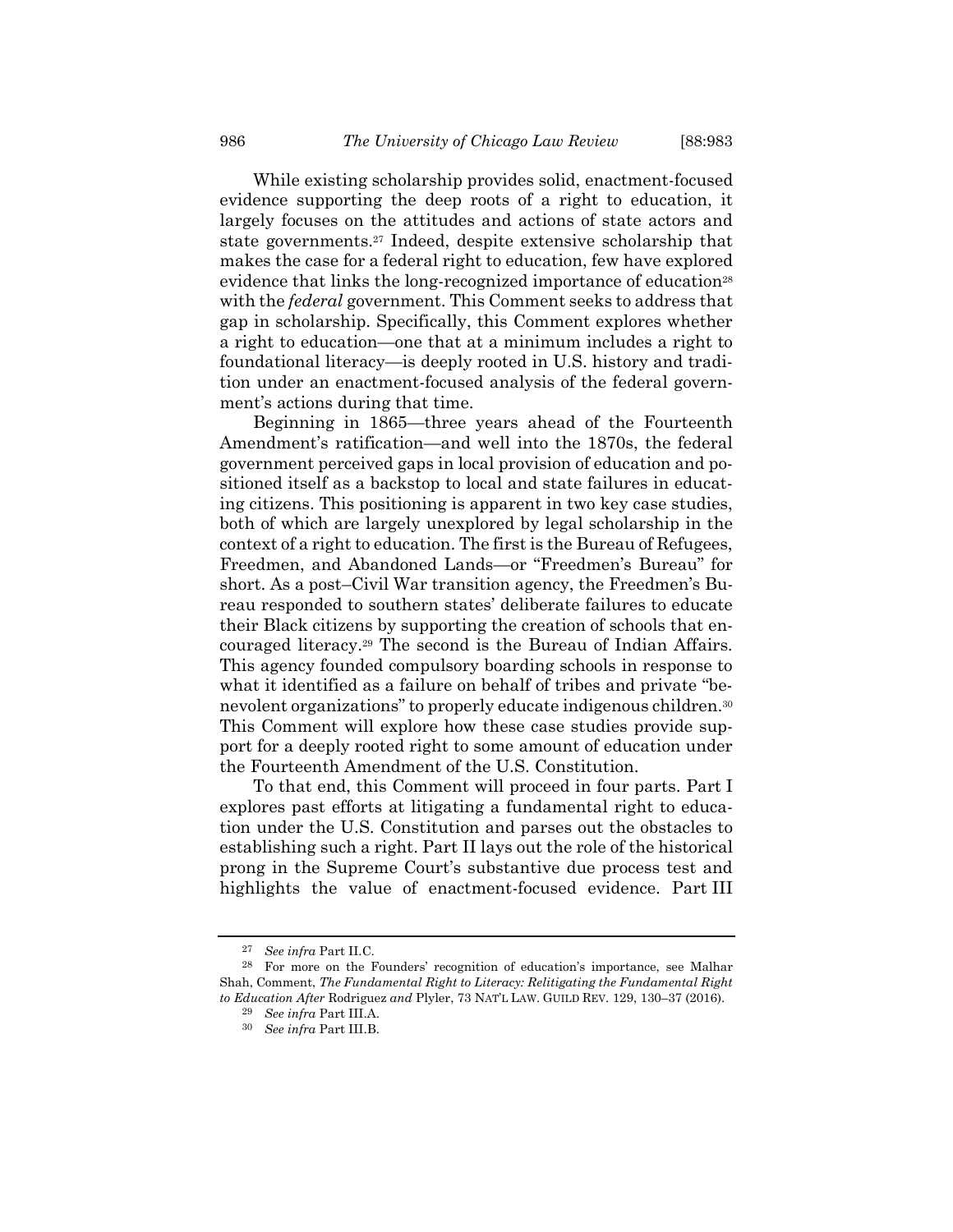While existing scholarship provides solid, enactment-focused evidence supporting the deep roots of a right to education, it largely focuses on the attitudes and actions of state actors and state governments.[27] Indeed, despite extensive scholarship that makes the case for a federal right to education, few have explored evidence that links the long-recognized importance of education[28] with the *federal* government. This Comment seeks to address that gap in scholarship. Specifically, this Comment explores whether a right to education—one that at a minimum includes a right to foundational literacy—is deeply rooted in U.S. history and tradition under an enactment-focused analysis of the federal government's actions during that time.

Beginning in 1865—three years ahead of the Fourteenth Amendment's ratification—and well into the 1870s, the federal government perceived gaps in local provision of education and positioned itself as a backstop to local and state failures in educating citizens. This positioning is apparent in two key case studies, both of which are largely unexplored by legal scholarship in the context of a right to education. The first is the Bureau of Refugees, Freedmen, and Abandoned Lands—or "Freedmen's Bureau" for short. As a post–Civil War transition agency, the Freedmen's Bureau responded to southern states' deliberate failures to educate their Black citizens by supporting the creation of schools that encouraged literacy.[29] The second is the Bureau of Indian Affairs. This agency founded compulsory boarding schools in response to what it identified as a failure on behalf of tribes and private "benevolent organizations" to properly educate indigenous children.[30] This Comment will explore how these case studies provide support for a deeply rooted right to some amount of education under the Fourteenth Amendment of the U.S. Constitution.

To that end, this Comment will proceed in four parts. Part I explores past efforts at litigating a fundamental right to education under the U.S. Constitution and parses out the obstacles to establishing such a right. Part II lays out the role of the historical prong in the Supreme Court's substantive due process test and highlights the value of enactment-focused evidence. Part III

---

[27] *See infra* Part II.C.

[28] For more on the Founders' recognition of education's importance, see Malhar Shah, Comment, *The Fundamental Right to Literacy: Relitigating the Fundamental Right to Education After* Rodriguez *and* Plyler, 73 NAT'L LAW. GUILD REV. 129, 130–37 (2016).

[29] *See infra* Part III.A.

[30] *See infra* Part III.B.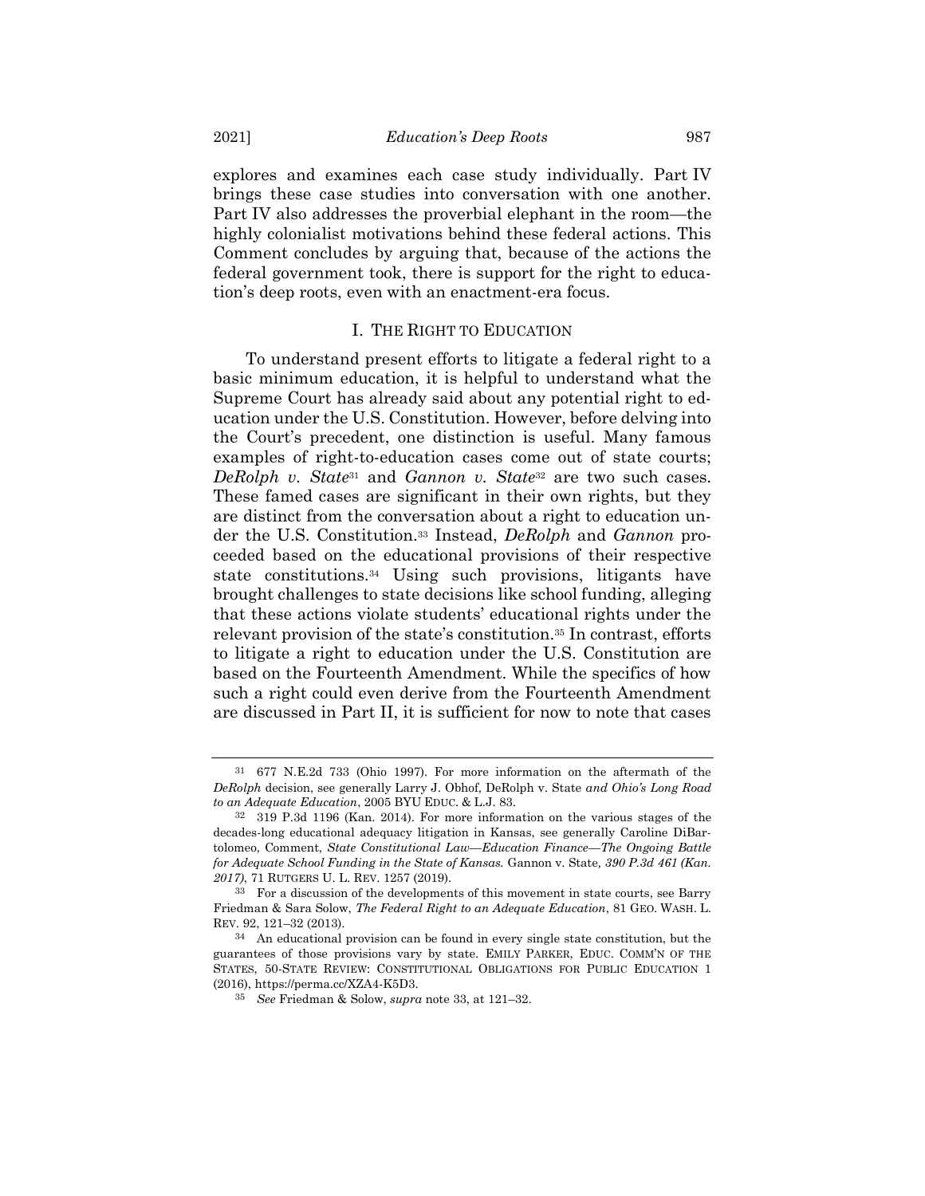explores and examines each case study individually. Part IV brings these case studies into conversation with one another. Part IV also addresses the proverbial elephant in the room—the highly colonialist motivations behind these federal actions. This Comment concludes by arguing that, because of the actions the federal government took, there is support for the right to education's deep roots, even with an enactment-era focus.

## I. THE RIGHT TO EDUCATION

To understand present efforts to litigate a federal right to a basic minimum education, it is helpful to understand what the Supreme Court has already said about any potential right to education under the U.S. Constitution. However, before delving into the Court's precedent, one distinction is useful. Many famous examples of right-to-education cases come out of state courts; *DeRolph v. State*[31] and *Gannon v. State*[32] are two such cases. These famed cases are significant in their own rights, but they are distinct from the conversation about a right to education under the U.S. Constitution.[33] Instead, *DeRolph* and *Gannon* proceeded based on the educational provisions of their respective state constitutions.[34] Using such provisions, litigants have brought challenges to state decisions like school funding, alleging that these actions violate students' educational rights under the relevant provision of the state's constitution.[35] In contrast, efforts to litigate a right to education under the U.S. Constitution are based on the Fourteenth Amendment. While the specifics of how such a right could even derive from the Fourteenth Amendment are discussed in Part II, it is sufficient for now to note that cases

---

[31] 677 N.E.2d 733 (Ohio 1997). For more information on the aftermath of the *DeRolph* decision, see generally Larry J. Obhof, DeRolph v. State *and Ohio's Long Road to an Adequate Education*, 2005 BYU EDUC. & L.J. 83.

[32] 319 P.3d 1196 (Kan. 2014). For more information on the various stages of the decades-long educational adequacy litigation in Kansas, see generally Caroline DiBartolomeo, Comment, *State Constitutional Law—Education Finance—The Ongoing Battle for Adequate School Funding in the State of Kansas.* Gannon v. State*, 390 P.3d 461 (Kan. 2017)*, 71 RUTGERS U. L. REV. 1257 (2019).

[33] For a discussion of the developments of this movement in state courts, see Barry Friedman & Sara Solow, *The Federal Right to an Adequate Education*, 81 GEO. WASH. L. REV. 92, 121–32 (2013).

[34] An educational provision can be found in every single state constitution, but the guarantees of those provisions vary by state. EMILY PARKER, EDUC. COMM'N OF THE STATES, 50-STATE REVIEW: CONSTITUTIONAL OBLIGATIONS FOR PUBLIC EDUCATION 1 (2016), https://perma.cc/XZA4-K5D3.

[35] *See* Friedman & Solow, *supra* note 33, at 121–32.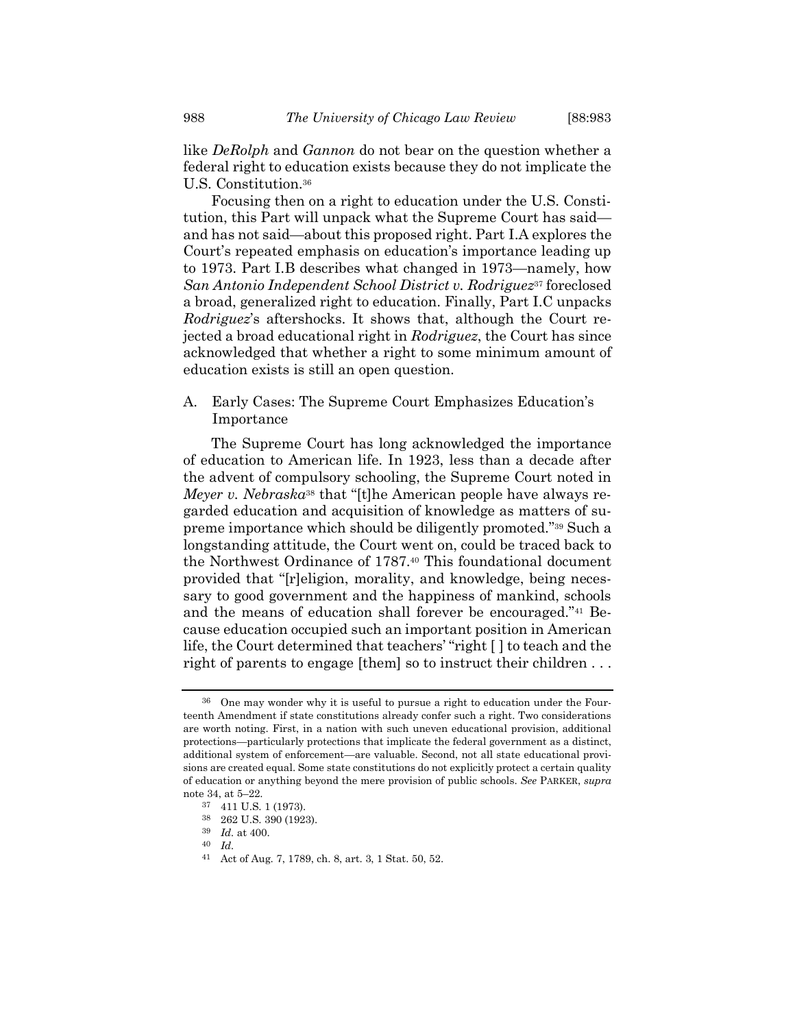like *DeRolph* and *Gannon* do not bear on the question whether a federal right to education exists because they do not implicate the U.S. Constitution.[36]

Focusing then on a right to education under the U.S. Constitution, this Part will unpack what the Supreme Court has said—and has not said—about this proposed right. Part I.A explores the Court's repeated emphasis on education's importance leading up to 1973. Part I.B describes what changed in 1973—namely, how *San Antonio Independent School District v. Rodriguez*[37] foreclosed a broad, generalized right to education. Finally, Part I.C unpacks *Rodriguez*'s aftershocks. It shows that, although the Court rejected a broad educational right in *Rodriguez*, the Court has since acknowledged that whether a right to some minimum amount of education exists is still an open question.

## A. Early Cases: The Supreme Court Emphasizes Education's Importance

The Supreme Court has long acknowledged the importance of education to American life. In 1923, less than a decade after the advent of compulsory schooling, the Supreme Court noted in *Meyer v. Nebraska*[38] that "[t]he American people have always regarded education and acquisition of knowledge as matters of supreme importance which should be diligently promoted."[39] Such a longstanding attitude, the Court went on, could be traced back to the Northwest Ordinance of 1787.[40] This foundational document provided that "[r]eligion, morality, and knowledge, being necessary to good government and the happiness of mankind, schools and the means of education shall forever be encouraged."[41] Because education occupied such an important position in American life, the Court determined that teachers' "right [ ] to teach and the right of parents to engage [them] so to instruct their children . . .

---

[36] One may wonder why it is useful to pursue a right to education under the Fourteenth Amendment if state constitutions already confer such a right. Two considerations are worth noting. First, in a nation with such uneven educational provision, additional protections—particularly protections that implicate the federal government as a distinct, additional system of enforcement—are valuable. Second, not all state educational provisions are created equal. Some state constitutions do not explicitly protect a certain quality of education or anything beyond the mere provision of public schools. *See* PARKER, *supra* note 34, at 5–22.

[37] 411 U.S. 1 (1973).

[38] 262 U.S. 390 (1923).

[39] *Id.* at 400.

[40] *Id.*

[41] Act of Aug. 7, 1789, ch. 8, art. 3, 1 Stat. 50, 52.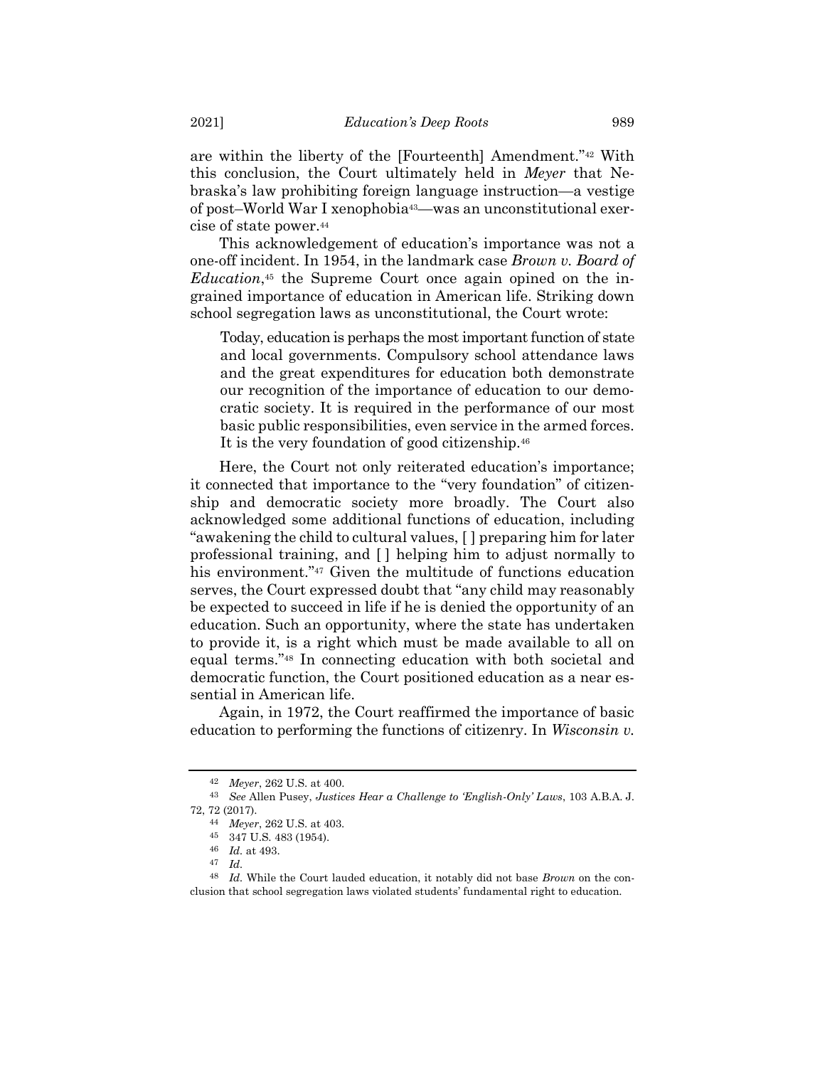are within the liberty of the [Fourteenth] Amendment."[42] With this conclusion, the Court ultimately held in *Meyer* that Nebraska's law prohibiting foreign language instruction—a vestige of post–World War I xenophobia[43]—was an unconstitutional exercise of state power.[44]

This acknowledgement of education's importance was not a one-off incident. In 1954, in the landmark case *Brown v. Board of Education*,[45] the Supreme Court once again opined on the ingrained importance of education in American life. Striking down school segregation laws as unconstitutional, the Court wrote:

> Today, education is perhaps the most important function of state and local governments. Compulsory school attendance laws and the great expenditures for education both demonstrate our recognition of the importance of education to our democratic society. It is required in the performance of our most basic public responsibilities, even service in the armed forces. It is the very foundation of good citizenship.[46]

Here, the Court not only reiterated education's importance; it connected that importance to the "very foundation" of citizenship and democratic society more broadly. The Court also acknowledged some additional functions of education, including "awakening the child to cultural values, [ ] preparing him for later professional training, and [ ] helping him to adjust normally to his environment."[47] Given the multitude of functions education serves, the Court expressed doubt that "any child may reasonably be expected to succeed in life if he is denied the opportunity of an education. Such an opportunity, where the state has undertaken to provide it, is a right which must be made available to all on equal terms."[48] In connecting education with both societal and democratic function, the Court positioned education as a near essential in American life.

Again, in 1972, the Court reaffirmed the importance of basic education to performing the functions of citizenry. In *Wisconsin v.*

---

[42] *Meyer*, 262 U.S. at 400.

[43] *See* Allen Pusey, *Justices Hear a Challenge to 'English-Only' Laws*, 103 A.B.A. J. 72, 72 (2017).

[44] *Meyer*, 262 U.S. at 403.

[45] 347 U.S. 483 (1954).

[46] *Id.* at 493.

[47] *Id.*

[48] *Id.* While the Court lauded education, it notably did not base *Brown* on the conclusion that school segregation laws violated students' fundamental right to education.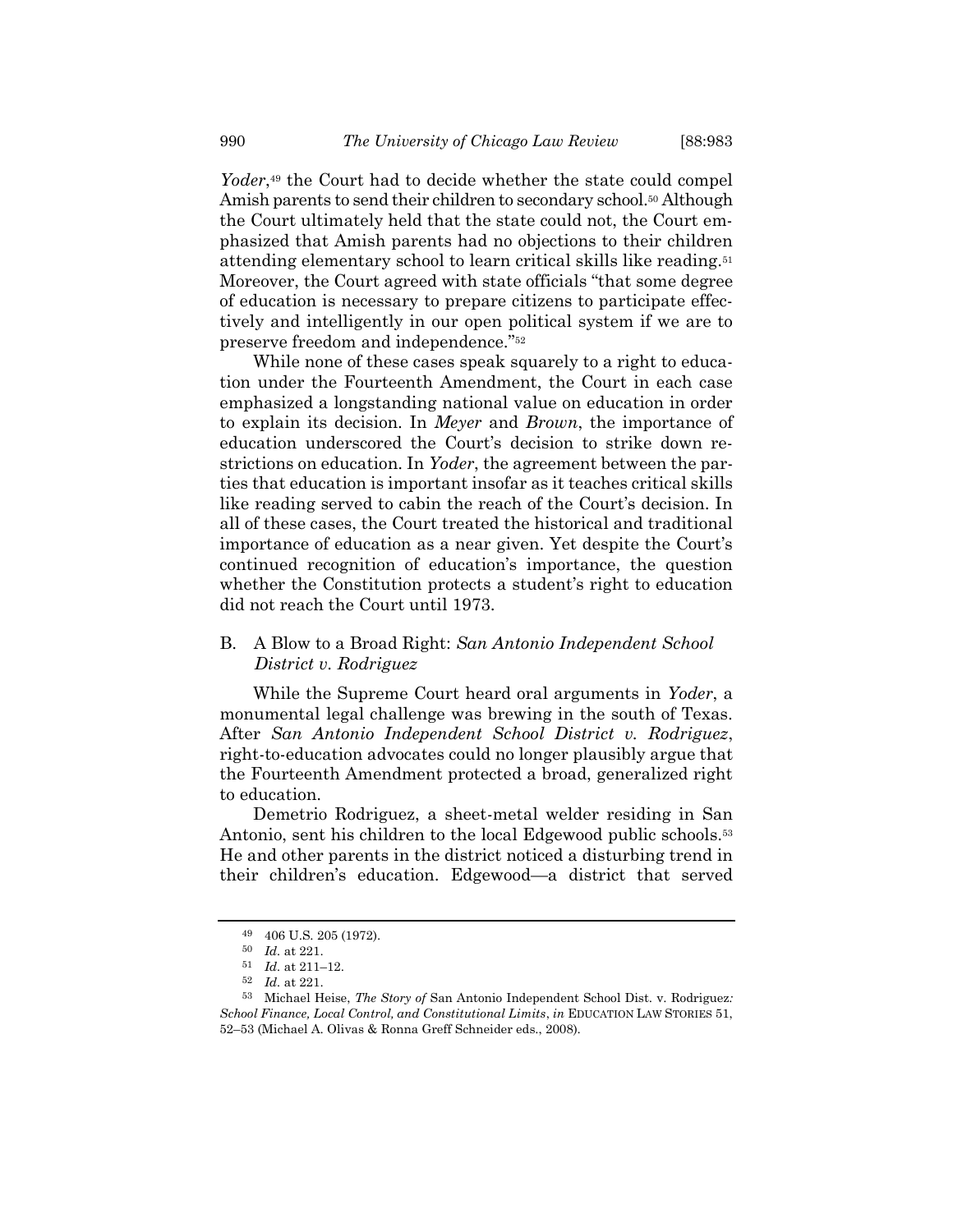*Yoder*,[49] the Court had to decide whether the state could compel Amish parents to send their children to secondary school.[50] Although the Court ultimately held that the state could not, the Court emphasized that Amish parents had no objections to their children attending elementary school to learn critical skills like reading.[51] Moreover, the Court agreed with state officials "that some degree of education is necessary to prepare citizens to participate effectively and intelligently in our open political system if we are to preserve freedom and independence."[52]

While none of these cases speak squarely to a right to education under the Fourteenth Amendment, the Court in each case emphasized a longstanding national value on education in order to explain its decision. In *Meyer* and *Brown*, the importance of education underscored the Court's decision to strike down restrictions on education. In *Yoder*, the agreement between the parties that education is important insofar as it teaches critical skills like reading served to cabin the reach of the Court's decision. In all of these cases, the Court treated the historical and traditional importance of education as a near given. Yet despite the Court's continued recognition of education's importance, the question whether the Constitution protects a student's right to education did not reach the Court until 1973.

## B. A Blow to a Broad Right: *San Antonio Independent School District v. Rodriguez*

While the Supreme Court heard oral arguments in *Yoder*, a monumental legal challenge was brewing in the south of Texas. After *San Antonio Independent School District v. Rodriguez*, right-to-education advocates could no longer plausibly argue that the Fourteenth Amendment protected a broad, generalized right to education.

Demetrio Rodriguez, a sheet-metal welder residing in San Antonio, sent his children to the local Edgewood public schools.[53] He and other parents in the district noticed a disturbing trend in their children's education. Edgewood—a district that served

---

[49] 406 U.S. 205 (1972).

[50] *Id.* at 221.

[51] *Id.* at 211–12.

[52] *Id.* at 221.

[53] Michael Heise, *The Story of* San Antonio Independent School Dist. v. Rodriguez*: School Finance, Local Control, and Constitutional Limits*, *in* EDUCATION LAW STORIES 51, 52–53 (Michael A. Olivas & Ronna Greff Schneider eds., 2008).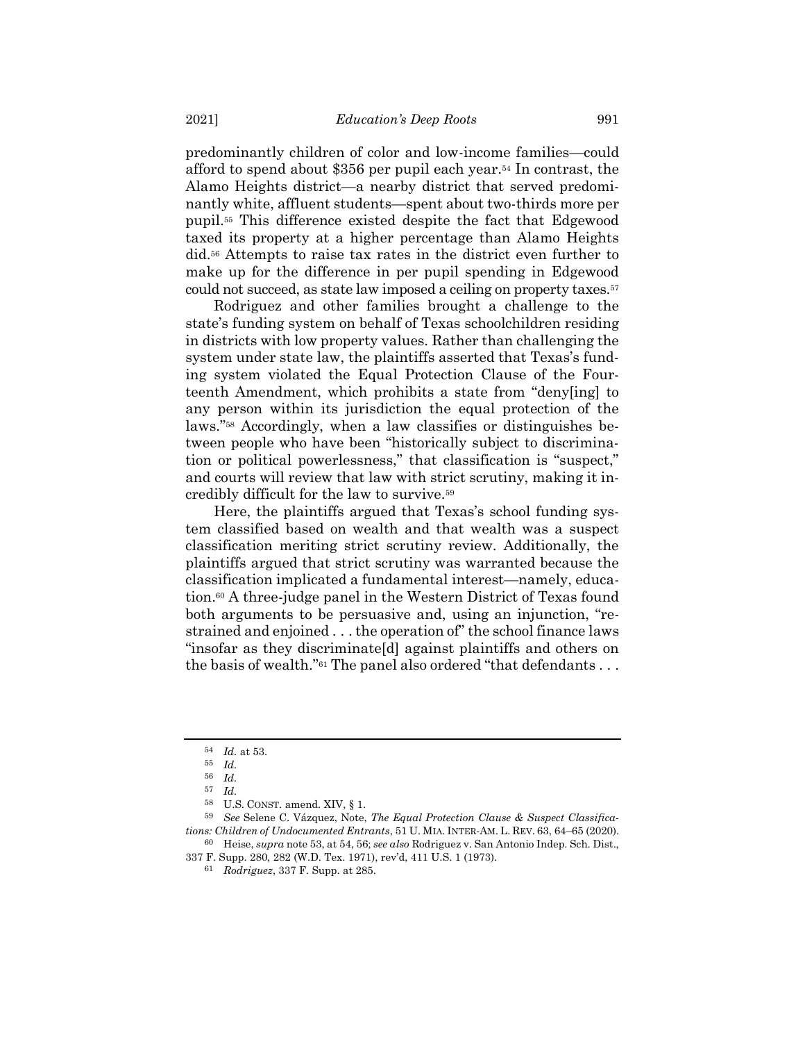predominantly children of color and low-income families—could afford to spend about $356 per pupil each year.[54] In contrast, the Alamo Heights district—a nearby district that served predominantly white, affluent students—spent about two-thirds more per pupil.[55] This difference existed despite the fact that Edgewood taxed its property at a higher percentage than Alamo Heights did.[56] Attempts to raise tax rates in the district even further to make up for the difference in per pupil spending in Edgewood could not succeed, as state law imposed a ceiling on property taxes.[57]

Rodriguez and other families brought a challenge to the state's funding system on behalf of Texas schoolchildren residing in districts with low property values. Rather than challenging the system under state law, the plaintiffs asserted that Texas's funding system violated the Equal Protection Clause of the Fourteenth Amendment, which prohibits a state from "deny[ing] to any person within its jurisdiction the equal protection of the laws."[58] Accordingly, when a law classifies or distinguishes between people who have been "historically subject to discrimination or political powerlessness," that classification is "suspect," and courts will review that law with strict scrutiny, making it incredibly difficult for the law to survive.[59]

Here, the plaintiffs argued that Texas's school funding system classified based on wealth and that wealth was a suspect classification meriting strict scrutiny review. Additionally, the plaintiffs argued that strict scrutiny was warranted because the classification implicated a fundamental interest—namely, education.[60] A three-judge panel in the Western District of Texas found both arguments to be persuasive and, using an injunction, "restrained and enjoined . . . the operation of" the school finance laws "insofar as they discriminate[d] against plaintiffs and others on the basis of wealth."[61] The panel also ordered "that defendants . . .

---

[54] *Id.* at 53.

[55] *Id.*

[56] *Id.*

[57] *Id.*

[58] U.S. CONST. amend. XIV, § 1.

[59] *See* Selene C. Vázquez, Note, *The Equal Protection Clause & Suspect Classifications: Children of Undocumented Entrants*, 51 U. MIA. INTER-AM. L. REV. 63, 64–65 (2020).

[60] Heise, *supra* note 53, at 54, 56; *see also* Rodriguez v. San Antonio Indep. Sch. Dist., 337 F. Supp. 280, 282 (W.D. Tex. 1971), rev'd, 411 U.S. 1 (1973).

[61] *Rodriguez*, 337 F. Supp. at 285.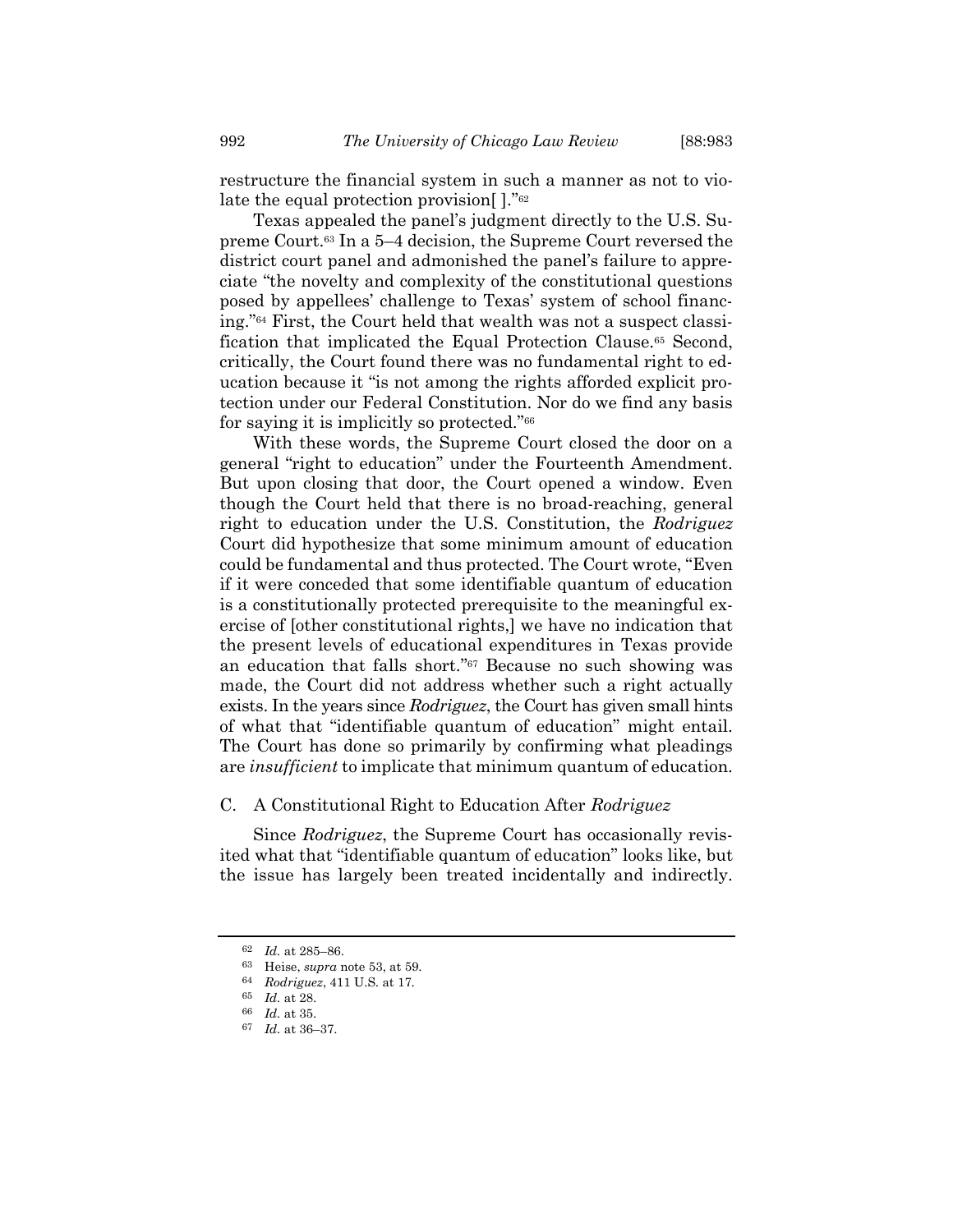restructure the financial system in such a manner as not to violate the equal protection provision[ ]."[62]

Texas appealed the panel's judgment directly to the U.S. Supreme Court.[63] In a 5–4 decision, the Supreme Court reversed the district court panel and admonished the panel's failure to appreciate "the novelty and complexity of the constitutional questions posed by appellees' challenge to Texas' system of school financing."[64] First, the Court held that wealth was not a suspect classification that implicated the Equal Protection Clause.[65] Second, critically, the Court found there was no fundamental right to education because it "is not among the rights afforded explicit protection under our Federal Constitution. Nor do we find any basis for saying it is implicitly so protected."[66]

With these words, the Supreme Court closed the door on a general "right to education" under the Fourteenth Amendment. But upon closing that door, the Court opened a window. Even though the Court held that there is no broad-reaching, general right to education under the U.S. Constitution, the *Rodriguez* Court did hypothesize that some minimum amount of education could be fundamental and thus protected. The Court wrote, "Even if it were conceded that some identifiable quantum of education is a constitutionally protected prerequisite to the meaningful exercise of [other constitutional rights,] we have no indication that the present levels of educational expenditures in Texas provide an education that falls short."[67] Because no such showing was made, the Court did not address whether such a right actually exists. In the years since *Rodriguez*, the Court has given small hints of what that "identifiable quantum of education" might entail. The Court has done so primarily by confirming what pleadings are *insufficient* to implicate that minimum quantum of education.

### C. A Constitutional Right to Education After *Rodriguez*

Since *Rodriguez*, the Supreme Court has occasionally revisited what that "identifiable quantum of education" looks like, but the issue has largely been treated incidentally and indirectly.

---

62 *Id.* at 285–86.

63 Heise, *supra* note 53, at 59.

64 *Rodriguez*, 411 U.S. at 17.

65 *Id.* at 28.

66 *Id.* at 35.

67 *Id.* at 36–37.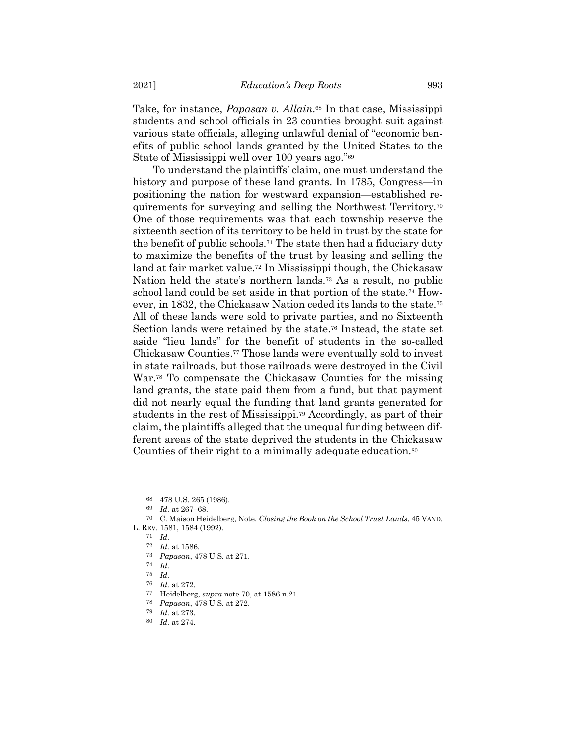Take, for instance, *Papasan v. Allain*.[68] In that case, Mississippi students and school officials in 23 counties brought suit against various state officials, alleging unlawful denial of "economic benefits of public school lands granted by the United States to the State of Mississippi well over 100 years ago."[69]

To understand the plaintiffs' claim, one must understand the history and purpose of these land grants. In 1785, Congress—in positioning the nation for westward expansion—established requirements for surveying and selling the Northwest Territory.[70] One of those requirements was that each township reserve the sixteenth section of its territory to be held in trust by the state for the benefit of public schools.[71] The state then had a fiduciary duty to maximize the benefits of the trust by leasing and selling the land at fair market value.[72] In Mississippi though, the Chickasaw Nation held the state's northern lands.[73] As a result, no public school land could be set aside in that portion of the state.[74] However, in 1832, the Chickasaw Nation ceded its lands to the state.[75] All of these lands were sold to private parties, and no Sixteenth Section lands were retained by the state.[76] Instead, the state set aside "lieu lands" for the benefit of students in the so-called Chickasaw Counties.[77] Those lands were eventually sold to invest in state railroads, but those railroads were destroyed in the Civil War.[78] To compensate the Chickasaw Counties for the missing land grants, the state paid them from a fund, but that payment did not nearly equal the funding that land grants generated for students in the rest of Mississippi.[79] Accordingly, as part of their claim, the plaintiffs alleged that the unequal funding between different areas of the state deprived the students in the Chickasaw Counties of their right to a minimally adequate education.[80]

---

[68] 478 U.S. 265 (1986).

[69] *Id.* at 267–68.

[70] C. Maison Heidelberg, Note, *Closing the Book on the School Trust Lands*, 45 VAND. L. REV. 1581, 1584 (1992).

[71] *Id.*

[72] *Id.* at 1586.

[73] *Papasan*, 478 U.S. at 271.

[74] *Id.*

[75] *Id.*

[76] *Id.* at 272.

[77] Heidelberg, *supra* note 70, at 1586 n.21.

[78] *Papasan*, 478 U.S. at 272.

[79] *Id.* at 273.

[80] *Id.* at 274.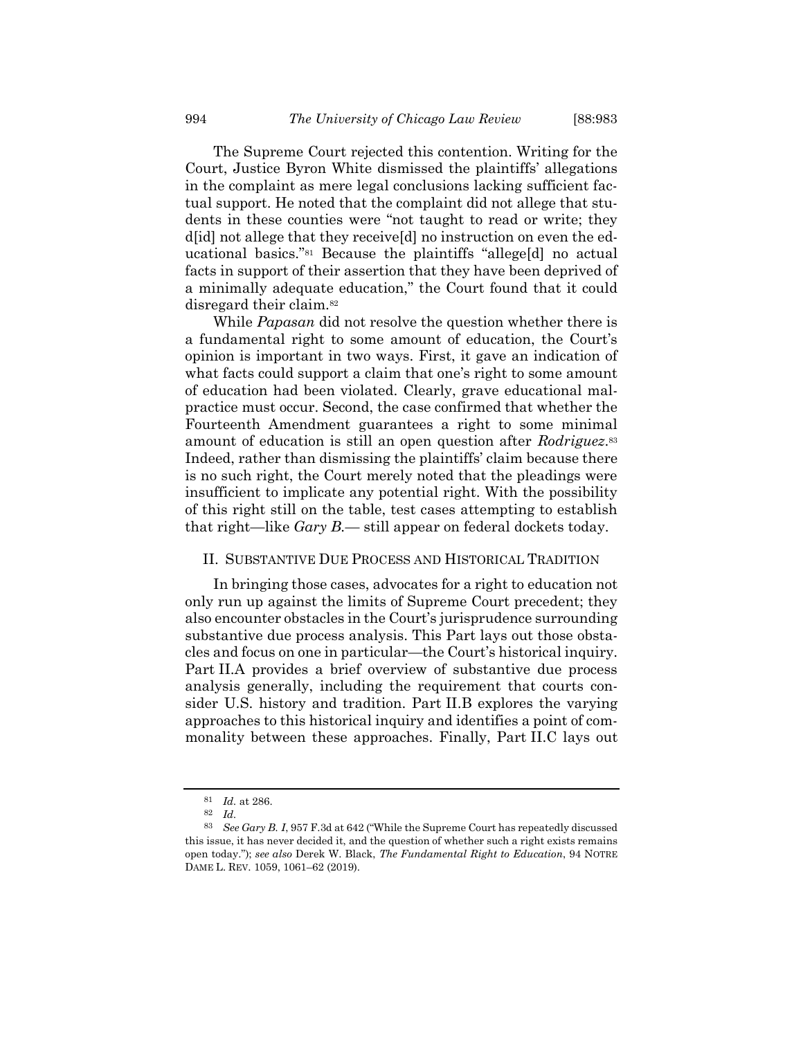The Supreme Court rejected this contention. Writing for the Court, Justice Byron White dismissed the plaintiffs' allegations in the complaint as mere legal conclusions lacking sufficient factual support. He noted that the complaint did not allege that students in these counties were "not taught to read or write; they d[id] not allege that they receive[d] no instruction on even the educational basics."[81] Because the plaintiffs "allege[d] no actual facts in support of their assertion that they have been deprived of a minimally adequate education," the Court found that it could disregard their claim.[82]

While *Papasan* did not resolve the question whether there is a fundamental right to some amount of education, the Court's opinion is important in two ways. First, it gave an indication of what facts could support a claim that one's right to some amount of education had been violated. Clearly, grave educational malpractice must occur. Second, the case confirmed that whether the Fourteenth Amendment guarantees a right to some minimal amount of education is still an open question after *Rodriguez*.[83] Indeed, rather than dismissing the plaintiffs' claim because there is no such right, the Court merely noted that the pleadings were insufficient to implicate any potential right. With the possibility of this right still on the table, test cases attempting to establish that right—like *Gary B.*— still appear on federal dockets today.

## II. SUBSTANTIVE DUE PROCESS AND HISTORICAL TRADITION

In bringing those cases, advocates for a right to education not only run up against the limits of Supreme Court precedent; they also encounter obstacles in the Court's jurisprudence surrounding substantive due process analysis. This Part lays out those obstacles and focus on one in particular—the Court's historical inquiry. Part II.A provides a brief overview of substantive due process analysis generally, including the requirement that courts consider U.S. history and tradition. Part II.B explores the varying approaches to this historical inquiry and identifies a point of commonality between these approaches. Finally, Part II.C lays out

---

[81] *Id.* at 286.

[82] *Id.*

[83] *See Gary B. I*, 957 F.3d at 642 ("While the Supreme Court has repeatedly discussed this issue, it has never decided it, and the question of whether such a right exists remains open today."); *see also* Derek W. Black, *The Fundamental Right to Education*, 94 NOTRE DAME L. REV. 1059, 1061–62 (2019).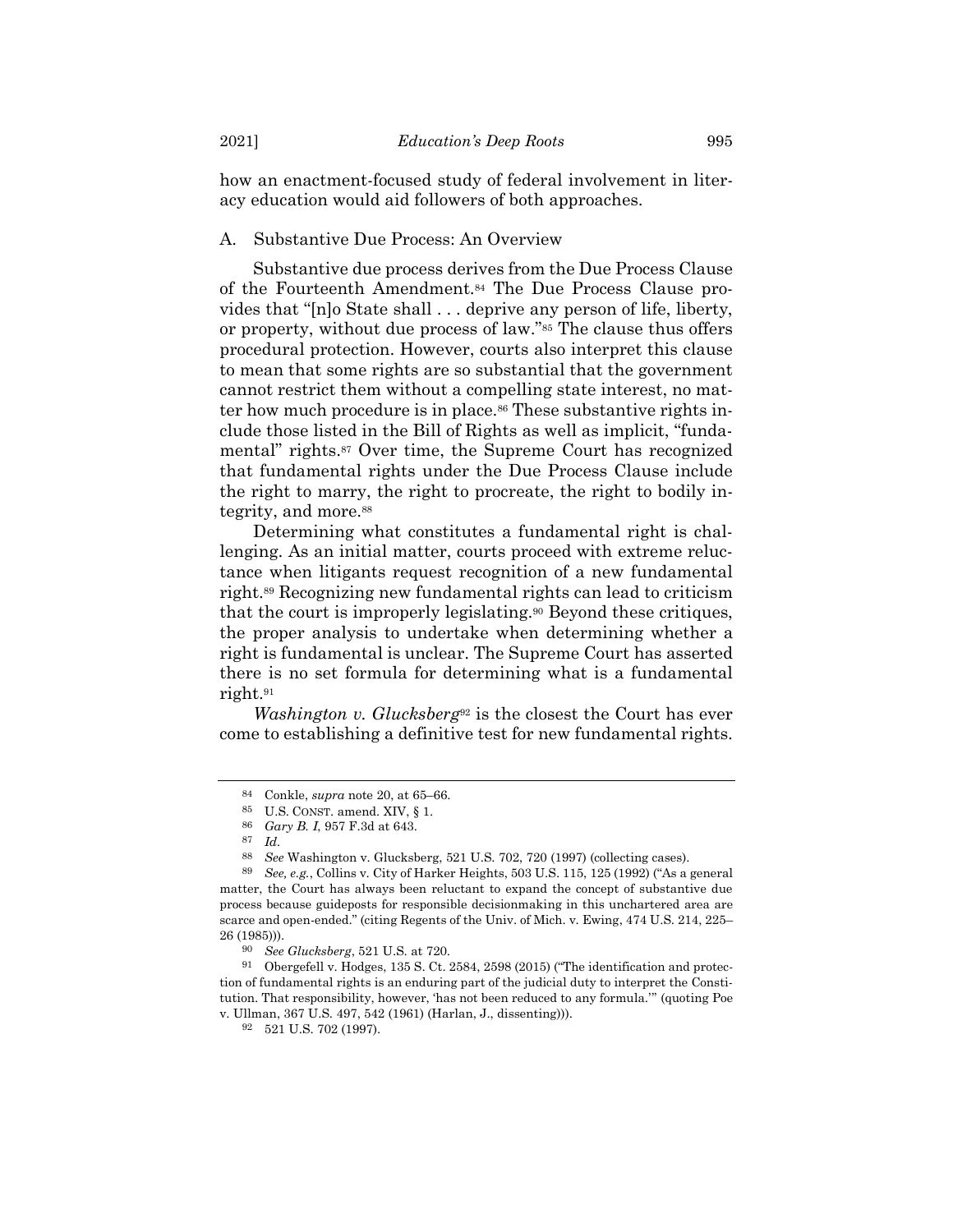how an enactment-focused study of federal involvement in literacy education would aid followers of both approaches.

## A. Substantive Due Process: An Overview

Substantive due process derives from the Due Process Clause of the Fourteenth Amendment.[84] The Due Process Clause provides that "[n]o State shall . . . deprive any person of life, liberty, or property, without due process of law."[85] The clause thus offers procedural protection. However, courts also interpret this clause to mean that some rights are so substantial that the government cannot restrict them without a compelling state interest, no matter how much procedure is in place.[86] These substantive rights include those listed in the Bill of Rights as well as implicit, "fundamental" rights.[87] Over time, the Supreme Court has recognized that fundamental rights under the Due Process Clause include the right to marry, the right to procreate, the right to bodily integrity, and more.[88]

Determining what constitutes a fundamental right is challenging. As an initial matter, courts proceed with extreme reluctance when litigants request recognition of a new fundamental right.[89] Recognizing new fundamental rights can lead to criticism that the court is improperly legislating.[90] Beyond these critiques, the proper analysis to undertake when determining whether a right is fundamental is unclear. The Supreme Court has asserted there is no set formula for determining what is a fundamental right.[91]

*Washington v. Glucksberg*[92] is the closest the Court has ever come to establishing a definitive test for new fundamental rights.

---

[84] Conkle, *supra* note 20, at 65–66.

[85] U.S. CONST. amend. XIV, § 1.

[86] *Gary B. I*, 957 F.3d at 643.

[87] *Id.*

[88] *See* Washington v. Glucksberg, 521 U.S. 702, 720 (1997) (collecting cases).

[89] *See, e.g.*, Collins v. City of Harker Heights, 503 U.S. 115, 125 (1992) ("As a general matter, the Court has always been reluctant to expand the concept of substantive due process because guideposts for responsible decisionmaking in this unchartered area are scarce and open-ended." (citing Regents of the Univ. of Mich. v. Ewing, 474 U.S. 214, 225–26 (1985))).

[90] *See Glucksberg*, 521 U.S. at 720.

[91] Obergefell v. Hodges, 135 S. Ct. 2584, 2598 (2015) ("The identification and protection of fundamental rights is an enduring part of the judicial duty to interpret the Constitution. That responsibility, however, 'has not been reduced to any formula.'" (quoting Poe v. Ullman, 367 U.S. 497, 542 (1961) (Harlan, J., dissenting))).

[92] 521 U.S. 702 (1997).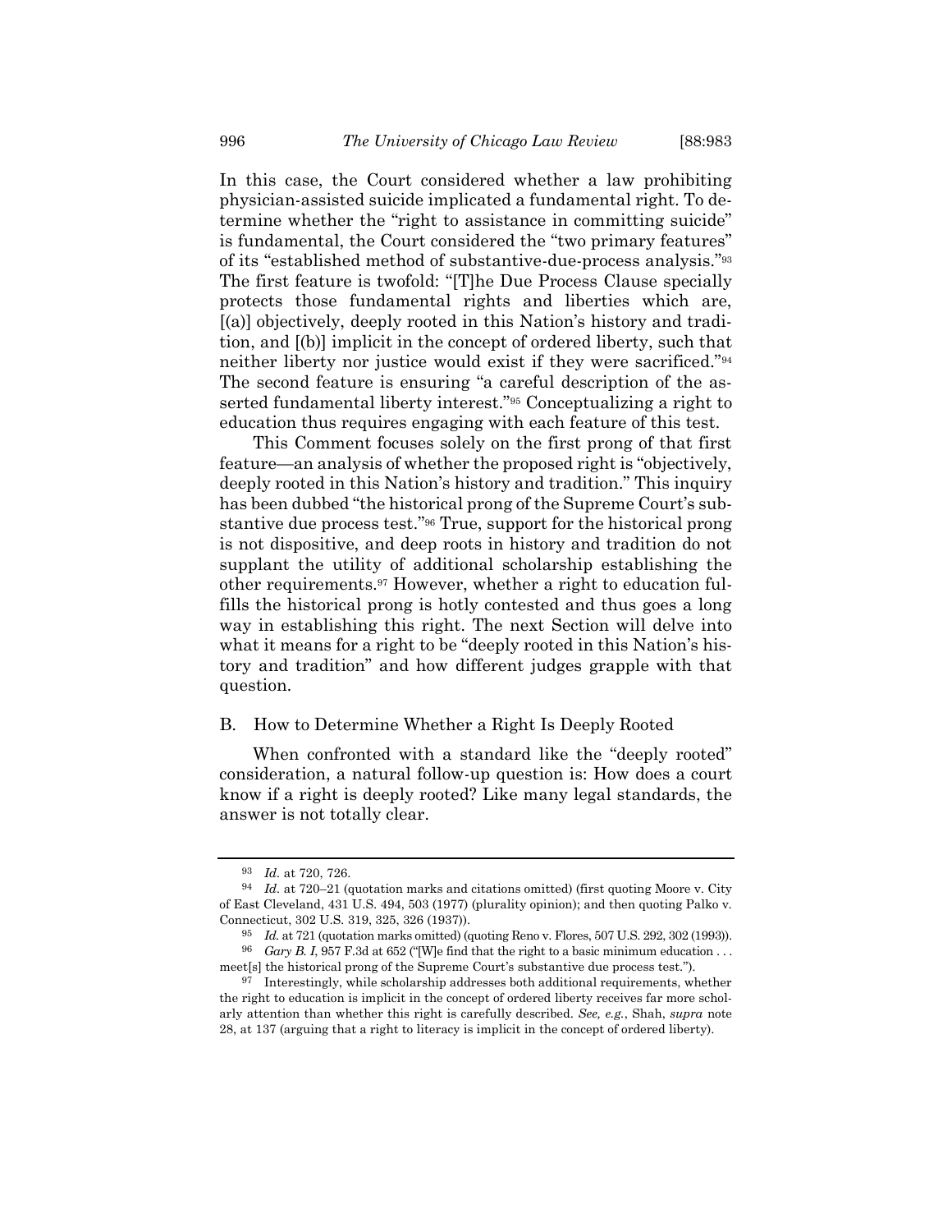In this case, the Court considered whether a law prohibiting physician-assisted suicide implicated a fundamental right. To determine whether the "right to assistance in committing suicide" is fundamental, the Court considered the "two primary features" of its "established method of substantive-due-process analysis."[93] The first feature is twofold: "[T]he Due Process Clause specially protects those fundamental rights and liberties which are, [(a)] objectively, deeply rooted in this Nation's history and tradition, and [(b)] implicit in the concept of ordered liberty, such that neither liberty nor justice would exist if they were sacrificed."[94] The second feature is ensuring "a careful description of the asserted fundamental liberty interest."[95] Conceptualizing a right to education thus requires engaging with each feature of this test.

This Comment focuses solely on the first prong of that first feature—an analysis of whether the proposed right is "objectively, deeply rooted in this Nation's history and tradition." This inquiry has been dubbed "the historical prong of the Supreme Court's substantive due process test."[96] True, support for the historical prong is not dispositive, and deep roots in history and tradition do not supplant the utility of additional scholarship establishing the other requirements.[97] However, whether a right to education fulfills the historical prong is hotly contested and thus goes a long way in establishing this right. The next Section will delve into what it means for a right to be "deeply rooted in this Nation's history and tradition" and how different judges grapple with that question.

## B. How to Determine Whether a Right Is Deeply Rooted

When confronted with a standard like the "deeply rooted" consideration, a natural follow-up question is: How does a court know if a right is deeply rooted? Like many legal standards, the answer is not totally clear.

---

[93] *Id.* at 720, 726.

[94] *Id.* at 720–21 (quotation marks and citations omitted) (first quoting Moore v. City of East Cleveland, 431 U.S. 494, 503 (1977) (plurality opinion); and then quoting Palko v. Connecticut, 302 U.S. 319, 325, 326 (1937)).

[95] *Id.* at 721 (quotation marks omitted) (quoting Reno v. Flores, 507 U.S. 292, 302 (1993)).

[96] *Gary B. I*, 957 F.3d at 652 ("[W]e find that the right to a basic minimum education . . . meet[s] the historical prong of the Supreme Court's substantive due process test.").

[97] Interestingly, while scholarship addresses both additional requirements, whether the right to education is implicit in the concept of ordered liberty receives far more scholarly attention than whether this right is carefully described. *See, e.g.*, Shah, *supra* note 28, at 137 (arguing that a right to literacy is implicit in the concept of ordered liberty).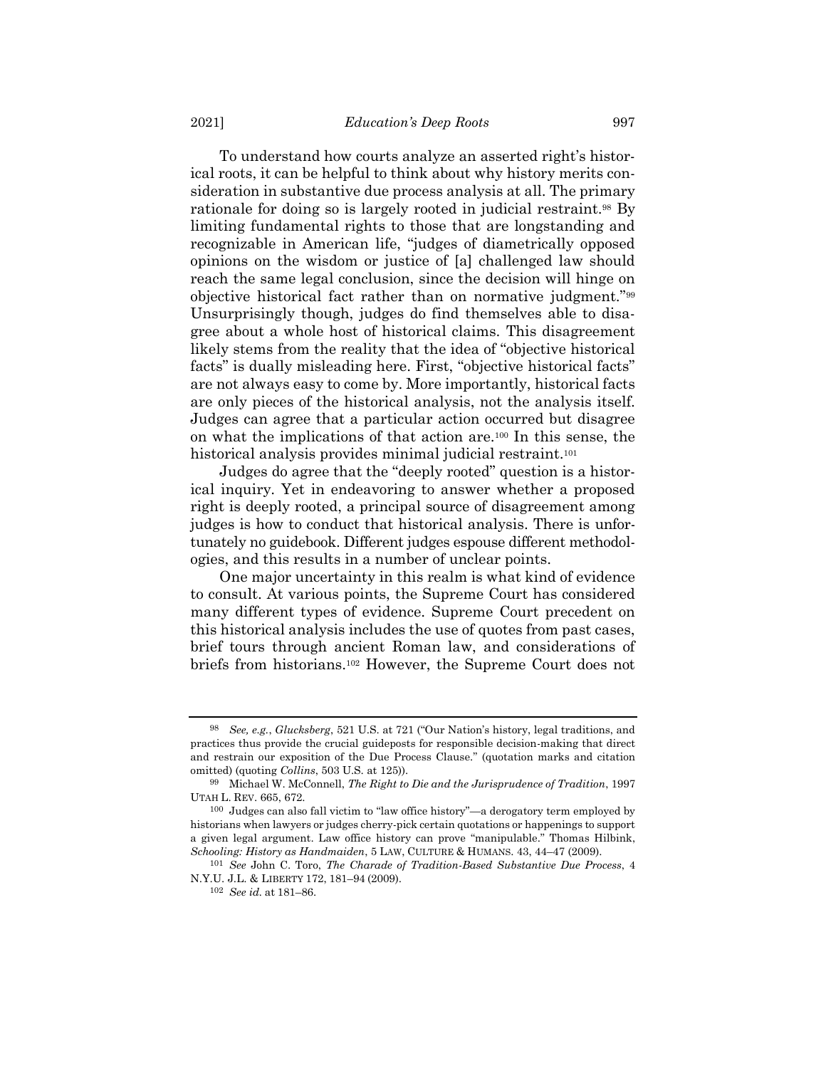To understand how courts analyze an asserted right's historical roots, it can be helpful to think about why history merits consideration in substantive due process analysis at all. The primary rationale for doing so is largely rooted in judicial restraint.[98] By limiting fundamental rights to those that are longstanding and recognizable in American life, "judges of diametrically opposed opinions on the wisdom or justice of [a] challenged law should reach the same legal conclusion, since the decision will hinge on objective historical fact rather than on normative judgment."[99] Unsurprisingly though, judges do find themselves able to disagree about a whole host of historical claims. This disagreement likely stems from the reality that the idea of "objective historical facts" is dually misleading here. First, "objective historical facts" are not always easy to come by. More importantly, historical facts are only pieces of the historical analysis, not the analysis itself. Judges can agree that a particular action occurred but disagree on what the implications of that action are.[100] In this sense, the historical analysis provides minimal judicial restraint.[101]

Judges do agree that the "deeply rooted" question is a historical inquiry. Yet in endeavoring to answer whether a proposed right is deeply rooted, a principal source of disagreement among judges is how to conduct that historical analysis. There is unfortunately no guidebook. Different judges espouse different methodologies, and this results in a number of unclear points.

One major uncertainty in this realm is what kind of evidence to consult. At various points, the Supreme Court has considered many different types of evidence. Supreme Court precedent on this historical analysis includes the use of quotes from past cases, brief tours through ancient Roman law, and considerations of briefs from historians.[102] However, the Supreme Court does not

---

[98] *See, e.g.*, *Glucksberg*, 521 U.S. at 721 ("Our Nation's history, legal traditions, and practices thus provide the crucial guideposts for responsible decision-making that direct and restrain our exposition of the Due Process Clause." (quotation marks and citation omitted) (quoting *Collins*, 503 U.S. at 125)).

[99] Michael W. McConnell, *The Right to Die and the Jurisprudence of Tradition*, 1997 UTAH L. REV. 665, 672.

[100] Judges can also fall victim to "law office history"—a derogatory term employed by historians when lawyers or judges cherry-pick certain quotations or happenings to support a given legal argument. Law office history can prove "manipulable." Thomas Hilbink, *Schooling: History as Handmaiden*, 5 LAW, CULTURE & HUMANS. 43, 44–47 (2009).

[101] *See* John C. Toro, *The Charade of Tradition-Based Substantive Due Process*, 4 N.Y.U. J.L. & LIBERTY 172, 181–94 (2009).

[102] *See id.* at 181–86.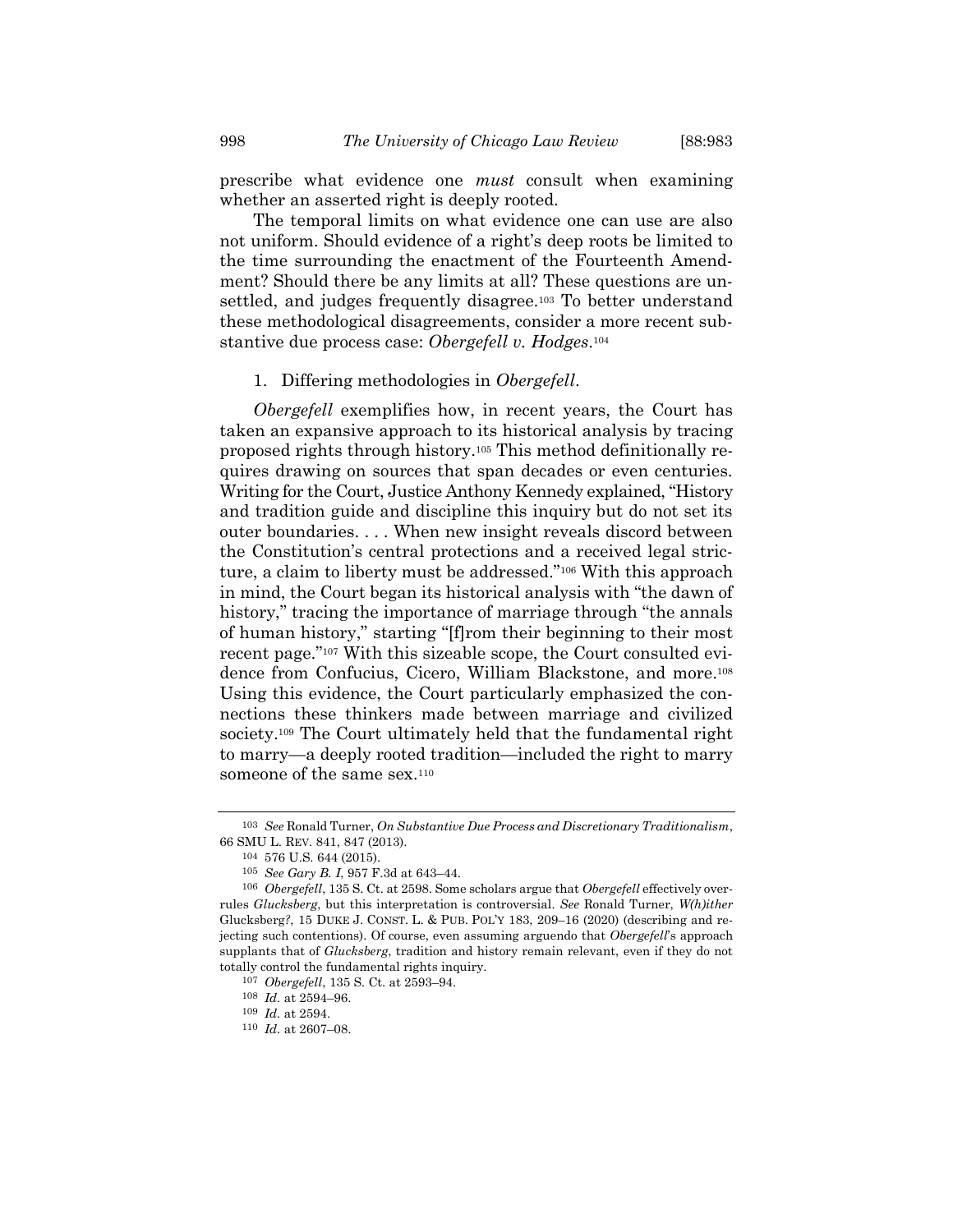prescribe what evidence one *must* consult when examining whether an asserted right is deeply rooted.

The temporal limits on what evidence one can use are also not uniform. Should evidence of a right's deep roots be limited to the time surrounding the enactment of the Fourteenth Amendment? Should there be any limits at all? These questions are unsettled, and judges frequently disagree.[103] To better understand these methodological disagreements, consider a more recent substantive due process case: *Obergefell v. Hodges*.[104]

### 1. Differing methodologies in *Obergefell*.

*Obergefell* exemplifies how, in recent years, the Court has taken an expansive approach to its historical analysis by tracing proposed rights through history.[105] This method definitionally requires drawing on sources that span decades or even centuries. Writing for the Court, Justice Anthony Kennedy explained, "History and tradition guide and discipline this inquiry but do not set its outer boundaries. . . . When new insight reveals discord between the Constitution's central protections and a received legal stricture, a claim to liberty must be addressed."[106] With this approach in mind, the Court began its historical analysis with "the dawn of history," tracing the importance of marriage through "the annals of human history," starting "[f]rom their beginning to their most recent page."[107] With this sizeable scope, the Court consulted evidence from Confucius, Cicero, William Blackstone, and more.[108] Using this evidence, the Court particularly emphasized the connections these thinkers made between marriage and civilized society.[109] The Court ultimately held that the fundamental right to marry—a deeply rooted tradition—included the right to marry someone of the same sex.[110]

---

[103] *See* Ronald Turner, *On Substantive Due Process and Discretionary Traditionalism*, 66 SMU L. REV. 841, 847 (2013).

[104] 576 U.S. 644 (2015).

[105] *See Gary B. I*, 957 F.3d at 643–44.

[106] *Obergefell*, 135 S. Ct. at 2598. Some scholars argue that *Obergefell* effectively overrules *Glucksberg*, but this interpretation is controversial. *See* Ronald Turner, *W(h)ither* Glucksberg*?*, 15 DUKE J. CONST. L. & PUB. POL'Y 183, 209–16 (2020) (describing and rejecting such contentions). Of course, even assuming arguendo that *Obergefell*'s approach supplants that of *Glucksberg*, tradition and history remain relevant, even if they do not totally control the fundamental rights inquiry.

[107] *Obergefell*, 135 S. Ct. at 2593–94.

[108] *Id.* at 2594–96.

[109] *Id.* at 2594.

[110] *Id.* at 2607–08.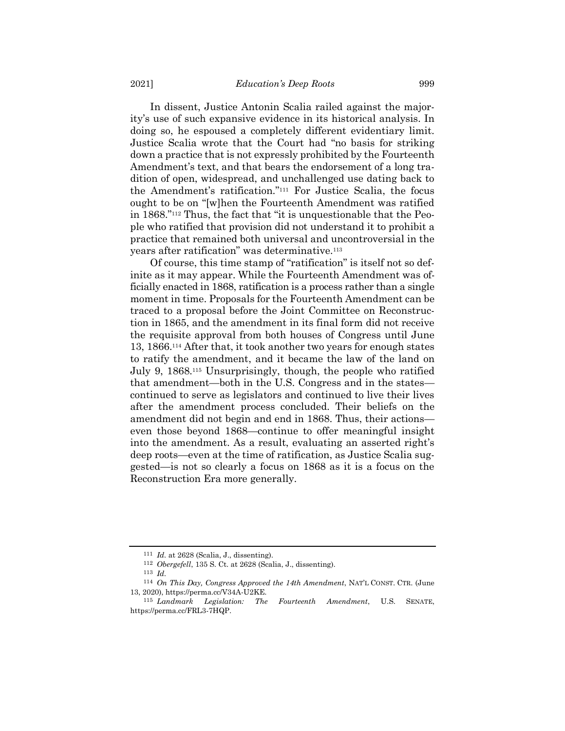In dissent, Justice Antonin Scalia railed against the majority's use of such expansive evidence in its historical analysis. In doing so, he espoused a completely different evidentiary limit. Justice Scalia wrote that the Court had "no basis for striking down a practice that is not expressly prohibited by the Fourteenth Amendment's text, and that bears the endorsement of a long tradition of open, widespread, and unchallenged use dating back to the Amendment's ratification."[111] For Justice Scalia, the focus ought to be on "[w]hen the Fourteenth Amendment was ratified in 1868."[112] Thus, the fact that "it is unquestionable that the People who ratified that provision did not understand it to prohibit a practice that remained both universal and uncontroversial in the years after ratification" was determinative.[113]

Of course, this time stamp of "ratification" is itself not so definite as it may appear. While the Fourteenth Amendment was officially enacted in 1868, ratification is a process rather than a single moment in time. Proposals for the Fourteenth Amendment can be traced to a proposal before the Joint Committee on Reconstruction in 1865, and the amendment in its final form did not receive the requisite approval from both houses of Congress until June 13, 1866.[114] After that, it took another two years for enough states to ratify the amendment, and it became the law of the land on July 9, 1868.[115] Unsurprisingly, though, the people who ratified that amendment—both in the U.S. Congress and in the states—continued to serve as legislators and continued to live their lives after the amendment process concluded. Their beliefs on the amendment did not begin and end in 1868. Thus, their actions—even those beyond 1868—continue to offer meaningful insight into the amendment. As a result, evaluating an asserted right's deep roots—even at the time of ratification, as Justice Scalia suggested—is not so clearly a focus on 1868 as it is a focus on the Reconstruction Era more generally.

---

[111] *Id.* at 2628 (Scalia, J., dissenting).

[112] *Obergefell*, 135 S. Ct. at 2628 (Scalia, J., dissenting).

[113] *Id.*

[114] *On This Day, Congress Approved the 14th Amendment*, NAT'L CONST. CTR. (June 13, 2020), https://perma.cc/V34A-U2KE.

[115] *Landmark Legislation: The Fourteenth Amendment*, U.S. SENATE, https://perma.cc/FRL3-7HQP.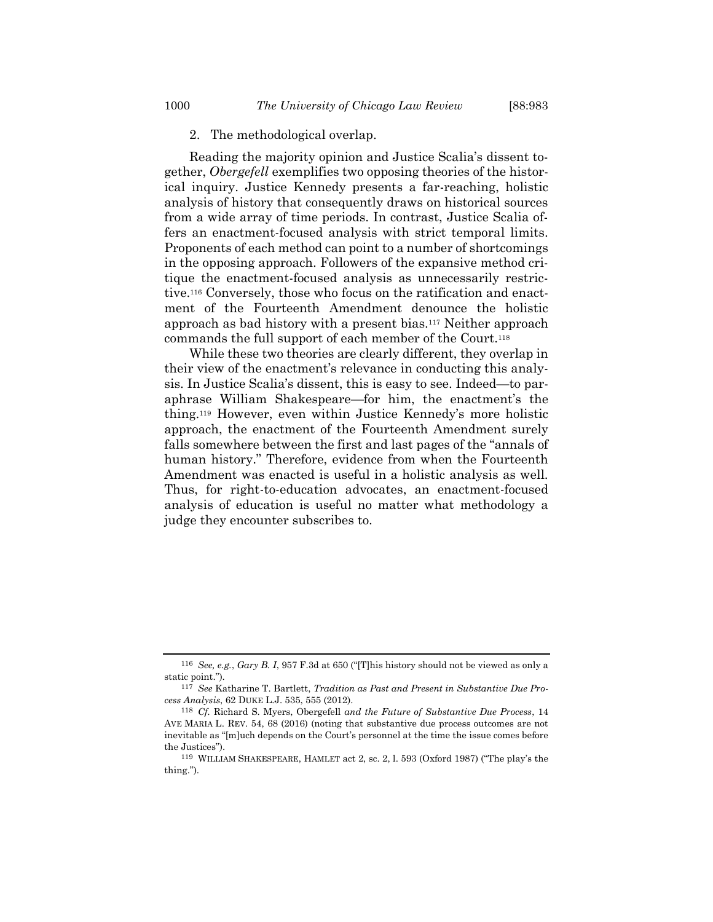### 2. The methodological overlap.

Reading the majority opinion and Justice Scalia's dissent together, *Obergefell* exemplifies two opposing theories of the historical inquiry. Justice Kennedy presents a far-reaching, holistic analysis of history that consequently draws on historical sources from a wide array of time periods. In contrast, Justice Scalia offers an enactment-focused analysis with strict temporal limits. Proponents of each method can point to a number of shortcomings in the opposing approach. Followers of the expansive method critique the enactment-focused analysis as unnecessarily restrictive.[116] Conversely, those who focus on the ratification and enactment of the Fourteenth Amendment denounce the holistic approach as bad history with a present bias.[117] Neither approach commands the full support of each member of the Court.[118]

While these two theories are clearly different, they overlap in their view of the enactment's relevance in conducting this analysis. In Justice Scalia's dissent, this is easy to see. Indeed—to paraphrase William Shakespeare—for him, the enactment's the thing.[119] However, even within Justice Kennedy's more holistic approach, the enactment of the Fourteenth Amendment surely falls somewhere between the first and last pages of the "annals of human history." Therefore, evidence from when the Fourteenth Amendment was enacted is useful in a holistic analysis as well. Thus, for right-to-education advocates, an enactment-focused analysis of education is useful no matter what methodology a judge they encounter subscribes to.

---

[116] *See, e.g.*, *Gary B. I*, 957 F.3d at 650 ("[T]his history should not be viewed as only a static point.").

[117] *See* Katharine T. Bartlett, *Tradition as Past and Present in Substantive Due Process Analysis*, 62 DUKE L.J. 535, 555 (2012).

[118] *Cf.* Richard S. Myers, Obergefell *and the Future of Substantive Due Process*, 14 AVE MARIA L. REV. 54, 68 (2016) (noting that substantive due process outcomes are not inevitable as "[m]uch depends on the Court's personnel at the time the issue comes before the Justices").

[119] WILLIAM SHAKESPEARE, HAMLET act 2, sc. 2, l. 593 (Oxford 1987) ("The play's the thing.").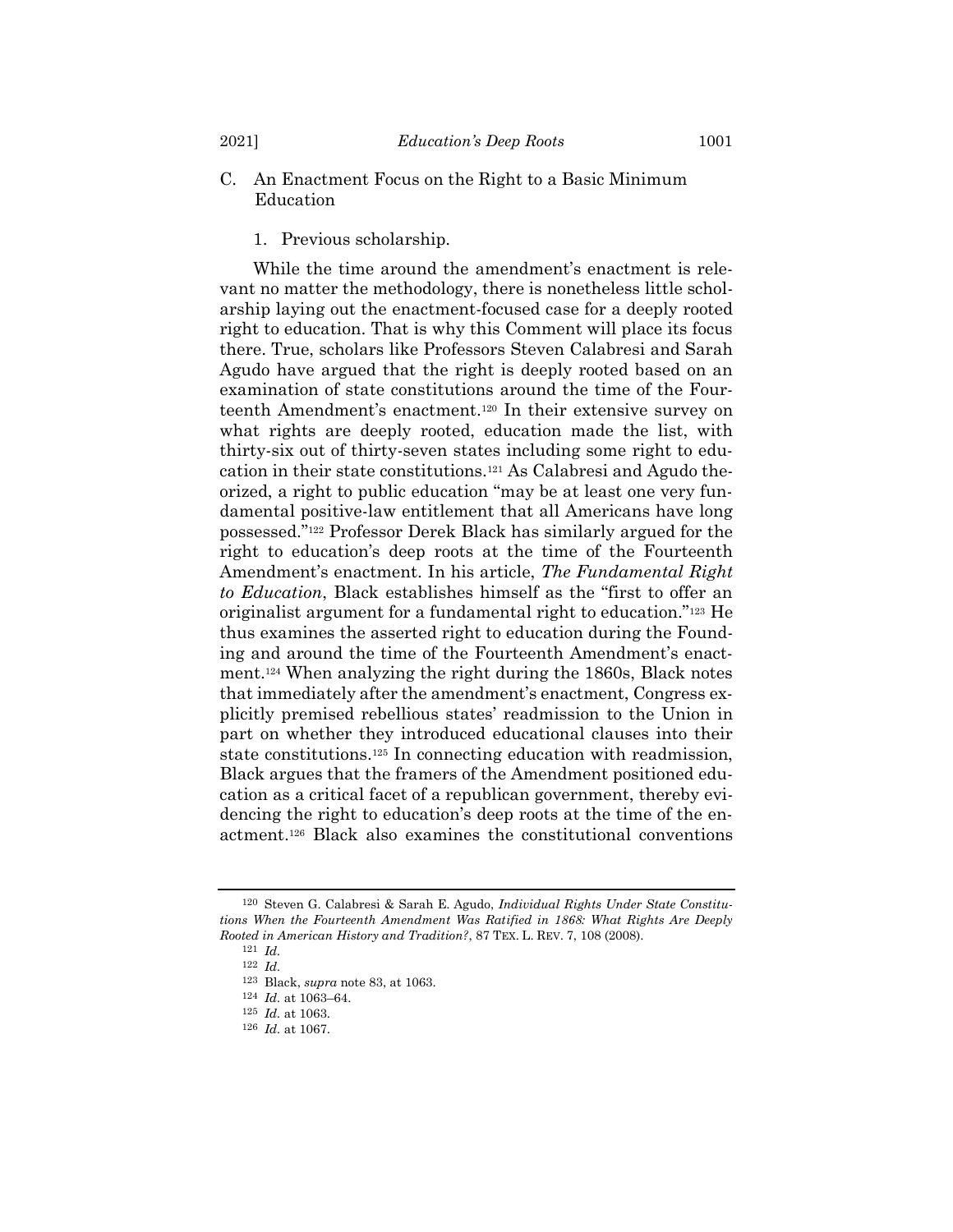C. An Enactment Focus on the Right to a Basic Minimum Education

1. Previous scholarship.

While the time around the amendment's enactment is relevant no matter the methodology, there is nonetheless little scholarship laying out the enactment-focused case for a deeply rooted right to education. That is why this Comment will place its focus there. True, scholars like Professors Steven Calabresi and Sarah Agudo have argued that the right is deeply rooted based on an examination of state constitutions around the time of the Fourteenth Amendment's enactment.[120] In their extensive survey on what rights are deeply rooted, education made the list, with thirty-six out of thirty-seven states including some right to education in their state constitutions.[121] As Calabresi and Agudo theorized, a right to public education "may be at least one very fundamental positive-law entitlement that all Americans have long possessed."[122] Professor Derek Black has similarly argued for the right to education's deep roots at the time of the Fourteenth Amendment's enactment. In his article, *The Fundamental Right to Education*, Black establishes himself as the "first to offer an originalist argument for a fundamental right to education."[123] He thus examines the asserted right to education during the Founding and around the time of the Fourteenth Amendment's enactment.[124] When analyzing the right during the 1860s, Black notes that immediately after the amendment's enactment, Congress explicitly premised rebellious states' readmission to the Union in part on whether they introduced educational clauses into their state constitutions.[125] In connecting education with readmission, Black argues that the framers of the Amendment positioned education as a critical facet of a republican government, thereby evidencing the right to education's deep roots at the time of the enactment.[126] Black also examines the constitutional conventions

---

[120] Steven G. Calabresi & Sarah E. Agudo, *Individual Rights Under State Constitutions When the Fourteenth Amendment Was Ratified in 1868: What Rights Are Deeply Rooted in American History and Tradition?*, 87 TEX. L. REV. 7, 108 (2008).

[121] *Id.*

[122] *Id.*

[123] Black, *supra* note 83, at 1063.

[124] *Id.* at 1063–64.

[125] *Id.* at 1063.

[126] *Id.* at 1067.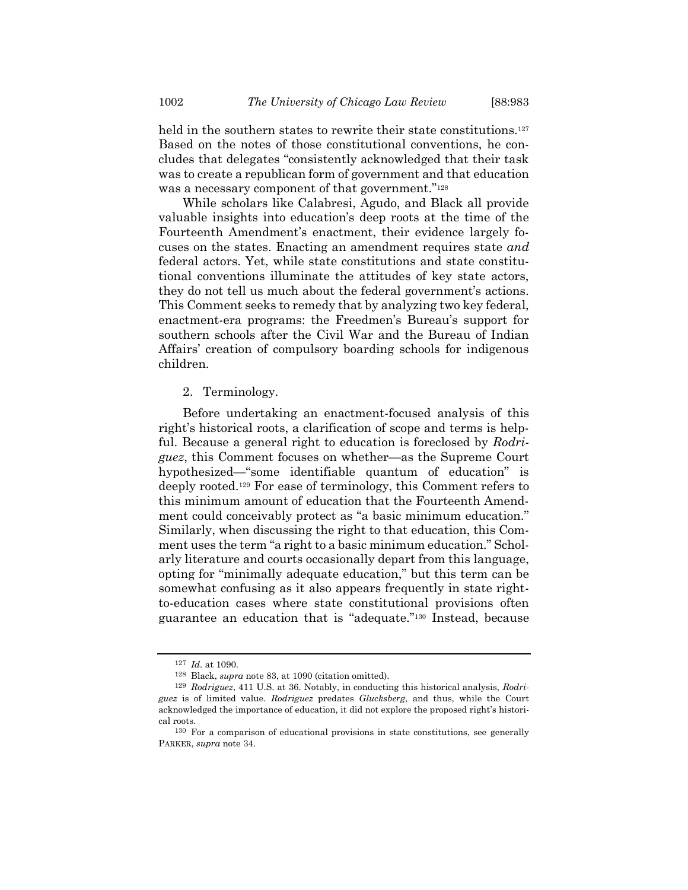held in the southern states to rewrite their state constitutions.[127] Based on the notes of those constitutional conventions, he concludes that delegates "consistently acknowledged that their task was to create a republican form of government and that education was a necessary component of that government."[128]

While scholars like Calabresi, Agudo, and Black all provide valuable insights into education's deep roots at the time of the Fourteenth Amendment's enactment, their evidence largely focuses on the states. Enacting an amendment requires state *and* federal actors. Yet, while state constitutions and state constitutional conventions illuminate the attitudes of key state actors, they do not tell us much about the federal government's actions. This Comment seeks to remedy that by analyzing two key federal, enactment-era programs: the Freedmen's Bureau's support for southern schools after the Civil War and the Bureau of Indian Affairs' creation of compulsory boarding schools for indigenous children.

2. Terminology.

Before undertaking an enactment-focused analysis of this right's historical roots, a clarification of scope and terms is helpful. Because a general right to education is foreclosed by *Rodriguez*, this Comment focuses on whether—as the Supreme Court hypothesized—"some identifiable quantum of education" is deeply rooted.[129] For ease of terminology, this Comment refers to this minimum amount of education that the Fourteenth Amendment could conceivably protect as "a basic minimum education." Similarly, when discussing the right to that education, this Comment uses the term "a right to a basic minimum education." Scholarly literature and courts occasionally depart from this language, opting for "minimally adequate education," but this term can be somewhat confusing as it also appears frequently in state right-to-education cases where state constitutional provisions often guarantee an education that is "adequate."[130] Instead, because

---

[127] *Id.* at 1090.

[128] Black, *supra* note 83, at 1090 (citation omitted).

[129] *Rodriguez*, 411 U.S. at 36. Notably, in conducting this historical analysis, *Rodriguez* is of limited value. *Rodriguez* predates *Glucksberg*, and thus, while the Court acknowledged the importance of education, it did not explore the proposed right's historical roots.

[130] For a comparison of educational provisions in state constitutions, see generally PARKER, *supra* note 34.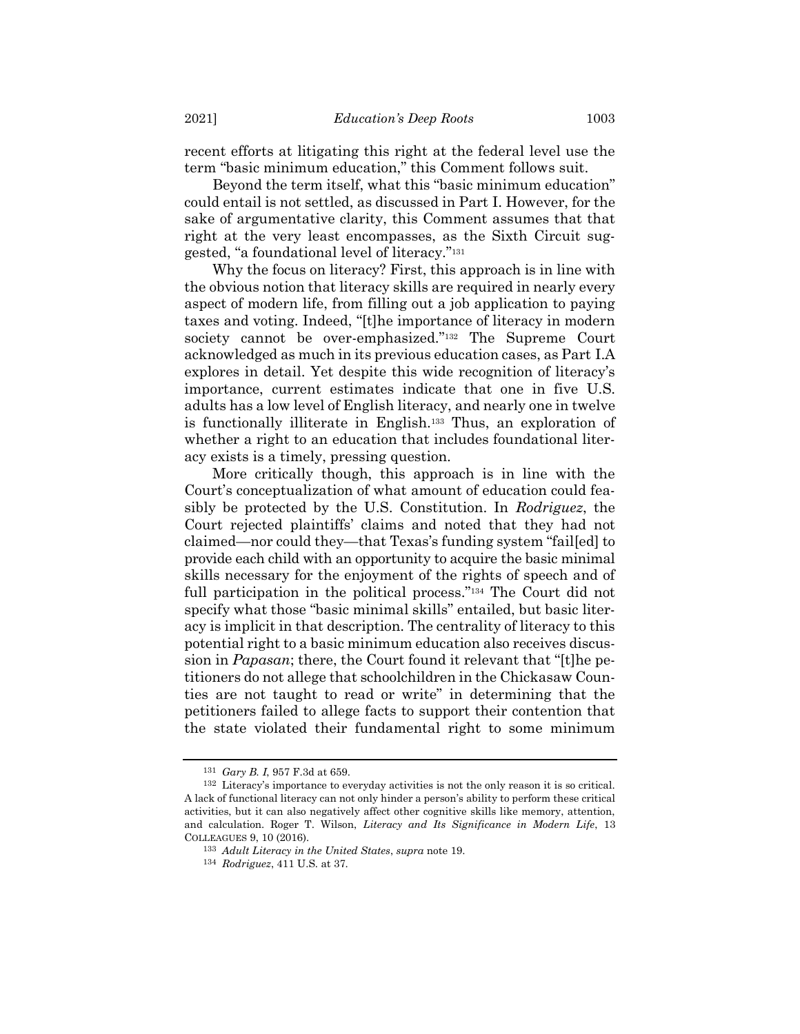recent efforts at litigating this right at the federal level use the term "basic minimum education," this Comment follows suit.

Beyond the term itself, what this "basic minimum education" could entail is not settled, as discussed in Part I. However, for the sake of argumentative clarity, this Comment assumes that that right at the very least encompasses, as the Sixth Circuit suggested, "a foundational level of literacy."[131]

Why the focus on literacy? First, this approach is in line with the obvious notion that literacy skills are required in nearly every aspect of modern life, from filling out a job application to paying taxes and voting. Indeed, "[t]he importance of literacy in modern society cannot be over-emphasized."[132] The Supreme Court acknowledged as much in its previous education cases, as Part I.A explores in detail. Yet despite this wide recognition of literacy's importance, current estimates indicate that one in five U.S. adults has a low level of English literacy, and nearly one in twelve is functionally illiterate in English.[133] Thus, an exploration of whether a right to an education that includes foundational literacy exists is a timely, pressing question.

More critically though, this approach is in line with the Court's conceptualization of what amount of education could feasibly be protected by the U.S. Constitution. In *Rodriguez*, the Court rejected plaintiffs' claims and noted that they had not claimed—nor could they—that Texas's funding system "fail[ed] to provide each child with an opportunity to acquire the basic minimal skills necessary for the enjoyment of the rights of speech and of full participation in the political process."[134] The Court did not specify what those "basic minimal skills" entailed, but basic literacy is implicit in that description. The centrality of literacy to this potential right to a basic minimum education also receives discussion in *Papasan*; there, the Court found it relevant that "[t]he petitioners do not allege that schoolchildren in the Chickasaw Counties are not taught to read or write" in determining that the petitioners failed to allege facts to support their contention that the state violated their fundamental right to some minimum

---

[131] *Gary B. I*, 957 F.3d at 659.

[132] Literacy's importance to everyday activities is not the only reason it is so critical. A lack of functional literacy can not only hinder a person's ability to perform these critical activities, but it can also negatively affect other cognitive skills like memory, attention, and calculation. Roger T. Wilson, *Literacy and Its Significance in Modern Life*, 13 COLLEAGUES 9, 10 (2016).

[133] *Adult Literacy in the United States*, *supra* note 19.

[134] *Rodriguez*, 411 U.S. at 37.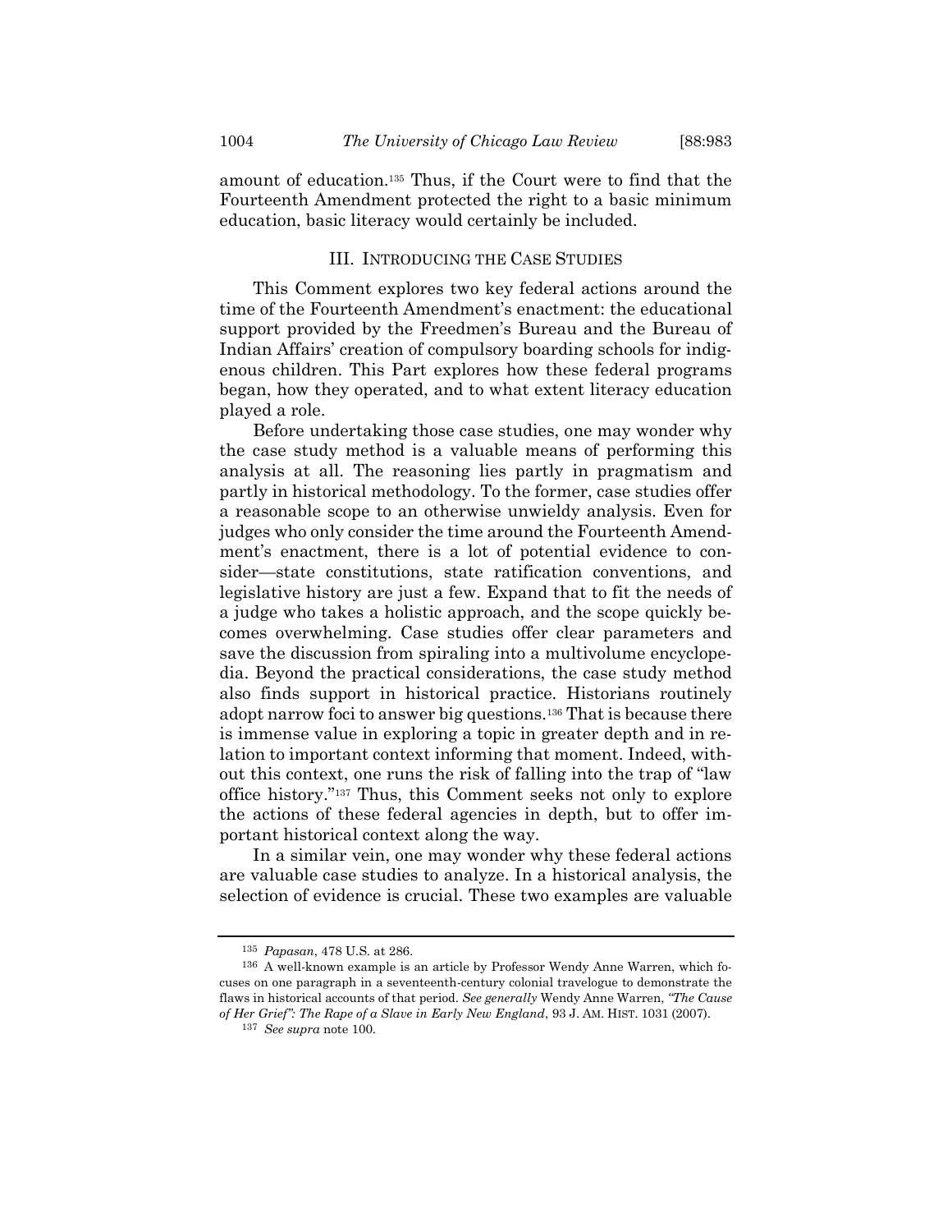amount of education.[135] Thus, if the Court were to find that the Fourteenth Amendment protected the right to a basic minimum education, basic literacy would certainly be included.

## III. Introducing the Case Studies

This Comment explores two key federal actions around the time of the Fourteenth Amendment's enactment: the educational support provided by the Freedmen's Bureau and the Bureau of Indian Affairs' creation of compulsory boarding schools for indigenous children. This Part explores how these federal programs began, how they operated, and to what extent literacy education played a role.

Before undertaking those case studies, one may wonder why the case study method is a valuable means of performing this analysis at all. The reasoning lies partly in pragmatism and partly in historical methodology. To the former, case studies offer a reasonable scope to an otherwise unwieldy analysis. Even for judges who only consider the time around the Fourteenth Amendment's enactment, there is a lot of potential evidence to consider—state constitutions, state ratification conventions, and legislative history are just a few. Expand that to fit the needs of a judge who takes a holistic approach, and the scope quickly becomes overwhelming. Case studies offer clear parameters and save the discussion from spiraling into a multivolume encyclopedia. Beyond the practical considerations, the case study method also finds support in historical practice. Historians routinely adopt narrow foci to answer big questions.[136] That is because there is immense value in exploring a topic in greater depth and in relation to important context informing that moment. Indeed, without this context, one runs the risk of falling into the trap of "law office history."[137] Thus, this Comment seeks not only to explore the actions of these federal agencies in depth, but to offer important historical context along the way.

In a similar vein, one may wonder why these federal actions are valuable case studies to analyze. In a historical analysis, the selection of evidence is crucial. These two examples are valuable

---

[135] *Papasan*, 478 U.S. at 286.

[136] A well-known example is an article by Professor Wendy Anne Warren, which focuses on one paragraph in a seventeenth-century colonial travelogue to demonstrate the flaws in historical accounts of that period. *See generally* Wendy Anne Warren, *"The Cause of Her Grief": The Rape of a Slave in Early New England*, 93 J. AM. HIST. 1031 (2007).

[137] *See supra* note 100.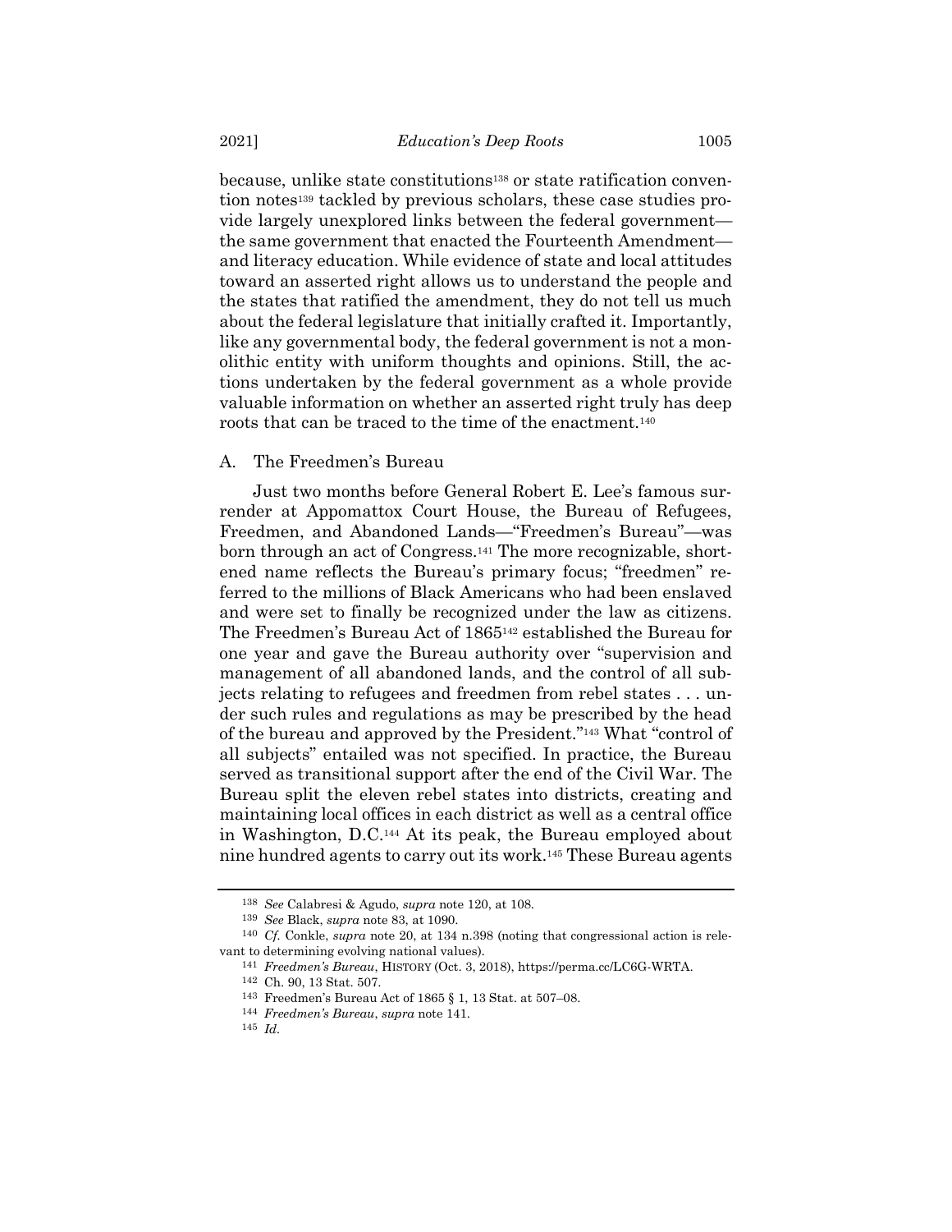because, unlike state constitutions[138] or state ratification convention notes[139] tackled by previous scholars, these case studies provide largely unexplored links between the federal government—the same government that enacted the Fourteenth Amendment—and literacy education. While evidence of state and local attitudes toward an asserted right allows us to understand the people and the states that ratified the amendment, they do not tell us much about the federal legislature that initially crafted it. Importantly, like any governmental body, the federal government is not a monolithic entity with uniform thoughts and opinions. Still, the actions undertaken by the federal government as a whole provide valuable information on whether an asserted right truly has deep roots that can be traced to the time of the enactment.[140]

### A. The Freedmen's Bureau

Just two months before General Robert E. Lee's famous surrender at Appomattox Court House, the Bureau of Refugees, Freedmen, and Abandoned Lands—"Freedmen's Bureau"—was born through an act of Congress.[141] The more recognizable, shortened name reflects the Bureau's primary focus; "freedmen" referred to the millions of Black Americans who had been enslaved and were set to finally be recognized under the law as citizens. The Freedmen's Bureau Act of 1865[142] established the Bureau for one year and gave the Bureau authority over "supervision and management of all abandoned lands, and the control of all subjects relating to refugees and freedmen from rebel states . . . under such rules and regulations as may be prescribed by the head of the bureau and approved by the President."[143] What "control of all subjects" entailed was not specified. In practice, the Bureau served as transitional support after the end of the Civil War. The Bureau split the eleven rebel states into districts, creating and maintaining local offices in each district as well as a central office in Washington, D.C.[144] At its peak, the Bureau employed about nine hundred agents to carry out its work.[145] These Bureau agents

---

[138] *See* Calabresi & Agudo, *supra* note 120, at 108.

[139] *See* Black, *supra* note 83, at 1090.

[140] *Cf.* Conkle, *supra* note 20, at 134 n.398 (noting that congressional action is relevant to determining evolving national values).

[141] *Freedmen's Bureau*, HISTORY (Oct. 3, 2018), https://perma.cc/LC6G-WRTA.

[142] Ch. 90, 13 Stat. 507.

[143] Freedmen's Bureau Act of 1865 § 1, 13 Stat. at 507–08.

[144] *Freedmen's Bureau*, *supra* note 141.

[145] *Id.*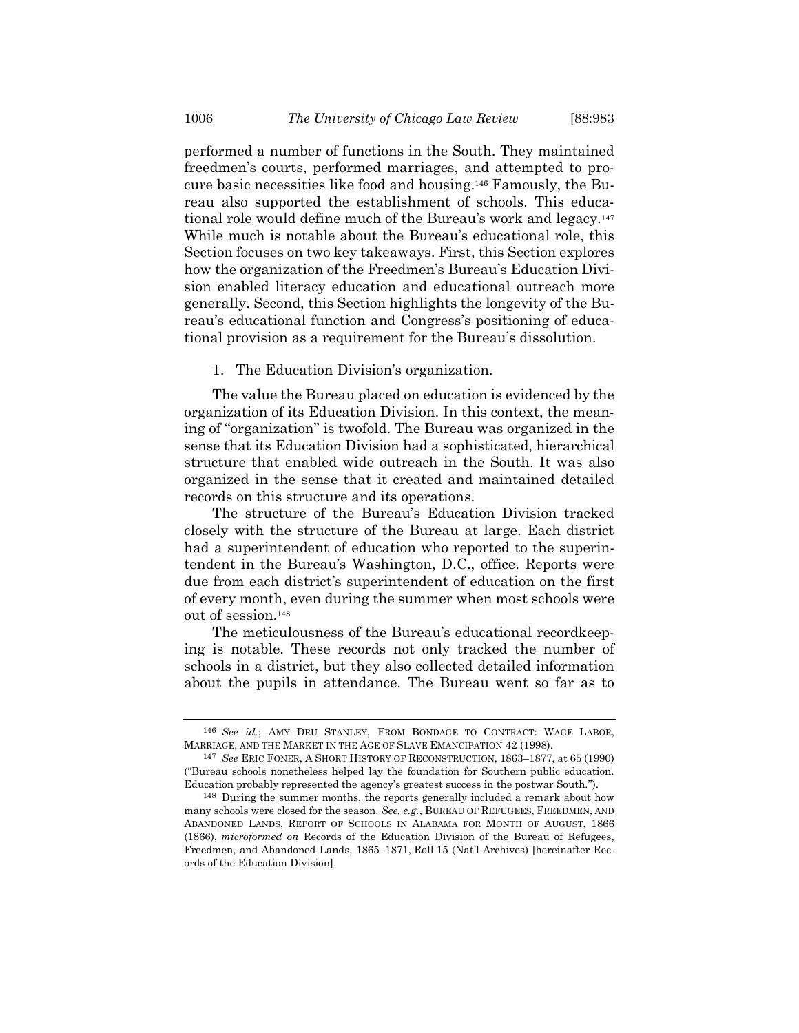performed a number of functions in the South. They maintained freedmen's courts, performed marriages, and attempted to procure basic necessities like food and housing.[146] Famously, the Bureau also supported the establishment of schools. This educational role would define much of the Bureau's work and legacy.[147] While much is notable about the Bureau's educational role, this Section focuses on two key takeaways. First, this Section explores how the organization of the Freedmen's Bureau's Education Division enabled literacy education and educational outreach more generally. Second, this Section highlights the longevity of the Bureau's educational function and Congress's positioning of educational provision as a requirement for the Bureau's dissolution.

#### 1. The Education Division's organization.

The value the Bureau placed on education is evidenced by the organization of its Education Division. In this context, the meaning of "organization" is twofold. The Bureau was organized in the sense that its Education Division had a sophisticated, hierarchical structure that enabled wide outreach in the South. It was also organized in the sense that it created and maintained detailed records on this structure and its operations.

The structure of the Bureau's Education Division tracked closely with the structure of the Bureau at large. Each district had a superintendent of education who reported to the superintendent in the Bureau's Washington, D.C., office. Reports were due from each district's superintendent of education on the first of every month, even during the summer when most schools were out of session.[148]

The meticulousness of the Bureau's educational recordkeeping is notable. These records not only tracked the number of schools in a district, but they also collected detailed information about the pupils in attendance. The Bureau went so far as to

---

[146] *See id.*; AMY DRU STANLEY, FROM BONDAGE TO CONTRACT: WAGE LABOR, MARRIAGE, AND THE MARKET IN THE AGE OF SLAVE EMANCIPATION 42 (1998).

[147] *See* ERIC FONER, A SHORT HISTORY OF RECONSTRUCTION, 1863–1877, at 65 (1990) ("Bureau schools nonetheless helped lay the foundation for Southern public education. Education probably represented the agency's greatest success in the postwar South.").

[148] During the summer months, the reports generally included a remark about how many schools were closed for the season. *See, e.g.*, BUREAU OF REFUGEES, FREEDMEN, AND ABANDONED LANDS, REPORT OF SCHOOLS IN ALABAMA FOR MONTH OF AUGUST, 1866 (1866), *microformed on* Records of the Education Division of the Bureau of Refugees, Freedmen, and Abandoned Lands, 1865–1871, Roll 15 (Nat'l Archives) [hereinafter Records of the Education Division].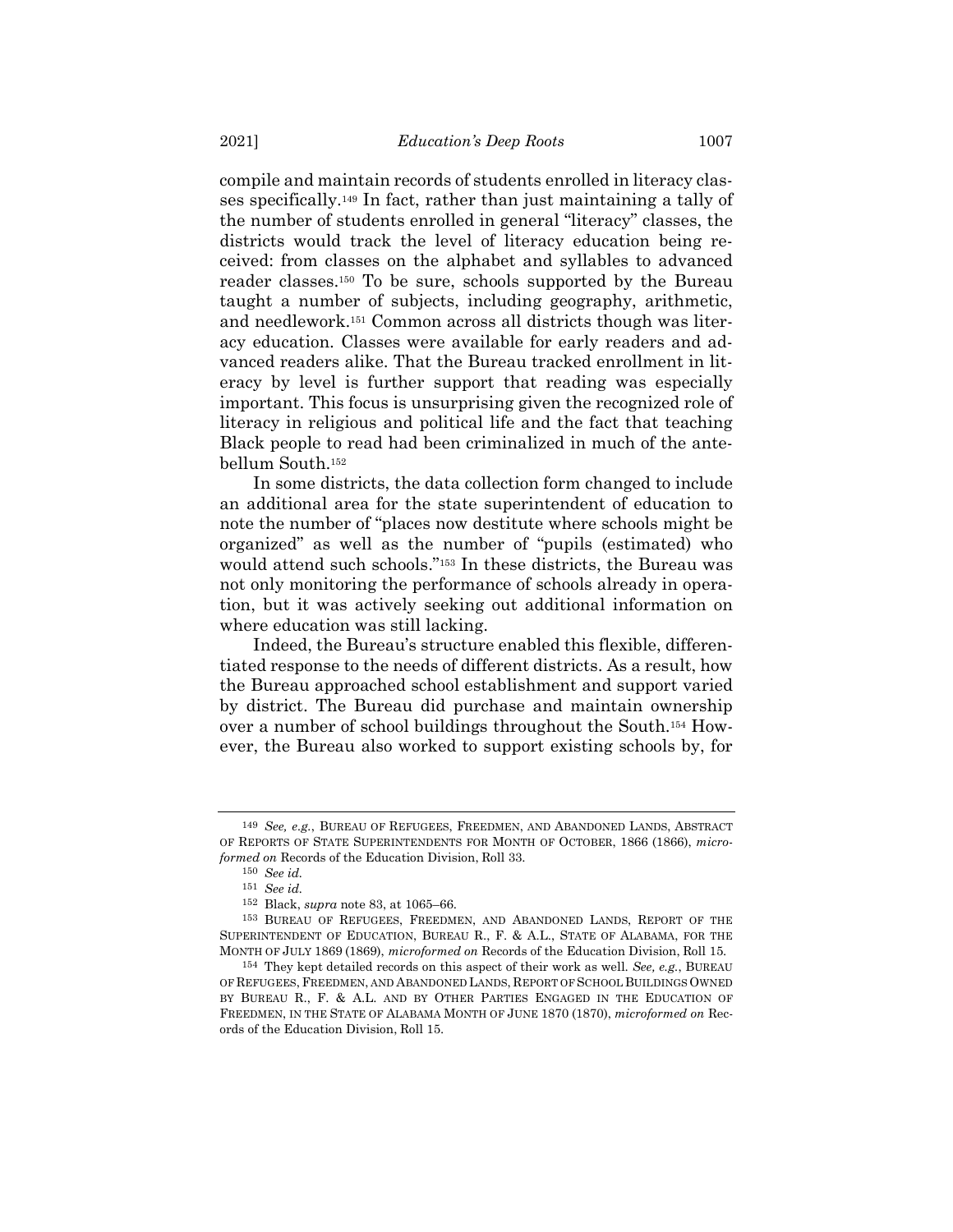compile and maintain records of students enrolled in literacy classes specifically.[149] In fact, rather than just maintaining a tally of the number of students enrolled in general "literacy" classes, the districts would track the level of literacy education being received: from classes on the alphabet and syllables to advanced reader classes.[150] To be sure, schools supported by the Bureau taught a number of subjects, including geography, arithmetic, and needlework.[151] Common across all districts though was literacy education. Classes were available for early readers and advanced readers alike. That the Bureau tracked enrollment in literacy by level is further support that reading was especially important. This focus is unsurprising given the recognized role of literacy in religious and political life and the fact that teaching Black people to read had been criminalized in much of the antebellum South.[152]

In some districts, the data collection form changed to include an additional area for the state superintendent of education to note the number of "places now destitute where schools might be organized" as well as the number of "pupils (estimated) who would attend such schools."[153] In these districts, the Bureau was not only monitoring the performance of schools already in operation, but it was actively seeking out additional information on where education was still lacking.

Indeed, the Bureau's structure enabled this flexible, differentiated response to the needs of different districts. As a result, how the Bureau approached school establishment and support varied by district. The Bureau did purchase and maintain ownership over a number of school buildings throughout the South.[154] However, the Bureau also worked to support existing schools by, for

---

[149] *See, e.g.*, BUREAU OF REFUGEES, FREEDMEN, AND ABANDONED LANDS, ABSTRACT OF REPORTS OF STATE SUPERINTENDENTS FOR MONTH OF OCTOBER, 1866 (1866), *microformed on* Records of the Education Division, Roll 33.

[150] *See id.*

[151] *See id.*

[152] Black, *supra* note 83, at 1065–66.

[153] BUREAU OF REFUGEES, FREEDMEN, AND ABANDONED LANDS, REPORT OF THE SUPERINTENDENT OF EDUCATION, BUREAU R., F. & A.L., STATE OF ALABAMA, FOR THE MONTH OF JULY 1869 (1869), *microformed on* Records of the Education Division, Roll 15.

[154] They kept detailed records on this aspect of their work as well. *See, e.g.*, BUREAU OF REFUGEES, FREEDMEN, AND ABANDONED LANDS, REPORT OF SCHOOL BUILDINGS OWNED BY BUREAU R., F. & A.L. AND BY OTHER PARTIES ENGAGED IN THE EDUCATION OF FREEDMEN, IN THE STATE OF ALABAMA MONTH OF JUNE 1870 (1870), *microformed on* Records of the Education Division, Roll 15.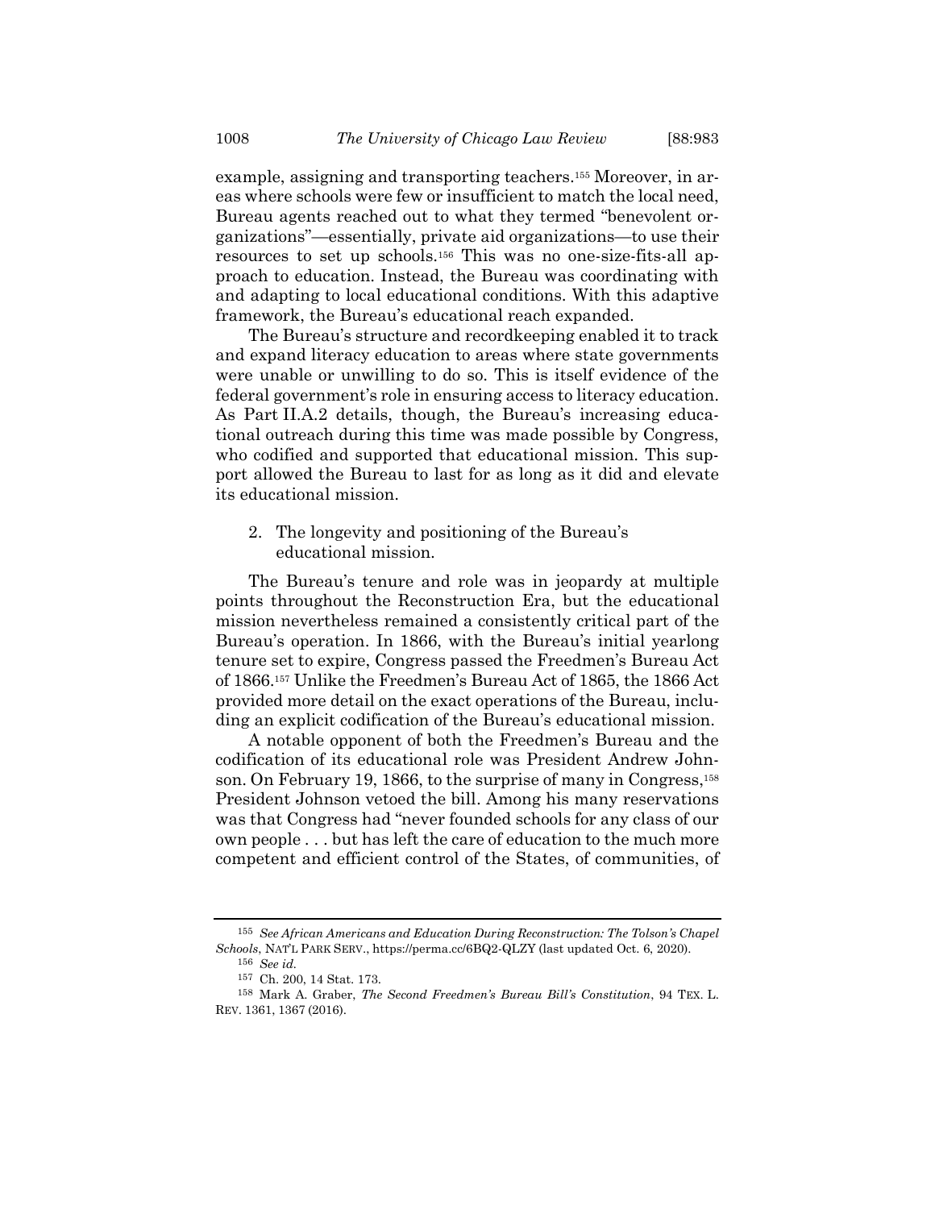example, assigning and transporting teachers.[155] Moreover, in areas where schools were few or insufficient to match the local need, Bureau agents reached out to what they termed "benevolent organizations"—essentially, private aid organizations—to use their resources to set up schools.[156] This was no one-size-fits-all approach to education. Instead, the Bureau was coordinating with and adapting to local educational conditions. With this adaptive framework, the Bureau's educational reach expanded.

The Bureau's structure and recordkeeping enabled it to track and expand literacy education to areas where state governments were unable or unwilling to do so. This is itself evidence of the federal government's role in ensuring access to literacy education. As Part II.A.2 details, though, the Bureau's increasing educational outreach during this time was made possible by Congress, who codified and supported that educational mission. This support allowed the Bureau to last for as long as it did and elevate its educational mission.

### 2. The longevity and positioning of the Bureau's educational mission.

The Bureau's tenure and role was in jeopardy at multiple points throughout the Reconstruction Era, but the educational mission nevertheless remained a consistently critical part of the Bureau's operation. In 1866, with the Bureau's initial yearlong tenure set to expire, Congress passed the Freedmen's Bureau Act of 1866.[157] Unlike the Freedmen's Bureau Act of 1865, the 1866 Act provided more detail on the exact operations of the Bureau, including an explicit codification of the Bureau's educational mission.

A notable opponent of both the Freedmen's Bureau and the codification of its educational role was President Andrew Johnson. On February 19, 1866, to the surprise of many in Congress,[158] President Johnson vetoed the bill. Among his many reservations was that Congress had "never founded schools for any class of our own people . . . but has left the care of education to the much more competent and efficient control of the States, of communities, of

---

[155] *See African Americans and Education During Reconstruction: The Tolson's Chapel Schools*, NAT'L PARK SERV., https://perma.cc/6BQ2-QLZY (last updated Oct. 6, 2020).

[156] *See id.*

[157] Ch. 200, 14 Stat. 173.

[158] Mark A. Graber, *The Second Freedmen's Bureau Bill's Constitution*, 94 TEX. L. REV. 1361, 1367 (2016).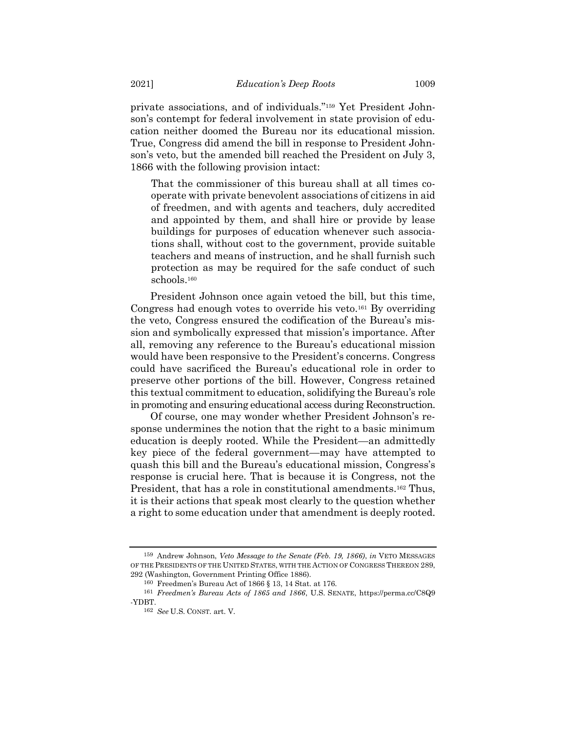private associations, and of individuals."[159] Yet President Johnson's contempt for federal involvement in state provision of education neither doomed the Bureau nor its educational mission. True, Congress did amend the bill in response to President Johnson's veto, but the amended bill reached the President on July 3, 1866 with the following provision intact:

> That the commissioner of this bureau shall at all times cooperate with private benevolent associations of citizens in aid of freedmen, and with agents and teachers, duly accredited and appointed by them, and shall hire or provide by lease buildings for purposes of education whenever such associations shall, without cost to the government, provide suitable teachers and means of instruction, and he shall furnish such protection as may be required for the safe conduct of such schools.[160]

President Johnson once again vetoed the bill, but this time, Congress had enough votes to override his veto.[161] By overriding the veto, Congress ensured the codification of the Bureau's mission and symbolically expressed that mission's importance. After all, removing any reference to the Bureau's educational mission would have been responsive to the President's concerns. Congress could have sacrificed the Bureau's educational role in order to preserve other portions of the bill. However, Congress retained this textual commitment to education, solidifying the Bureau's role in promoting and ensuring educational access during Reconstruction.

Of course, one may wonder whether President Johnson's response undermines the notion that the right to a basic minimum education is deeply rooted. While the President—an admittedly key piece of the federal government—may have attempted to quash this bill and the Bureau's educational mission, Congress's response is crucial here. That is because it is Congress, not the President, that has a role in constitutional amendments.[162] Thus, it is their actions that speak most clearly to the question whether a right to some education under that amendment is deeply rooted.

---

[159] Andrew Johnson, *Veto Message to the Senate (Feb. 19, 1866)*, *in* VETO MESSAGES OF THE PRESIDENTS OF THE UNITED STATES, WITH THE ACTION OF CONGRESS THEREON 289, 292 (Washington, Government Printing Office 1886).

[160] Freedmen's Bureau Act of 1866 § 13, 14 Stat. at 176.

[161] *Freedmen's Bureau Acts of 1865 and 1866*, U.S. SENATE, https://perma.cc/C8Q9-YDBT.

[162] *See* U.S. CONST. art. V.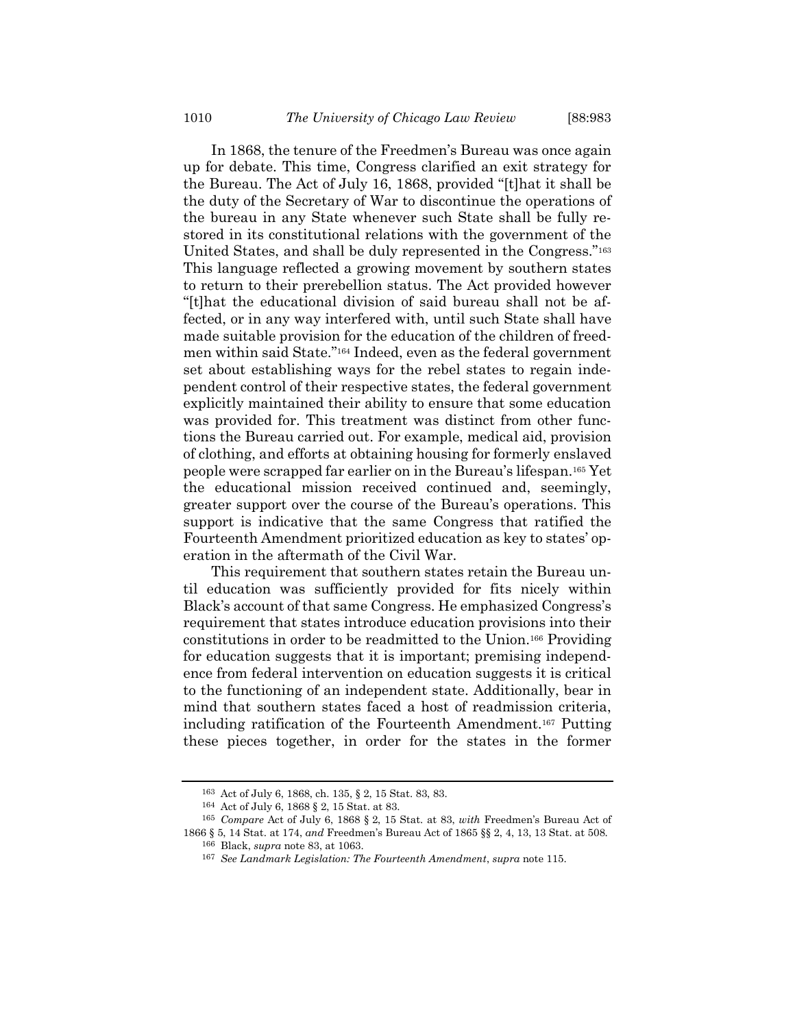In 1868, the tenure of the Freedmen's Bureau was once again up for debate. This time, Congress clarified an exit strategy for the Bureau. The Act of July 16, 1868, provided "[t]hat it shall be the duty of the Secretary of War to discontinue the operations of the bureau in any State whenever such State shall be fully restored in its constitutional relations with the government of the United States, and shall be duly represented in the Congress."[163] This language reflected a growing movement by southern states to return to their prerebellion status. The Act provided however "[t]hat the educational division of said bureau shall not be affected, or in any way interfered with, until such State shall have made suitable provision for the education of the children of freedmen within said State."[164] Indeed, even as the federal government set about establishing ways for the rebel states to regain independent control of their respective states, the federal government explicitly maintained their ability to ensure that some education was provided for. This treatment was distinct from other functions the Bureau carried out. For example, medical aid, provision of clothing, and efforts at obtaining housing for formerly enslaved people were scrapped far earlier on in the Bureau's lifespan.[165] Yet the educational mission received continued and, seemingly, greater support over the course of the Bureau's operations. This support is indicative that the same Congress that ratified the Fourteenth Amendment prioritized education as key to states' operation in the aftermath of the Civil War.

This requirement that southern states retain the Bureau until education was sufficiently provided for fits nicely within Black's account of that same Congress. He emphasized Congress's requirement that states introduce education provisions into their constitutions in order to be readmitted to the Union.[166] Providing for education suggests that it is important; premising independence from federal intervention on education suggests it is critical to the functioning of an independent state. Additionally, bear in mind that southern states faced a host of readmission criteria, including ratification of the Fourteenth Amendment.[167] Putting these pieces together, in order for the states in the former

---

[163] Act of July 6, 1868, ch. 135, § 2, 15 Stat. 83, 83.

[164] Act of July 6, 1868 § 2, 15 Stat. at 83.

[165] *Compare* Act of July 6, 1868 § 2, 15 Stat. at 83, *with* Freedmen's Bureau Act of 1866 § 5, 14 Stat. at 174, *and* Freedmen's Bureau Act of 1865 §§ 2, 4, 13, 13 Stat. at 508.

[166] Black, *supra* note 83, at 1063.

[167] *See Landmark Legislation: The Fourteenth Amendment*, *supra* note 115.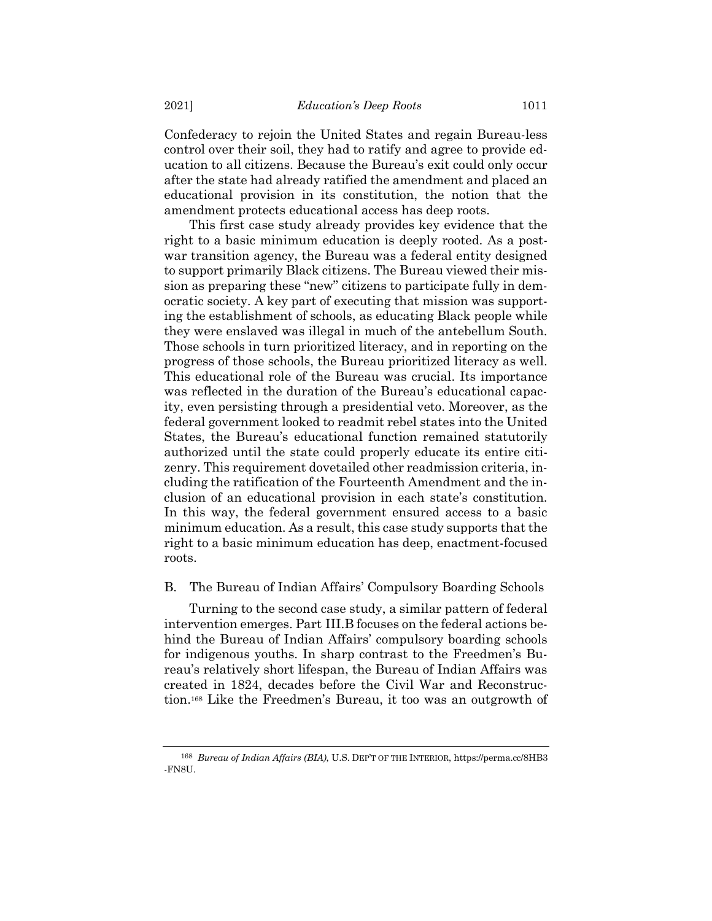Confederacy to rejoin the United States and regain Bureau-less control over their soil, they had to ratify and agree to provide education to all citizens. Because the Bureau's exit could only occur after the state had already ratified the amendment and placed an educational provision in its constitution, the notion that the amendment protects educational access has deep roots.

This first case study already provides key evidence that the right to a basic minimum education is deeply rooted. As a post-war transition agency, the Bureau was a federal entity designed to support primarily Black citizens. The Bureau viewed their mission as preparing these "new" citizens to participate fully in democratic society. A key part of executing that mission was supporting the establishment of schools, as educating Black people while they were enslaved was illegal in much of the antebellum South. Those schools in turn prioritized literacy, and in reporting on the progress of those schools, the Bureau prioritized literacy as well. This educational role of the Bureau was crucial. Its importance was reflected in the duration of the Bureau's educational capacity, even persisting through a presidential veto. Moreover, as the federal government looked to readmit rebel states into the United States, the Bureau's educational function remained statutorily authorized until the state could properly educate its entire citizenry. This requirement dovetailed other readmission criteria, including the ratification of the Fourteenth Amendment and the inclusion of an educational provision in each state's constitution. In this way, the federal government ensured access to a basic minimum education. As a result, this case study supports that the right to a basic minimum education has deep, enactment-focused roots.

### B. The Bureau of Indian Affairs' Compulsory Boarding Schools

Turning to the second case study, a similar pattern of federal intervention emerges. Part III.B focuses on the federal actions behind the Bureau of Indian Affairs' compulsory boarding schools for indigenous youths. In sharp contrast to the Freedmen's Bureau's relatively short lifespan, the Bureau of Indian Affairs was created in 1824, decades before the Civil War and Reconstruction.[168] Like the Freedmen's Bureau, it too was an outgrowth of

---

[168] *Bureau of Indian Affairs (BIA)*, U.S. DEP'T OF THE INTERIOR, https://perma.cc/8HB3-FN8U.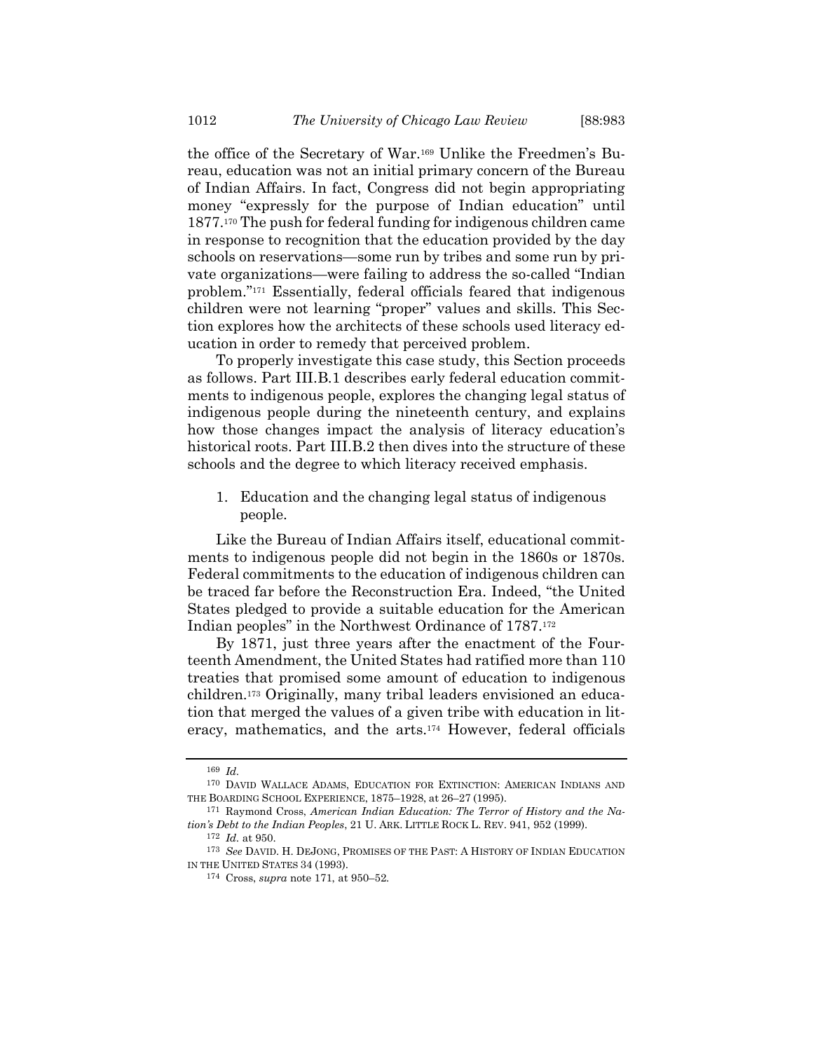the office of the Secretary of War.[169] Unlike the Freedmen's Bureau, education was not an initial primary concern of the Bureau of Indian Affairs. In fact, Congress did not begin appropriating money "expressly for the purpose of Indian education" until 1877.[170] The push for federal funding for indigenous children came in response to recognition that the education provided by the day schools on reservations—some run by tribes and some run by private organizations—were failing to address the so-called "Indian problem."[171] Essentially, federal officials feared that indigenous children were not learning "proper" values and skills. This Section explores how the architects of these schools used literacy education in order to remedy that perceived problem.

To properly investigate this case study, this Section proceeds as follows. Part III.B.1 describes early federal education commitments to indigenous people, explores the changing legal status of indigenous people during the nineteenth century, and explains how those changes impact the analysis of literacy education's historical roots. Part III.B.2 then dives into the structure of these schools and the degree to which literacy received emphasis.

1. Education and the changing legal status of indigenous people.

Like the Bureau of Indian Affairs itself, educational commitments to indigenous people did not begin in the 1860s or 1870s. Federal commitments to the education of indigenous children can be traced far before the Reconstruction Era. Indeed, "the United States pledged to provide a suitable education for the American Indian peoples" in the Northwest Ordinance of 1787.[172]

By 1871, just three years after the enactment of the Fourteenth Amendment, the United States had ratified more than 110 treaties that promised some amount of education to indigenous children.[173] Originally, many tribal leaders envisioned an education that merged the values of a given tribe with education in literacy, mathematics, and the arts.[174] However, federal officials

---

169 *Id.*

170 DAVID WALLACE ADAMS, EDUCATION FOR EXTINCTION: AMERICAN INDIANS AND THE BOARDING SCHOOL EXPERIENCE, 1875–1928, at 26–27 (1995).

171 Raymond Cross, *American Indian Education: The Terror of History and the Nation's Debt to the Indian Peoples*, 21 U. ARK. LITTLE ROCK L. REV. 941, 952 (1999).

172 *Id.* at 950.

173 *See* DAVID. H. DEJONG, PROMISES OF THE PAST: A HISTORY OF INDIAN EDUCATION IN THE UNITED STATES 34 (1993).

174 Cross, *supra* note 171, at 950–52.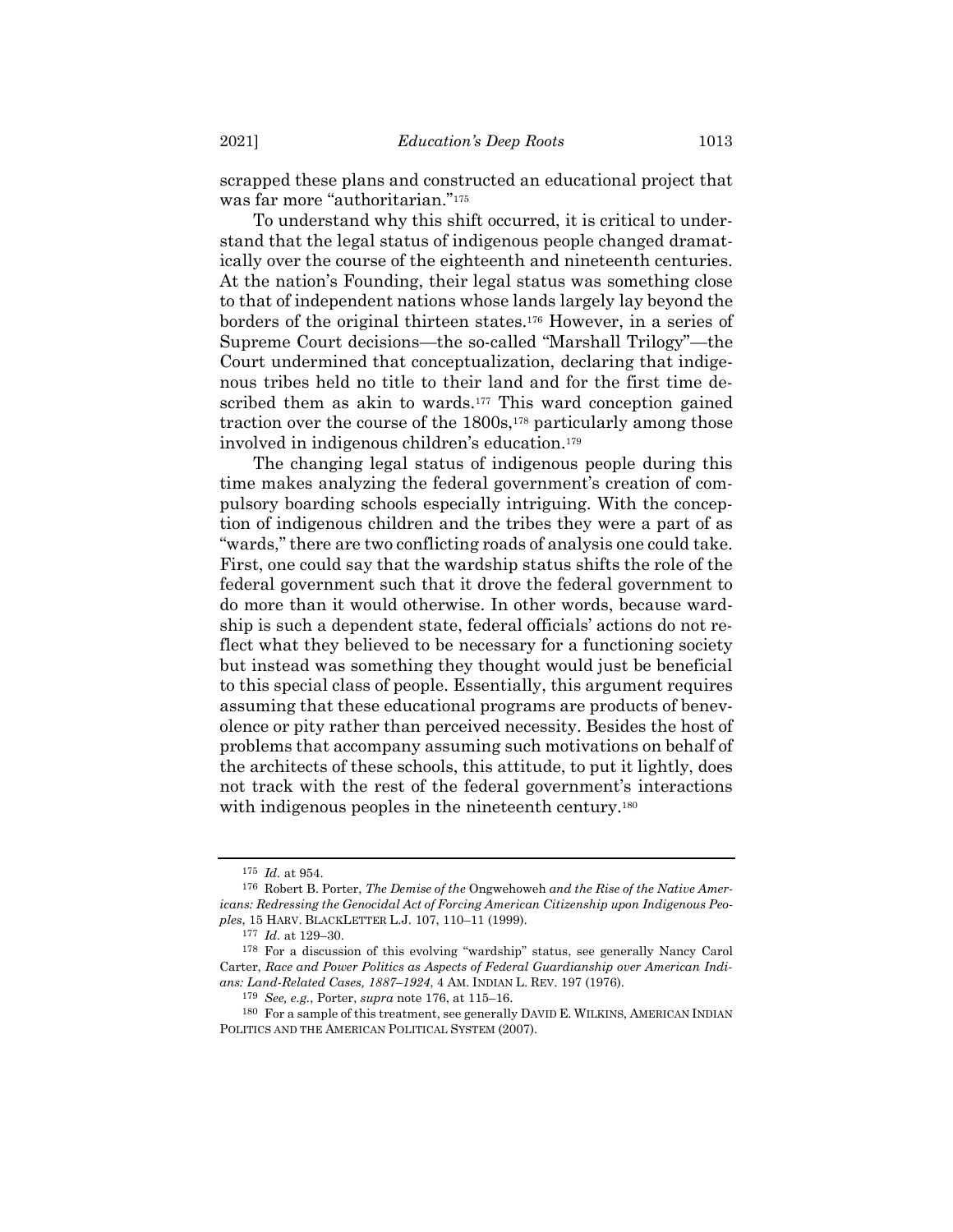scrapped these plans and constructed an educational project that was far more "authoritarian."[175]

To understand why this shift occurred, it is critical to understand that the legal status of indigenous people changed dramatically over the course of the eighteenth and nineteenth centuries. At the nation's Founding, their legal status was something close to that of independent nations whose lands largely lay beyond the borders of the original thirteen states.[176] However, in a series of Supreme Court decisions—the so-called "Marshall Trilogy"—the Court undermined that conceptualization, declaring that indigenous tribes held no title to their land and for the first time described them as akin to wards.[177] This ward conception gained traction over the course of the 1800s,[178] particularly among those involved in indigenous children's education.[179]

The changing legal status of indigenous people during this time makes analyzing the federal government's creation of compulsory boarding schools especially intriguing. With the conception of indigenous children and the tribes they were a part of as "wards," there are two conflicting roads of analysis one could take. First, one could say that the wardship status shifts the role of the federal government such that it drove the federal government to do more than it would otherwise. In other words, because wardship is such a dependent state, federal officials' actions do not reflect what they believed to be necessary for a functioning society but instead was something they thought would just be beneficial to this special class of people. Essentially, this argument requires assuming that these educational programs are products of benevolence or pity rather than perceived necessity. Besides the host of problems that accompany assuming such motivations on behalf of the architects of these schools, this attitude, to put it lightly, does not track with the rest of the federal government's interactions with indigenous peoples in the nineteenth century.[180]

---

[175] *Id.* at 954.

[176] Robert B. Porter, *The Demise of the* Ongwehoweh *and the Rise of the Native Americans: Redressing the Genocidal Act of Forcing American Citizenship upon Indigenous Peoples*, 15 HARV. BLACKLETTER L.J. 107, 110–11 (1999).

[177] *Id.* at 129–30.

[178] For a discussion of this evolving "wardship" status, see generally Nancy Carol Carter, *Race and Power Politics as Aspects of Federal Guardianship over American Indians: Land-Related Cases, 1887–1924*, 4 AM. INDIAN L. REV. 197 (1976).

[179] *See, e.g.*, Porter, *supra* note 176, at 115–16.

[180] For a sample of this treatment, see generally DAVID E. WILKINS, AMERICAN INDIAN POLITICS AND THE AMERICAN POLITICAL SYSTEM (2007).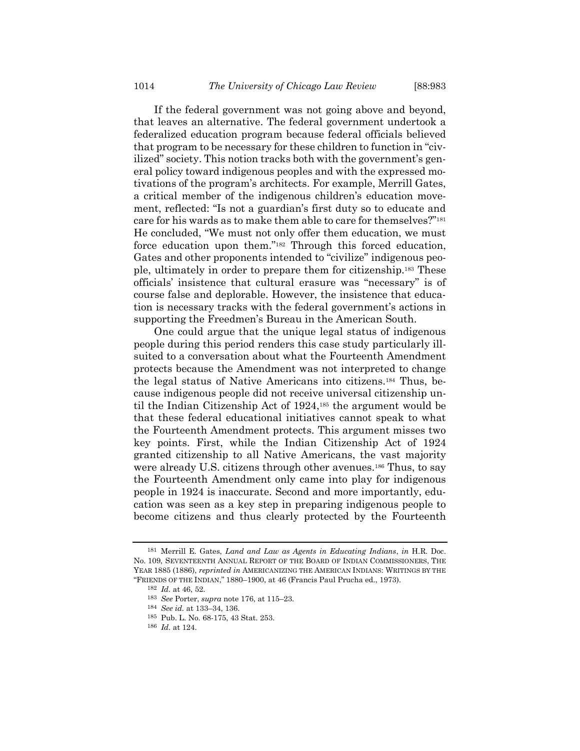If the federal government was not going above and beyond, that leaves an alternative. The federal government undertook a federalized education program because federal officials believed that program to be necessary for these children to function in "civilized" society. This notion tracks both with the government's general policy toward indigenous peoples and with the expressed motivations of the program's architects. For example, Merrill Gates, a critical member of the indigenous children's education movement, reflected: "Is not a guardian's first duty so to educate and care for his wards as to make them able to care for themselves?"[181] He concluded, "We must not only offer them education, we must force education upon them."[182] Through this forced education, Gates and other proponents intended to "civilize" indigenous people, ultimately in order to prepare them for citizenship.[183] These officials' insistence that cultural erasure was "necessary" is of course false and deplorable. However, the insistence that education is necessary tracks with the federal government's actions in supporting the Freedmen's Bureau in the American South.

One could argue that the unique legal status of indigenous people during this period renders this case study particularly ill-suited to a conversation about what the Fourteenth Amendment protects because the Amendment was not interpreted to change the legal status of Native Americans into citizens.[184] Thus, because indigenous people did not receive universal citizenship until the Indian Citizenship Act of 1924,[185] the argument would be that these federal educational initiatives cannot speak to what the Fourteenth Amendment protects. This argument misses two key points. First, while the Indian Citizenship Act of 1924 granted citizenship to all Native Americans, the vast majority were already U.S. citizens through other avenues.[186] Thus, to say the Fourteenth Amendment only came into play for indigenous people in 1924 is inaccurate. Second and more importantly, education was seen as a key step in preparing indigenous people to become citizens and thus clearly protected by the Fourteenth

---

[181] Merrill E. Gates, *Land and Law as Agents in Educating Indians*, *in* H.R. Doc. No. 109, SEVENTEENTH ANNUAL REPORT OF THE BOARD OF INDIAN COMMISSIONERS, THE YEAR 1885 (1886), *reprinted in* AMERICANIZING THE AMERICAN INDIANS: WRITINGS BY THE "FRIENDS OF THE INDIAN," 1880–1900, at 46 (Francis Paul Prucha ed., 1973).

[182] *Id.* at 46, 52.

[183] *See* Porter, *supra* note 176, at 115–23.

[184] *See id.* at 133–34, 136.

[185] Pub. L. No. 68-175, 43 Stat. 253.

[186] *Id.* at 124.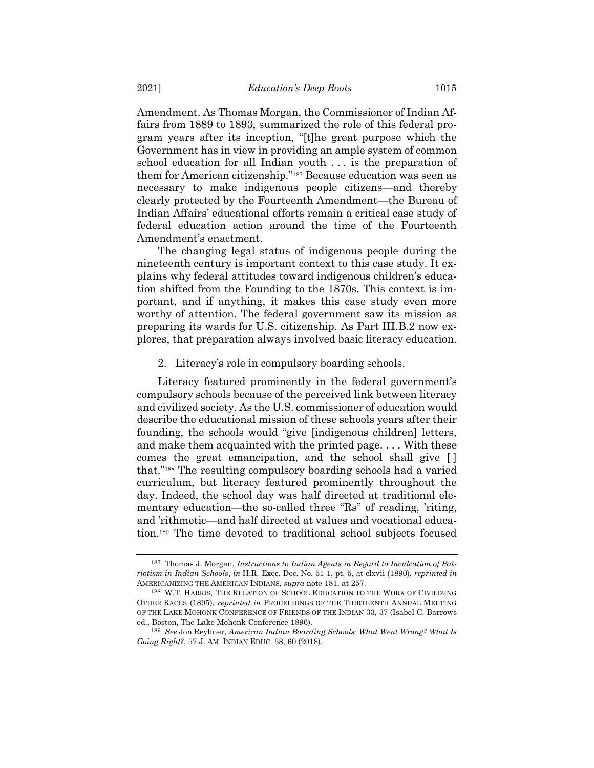Amendment. As Thomas Morgan, the Commissioner of Indian Affairs from 1889 to 1893, summarized the role of this federal program years after its inception, "[t]he great purpose which the Government has in view in providing an ample system of common school education for all Indian youth . . . is the preparation of them for American citizenship."[187] Because education was seen as necessary to make indigenous people citizens—and thereby clearly protected by the Fourteenth Amendment—the Bureau of Indian Affairs' educational efforts remain a critical case study of federal education action around the time of the Fourteenth Amendment's enactment.

The changing legal status of indigenous people during the nineteenth century is important context to this case study. It explains why federal attitudes toward indigenous children's education shifted from the Founding to the 1870s. This context is important, and if anything, it makes this case study even more worthy of attention. The federal government saw its mission as preparing its wards for U.S. citizenship. As Part III.B.2 now explores, that preparation always involved basic literacy education.

### 2. Literacy's role in compulsory boarding schools.

Literacy featured prominently in the federal government's compulsory schools because of the perceived link between literacy and civilized society. As the U.S. commissioner of education would describe the educational mission of these schools years after their founding, the schools would "give [indigenous children] letters, and make them acquainted with the printed page. . . . With these comes the great emancipation, and the school shall give [ ] that."[188] The resulting compulsory boarding schools had a varied curriculum, but literacy featured prominently throughout the day. Indeed, the school day was half directed at traditional elementary education—the so-called three "Rs" of reading, 'riting, and 'rithmetic—and half directed at values and vocational education.[189] The time devoted to traditional school subjects focused

---

[187] Thomas J. Morgan, *Instructions to Indian Agents in Regard to Inculcation of Patriotism in Indian Schools*, *in* H.R. Exec. Doc. No. 51-1, pt. 5, at clxvii (1890), *reprinted in* AMERICANIZING THE AMERICAN INDIANS, *supra* note 181, at 257.

[188] W.T. HARRIS, THE RELATION OF SCHOOL EDUCATION TO THE WORK OF CIVILIZING OTHER RACES (1895), *reprinted in* PROCEEDINGS OF THE THIRTEENTH ANNUAL MEETING OF THE LAKE MOHONK CONFERENCE OF FRIENDS OF THE INDIAN 33, 37 (Isabel C. Barrows ed., Boston, The Lake Mohonk Conference 1896).

[189] *See* Jon Reyhner, *American Indian Boarding Schools: What Went Wrong? What Is Going Right?*, 57 J. AM. INDIAN EDUC. 58, 60 (2018).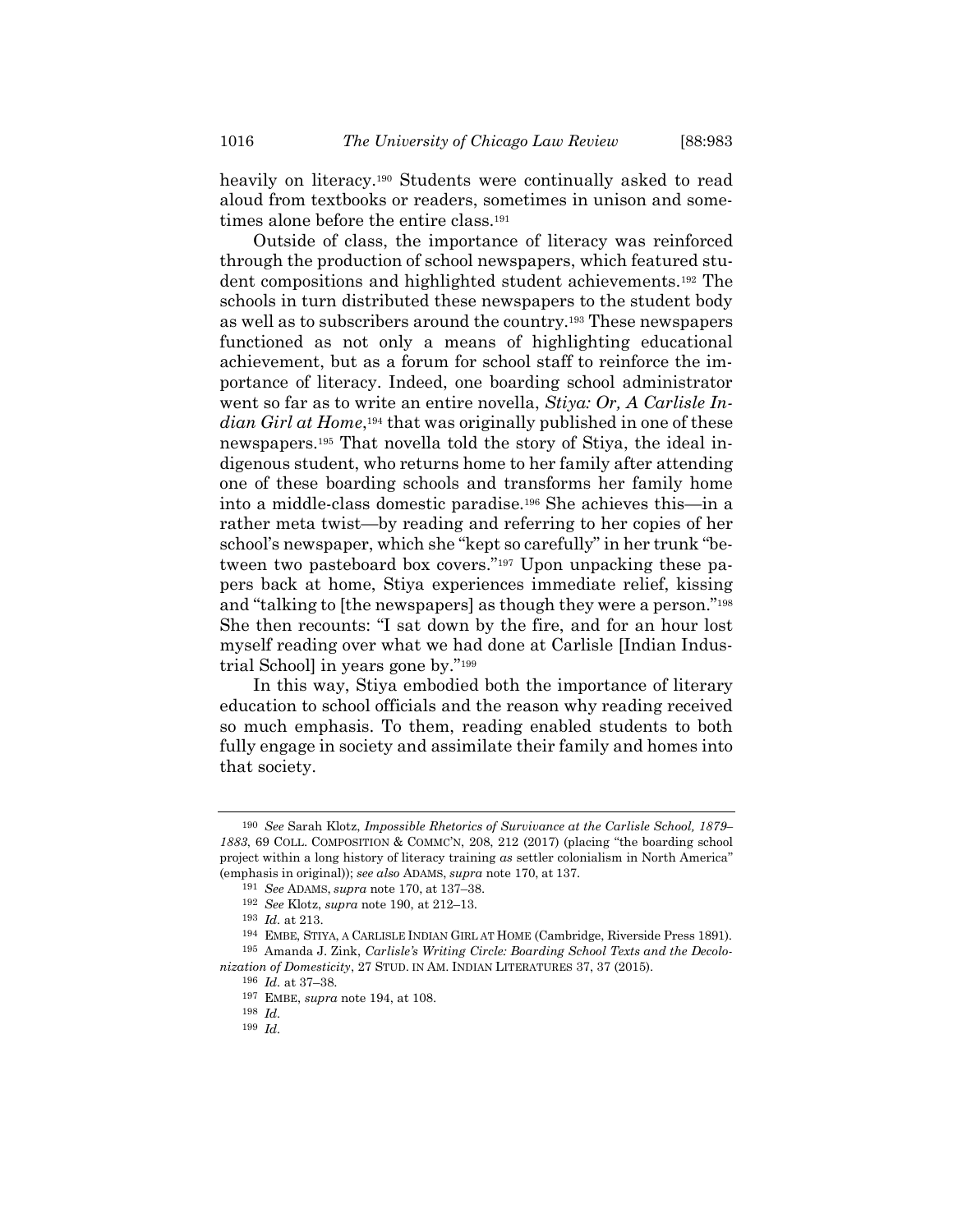heavily on literacy.[190] Students were continually asked to read aloud from textbooks or readers, sometimes in unison and sometimes alone before the entire class.[191]

Outside of class, the importance of literacy was reinforced through the production of school newspapers, which featured student compositions and highlighted student achievements.[192] The schools in turn distributed these newspapers to the student body as well as to subscribers around the country.[193] These newspapers functioned as not only a means of highlighting educational achievement, but as a forum for school staff to reinforce the importance of literacy. Indeed, one boarding school administrator went so far as to write an entire novella, *Stiya: Or, A Carlisle Indian Girl at Home*,[194] that was originally published in one of these newspapers.[195] That novella told the story of Stiya, the ideal indigenous student, who returns home to her family after attending one of these boarding schools and transforms her family home into a middle-class domestic paradise.[196] She achieves this—in a rather meta twist—by reading and referring to her copies of her school's newspaper, which she "kept so carefully" in her trunk "between two pasteboard box covers."[197] Upon unpacking these papers back at home, Stiya experiences immediate relief, kissing and "talking to [the newspapers] as though they were a person."[198] She then recounts: "I sat down by the fire, and for an hour lost myself reading over what we had done at Carlisle [Indian Industrial School] in years gone by."[199]

In this way, Stiya embodied both the importance of literary education to school officials and the reason why reading received so much emphasis. To them, reading enabled students to both fully engage in society and assimilate their family and homes into that society.

---

[190] *See* Sarah Klotz, *Impossible Rhetorics of Survivance at the Carlisle School, 1879–1883*, 69 COLL. COMPOSITION & COMMC'N, 208, 212 (2017) (placing "the boarding school project within a long history of literacy training *as* settler colonialism in North America" (emphasis in original)); *see also* ADAMS, *supra* note 170, at 137.

[191] *See* ADAMS, *supra* note 170, at 137–38.

[192] *See* Klotz, *supra* note 190, at 212–13.

[193] *Id.* at 213.

[194] EMBE, STIYA, A CARLISLE INDIAN GIRL AT HOME (Cambridge, Riverside Press 1891).

[195] Amanda J. Zink, *Carlisle's Writing Circle: Boarding School Texts and the Decolonization of Domesticity*, 27 STUD. IN AM. INDIAN LITERATURES 37, 37 (2015).

[196] *Id.* at 37–38.

[197] EMBE, *supra* note 194, at 108.

[198] *Id.*

[199] *Id.*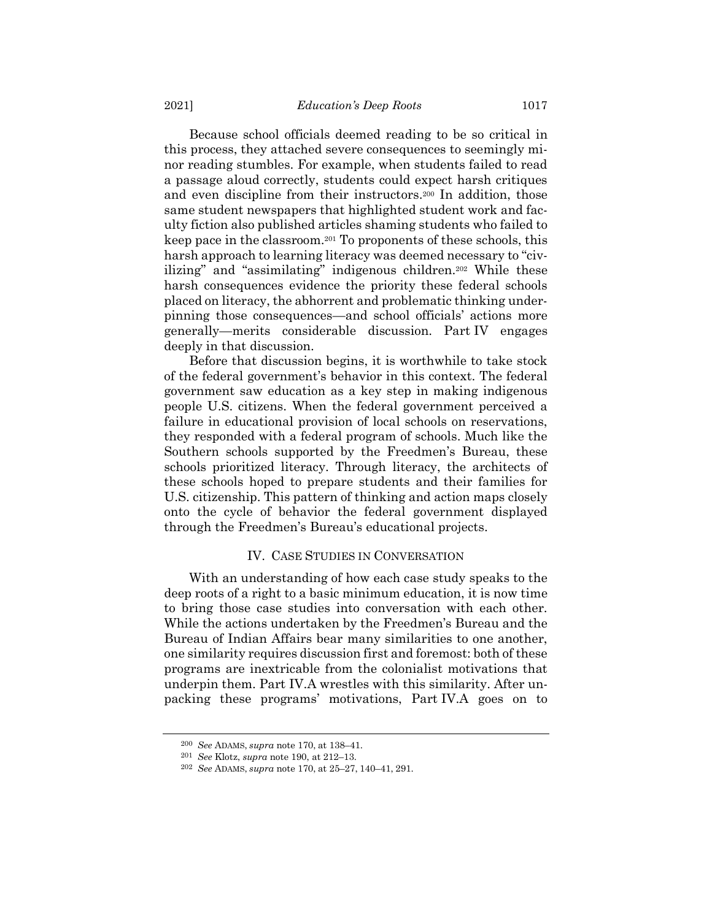Because school officials deemed reading to be so critical in this process, they attached severe consequences to seemingly minor reading stumbles. For example, when students failed to read a passage aloud correctly, students could expect harsh critiques and even discipline from their instructors.[200] In addition, those same student newspapers that highlighted student work and faculty fiction also published articles shaming students who failed to keep pace in the classroom.[201] To proponents of these schools, this harsh approach to learning literacy was deemed necessary to "civilizing" and "assimilating" indigenous children.[202] While these harsh consequences evidence the priority these federal schools placed on literacy, the abhorrent and problematic thinking underpinning those consequences—and school officials' actions more generally—merits considerable discussion. Part IV engages deeply in that discussion.

Before that discussion begins, it is worthwhile to take stock of the federal government's behavior in this context. The federal government saw education as a key step in making indigenous people U.S. citizens. When the federal government perceived a failure in educational provision of local schools on reservations, they responded with a federal program of schools. Much like the Southern schools supported by the Freedmen's Bureau, these schools prioritized literacy. Through literacy, the architects of these schools hoped to prepare students and their families for U.S. citizenship. This pattern of thinking and action maps closely onto the cycle of behavior the federal government displayed through the Freedmen's Bureau's educational projects.

## IV. CASE STUDIES IN CONVERSATION

With an understanding of how each case study speaks to the deep roots of a right to a basic minimum education, it is now time to bring those case studies into conversation with each other. While the actions undertaken by the Freedmen's Bureau and the Bureau of Indian Affairs bear many similarities to one another, one similarity requires discussion first and foremost: both of these programs are inextricable from the colonialist motivations that underpin them. Part IV.A wrestles with this similarity. After unpacking these programs' motivations, Part IV.A goes on to

---

[200] *See* ADAMS, *supra* note 170, at 138–41.

[201] *See* Klotz, *supra* note 190, at 212–13.

[202] *See* ADAMS, *supra* note 170, at 25–27, 140–41, 291.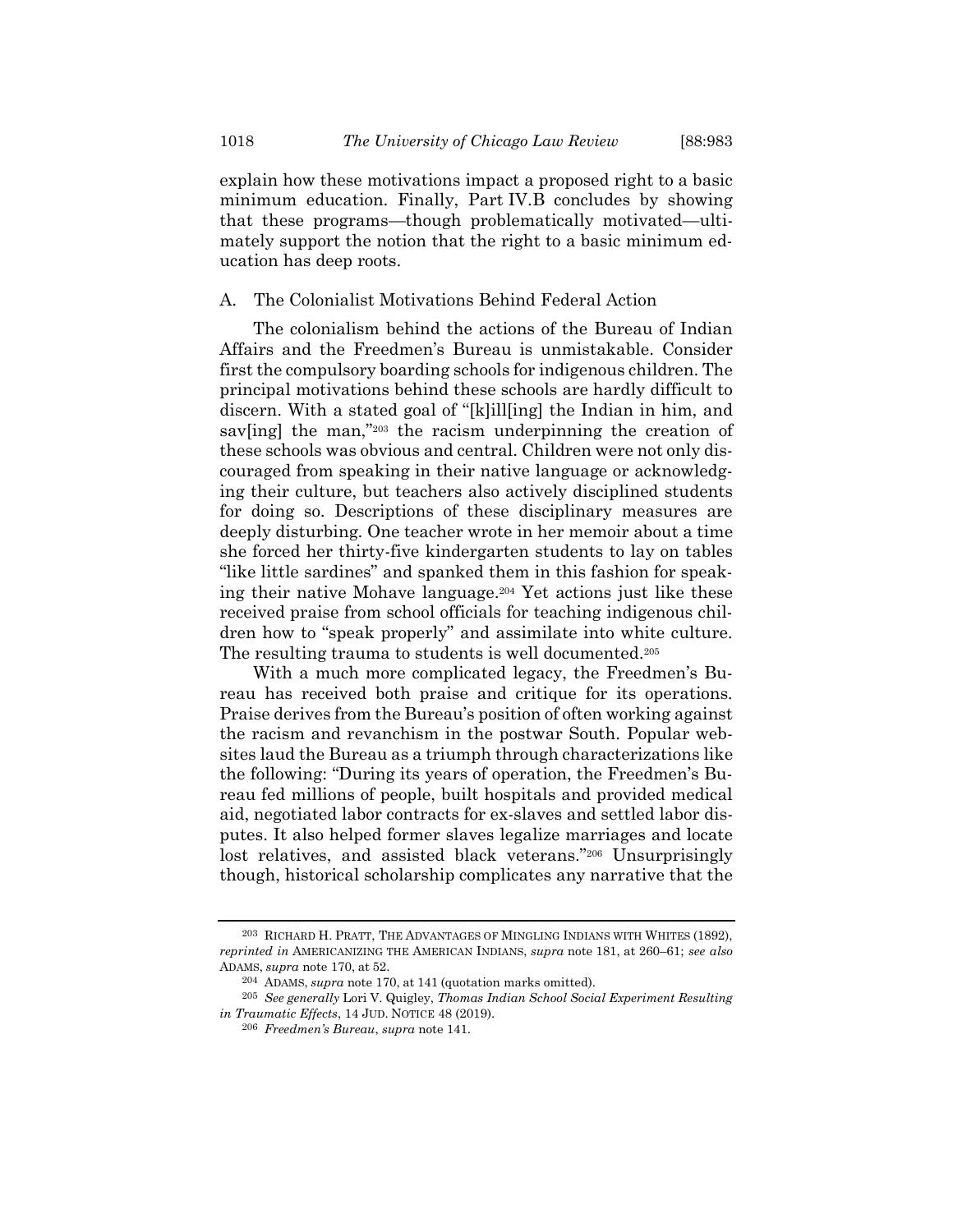explain how these motivations impact a proposed right to a basic minimum education. Finally, Part IV.B concludes by showing that these programs—though problematically motivated—ultimately support the notion that the right to a basic minimum education has deep roots.

## A. The Colonialist Motivations Behind Federal Action

The colonialism behind the actions of the Bureau of Indian Affairs and the Freedmen's Bureau is unmistakable. Consider first the compulsory boarding schools for indigenous children. The principal motivations behind these schools are hardly difficult to discern. With a stated goal of "[k]ill[ing] the Indian in him, and sav[ing] the man,"[203] the racism underpinning the creation of these schools was obvious and central. Children were not only discouraged from speaking in their native language or acknowledging their culture, but teachers also actively disciplined students for doing so. Descriptions of these disciplinary measures are deeply disturbing. One teacher wrote in her memoir about a time she forced her thirty-five kindergarten students to lay on tables "like little sardines" and spanked them in this fashion for speaking their native Mohave language.[204] Yet actions just like these received praise from school officials for teaching indigenous children how to "speak properly" and assimilate into white culture. The resulting trauma to students is well documented.[205]

With a much more complicated legacy, the Freedmen's Bureau has received both praise and critique for its operations. Praise derives from the Bureau's position of often working against the racism and revanchism in the postwar South. Popular websites laud the Bureau as a triumph through characterizations like the following: "During its years of operation, the Freedmen's Bureau fed millions of people, built hospitals and provided medical aid, negotiated labor contracts for ex-slaves and settled labor disputes. It also helped former slaves legalize marriages and locate lost relatives, and assisted black veterans."[206] Unsurprisingly though, historical scholarship complicates any narrative that the

---

[203] RICHARD H. PRATT, THE ADVANTAGES OF MINGLING INDIANS WITH WHITES (1892), *reprinted in* AMERICANIZING THE AMERICAN INDIANS, *supra* note 181, at 260–61; *see also* ADAMS, *supra* note 170, at 52.

[204] ADAMS, *supra* note 170, at 141 (quotation marks omitted).

[205] *See generally* Lori V. Quigley, *Thomas Indian School Social Experiment Resulting in Traumatic Effects*, 14 JUD. NOTICE 48 (2019).

[206] *Freedmen's Bureau*, *supra* note 141.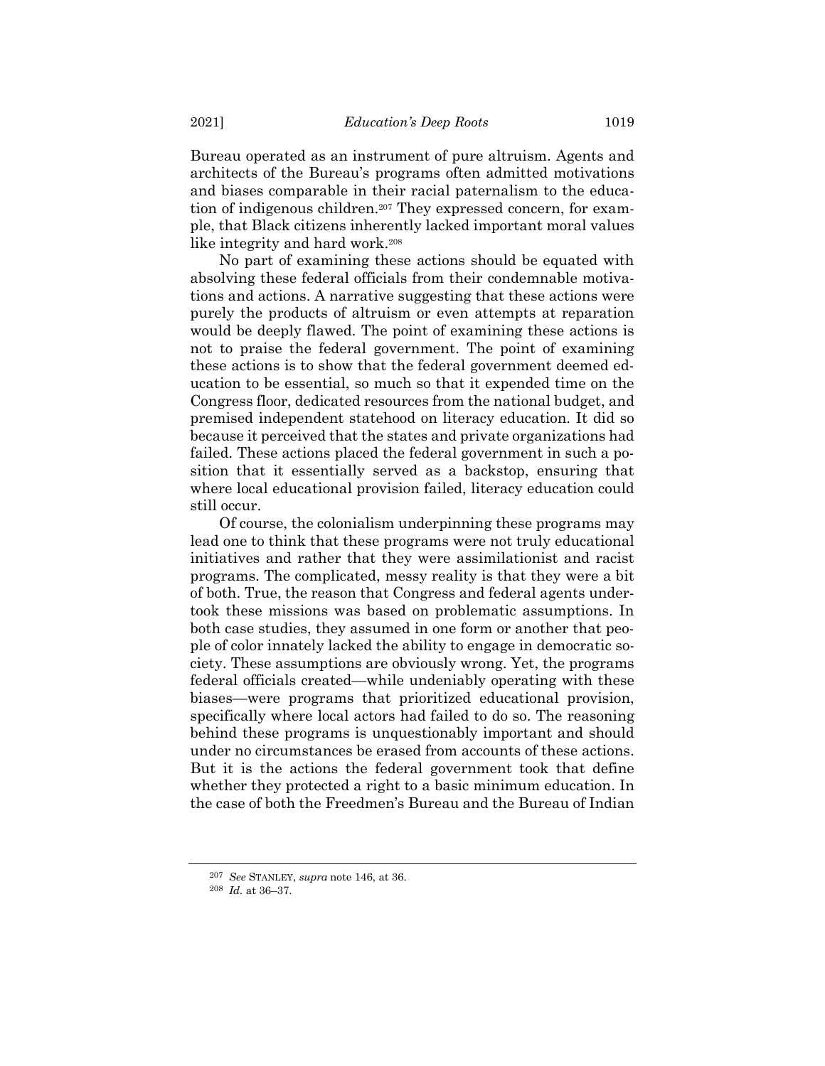Bureau operated as an instrument of pure altruism. Agents and architects of the Bureau's programs often admitted motivations and biases comparable in their racial paternalism to the education of indigenous children.[207] They expressed concern, for example, that Black citizens inherently lacked important moral values like integrity and hard work.[208]

No part of examining these actions should be equated with absolving these federal officials from their condemnable motivations and actions. A narrative suggesting that these actions were purely the products of altruism or even attempts at reparation would be deeply flawed. The point of examining these actions is not to praise the federal government. The point of examining these actions is to show that the federal government deemed education to be essential, so much so that it expended time on the Congress floor, dedicated resources from the national budget, and premised independent statehood on literacy education. It did so because it perceived that the states and private organizations had failed. These actions placed the federal government in such a position that it essentially served as a backstop, ensuring that where local educational provision failed, literacy education could still occur.

Of course, the colonialism underpinning these programs may lead one to think that these programs were not truly educational initiatives and rather that they were assimilationist and racist programs. The complicated, messy reality is that they were a bit of both. True, the reason that Congress and federal agents undertook these missions was based on problematic assumptions. In both case studies, they assumed in one form or another that people of color innately lacked the ability to engage in democratic society. These assumptions are obviously wrong. Yet, the programs federal officials created—while undeniably operating with these biases—were programs that prioritized educational provision, specifically where local actors had failed to do so. The reasoning behind these programs is unquestionably important and should under no circumstances be erased from accounts of these actions. But it is the actions the federal government took that define whether they protected a right to a basic minimum education. In the case of both the Freedmen's Bureau and the Bureau of Indian

[207] *See* STANLEY, *supra* note 146, at 36.

[208] *Id.* at 36–37.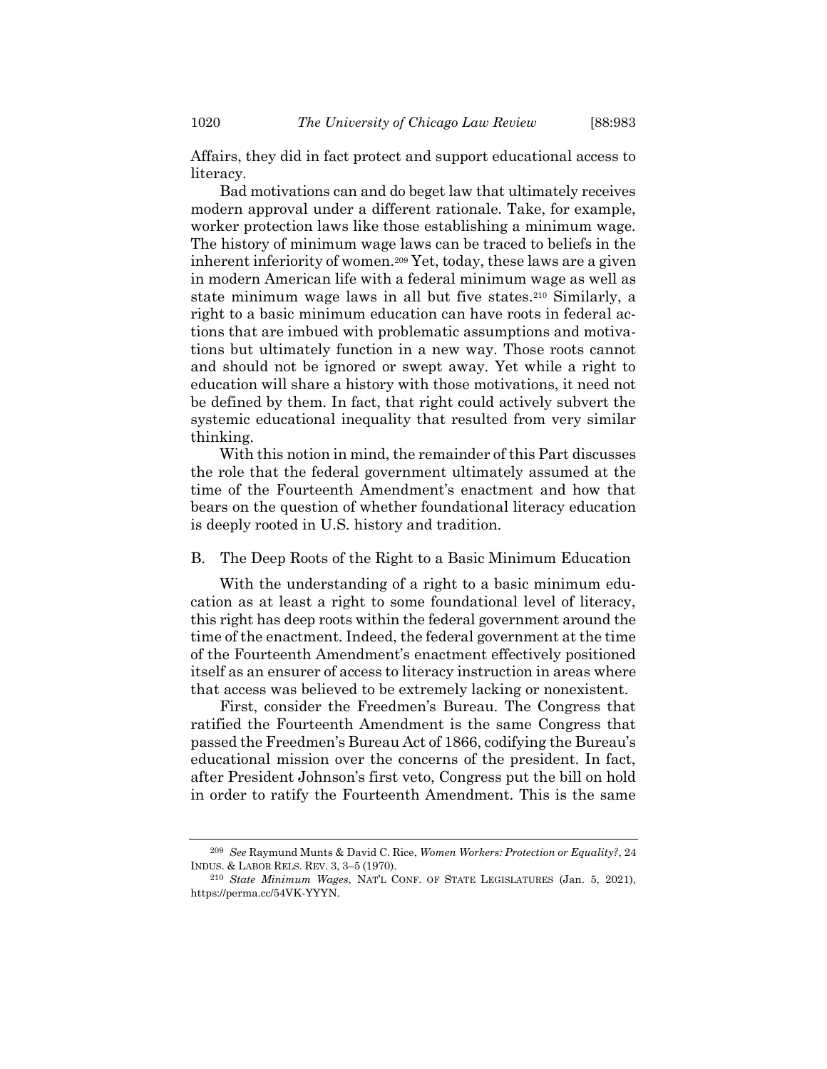Affairs, they did in fact protect and support educational access to literacy.

Bad motivations can and do beget law that ultimately receives modern approval under a different rationale. Take, for example, worker protection laws like those establishing a minimum wage. The history of minimum wage laws can be traced to beliefs in the inherent inferiority of women.[209] Yet, today, these laws are a given in modern American life with a federal minimum wage as well as state minimum wage laws in all but five states.[210] Similarly, a right to a basic minimum education can have roots in federal actions that are imbued with problematic assumptions and motivations but ultimately function in a new way. Those roots cannot and should not be ignored or swept away. Yet while a right to education will share a history with those motivations, it need not be defined by them. In fact, that right could actively subvert the systemic educational inequality that resulted from very similar thinking.

With this notion in mind, the remainder of this Part discusses the role that the federal government ultimately assumed at the time of the Fourteenth Amendment's enactment and how that bears on the question of whether foundational literacy education is deeply rooted in U.S. history and tradition.

## B. The Deep Roots of the Right to a Basic Minimum Education

With the understanding of a right to a basic minimum education as at least a right to some foundational level of literacy, this right has deep roots within the federal government around the time of the enactment. Indeed, the federal government at the time of the Fourteenth Amendment's enactment effectively positioned itself as an ensurer of access to literacy instruction in areas where that access was believed to be extremely lacking or nonexistent.

First, consider the Freedmen's Bureau. The Congress that ratified the Fourteenth Amendment is the same Congress that passed the Freedmen's Bureau Act of 1866, codifying the Bureau's educational mission over the concerns of the president. In fact, after President Johnson's first veto, Congress put the bill on hold in order to ratify the Fourteenth Amendment. This is the same

---

[209] *See* Raymund Munts & David C. Rice, *Women Workers: Protection or Equality?*, 24 INDUS. & LABOR RELS. REV. 3, 3–5 (1970).

[210] *State Minimum Wages*, NAT'L CONF. OF STATE LEGISLATURES (Jan. 5, 2021), https://perma.cc/54VK-YYYN.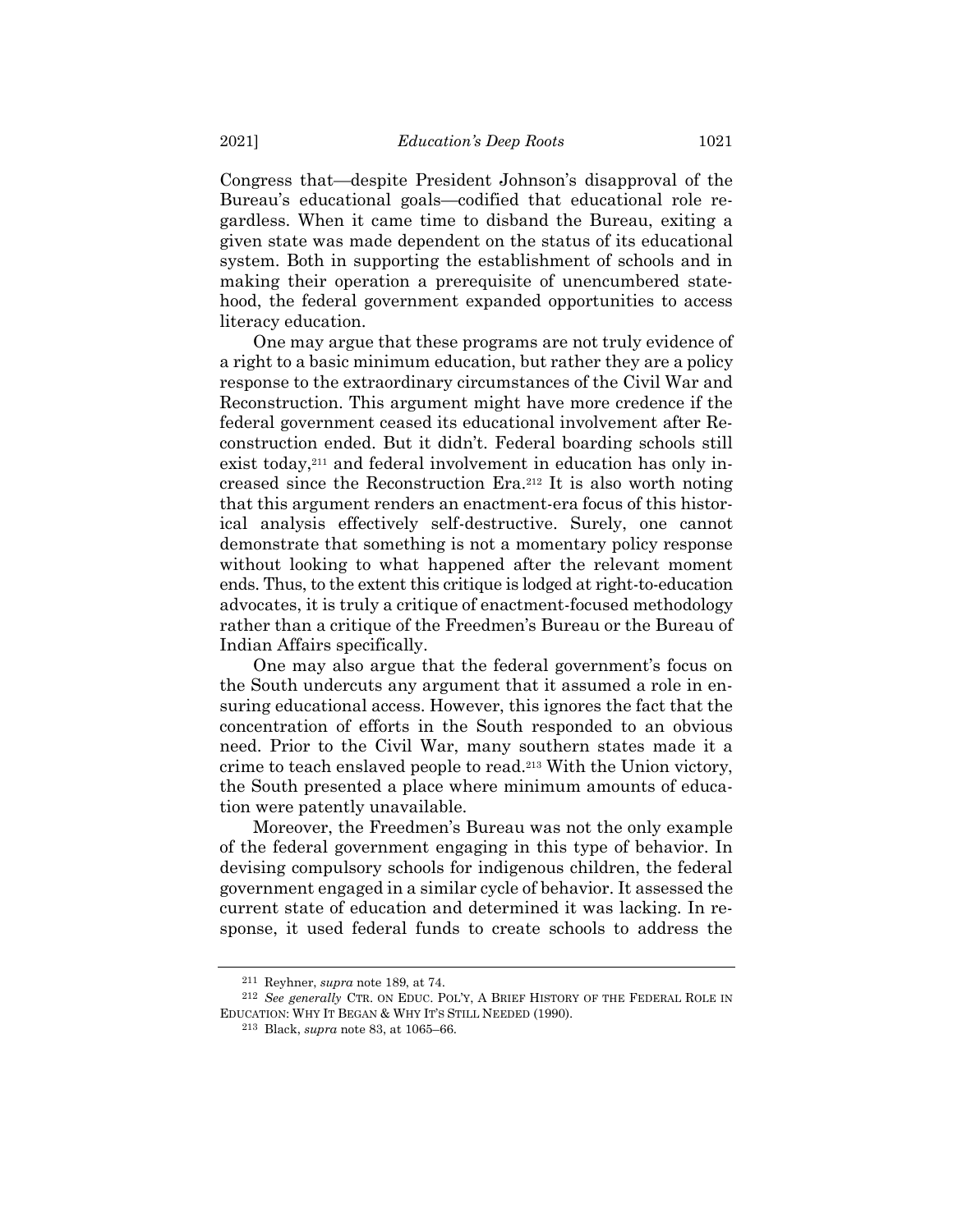Congress that—despite President Johnson's disapproval of the Bureau's educational goals—codified that educational role regardless. When it came time to disband the Bureau, exiting a given state was made dependent on the status of its educational system. Both in supporting the establishment of schools and in making their operation a prerequisite of unencumbered statehood, the federal government expanded opportunities to access literacy education.

One may argue that these programs are not truly evidence of a right to a basic minimum education, but rather they are a policy response to the extraordinary circumstances of the Civil War and Reconstruction. This argument might have more credence if the federal government ceased its educational involvement after Reconstruction ended. But it didn't. Federal boarding schools still exist today,[211] and federal involvement in education has only increased since the Reconstruction Era.[212] It is also worth noting that this argument renders an enactment-era focus of this historical analysis effectively self-destructive. Surely, one cannot demonstrate that something is not a momentary policy response without looking to what happened after the relevant moment ends. Thus, to the extent this critique is lodged at right-to-education advocates, it is truly a critique of enactment-focused methodology rather than a critique of the Freedmen's Bureau or the Bureau of Indian Affairs specifically.

One may also argue that the federal government's focus on the South undercuts any argument that it assumed a role in ensuring educational access. However, this ignores the fact that the concentration of efforts in the South responded to an obvious need. Prior to the Civil War, many southern states made it a crime to teach enslaved people to read.[213] With the Union victory, the South presented a place where minimum amounts of education were patently unavailable.

Moreover, the Freedmen's Bureau was not the only example of the federal government engaging in this type of behavior. In devising compulsory schools for indigenous children, the federal government engaged in a similar cycle of behavior. It assessed the current state of education and determined it was lacking. In response, it used federal funds to create schools to address the

---

[211] Reyhner, *supra* note 189, at 74.

[212] *See generally* CTR. ON EDUC. POL'Y, A BRIEF HISTORY OF THE FEDERAL ROLE IN EDUCATION: WHY IT BEGAN & WHY IT'S STILL NEEDED (1990).

[213] Black, *supra* note 83, at 1065–66.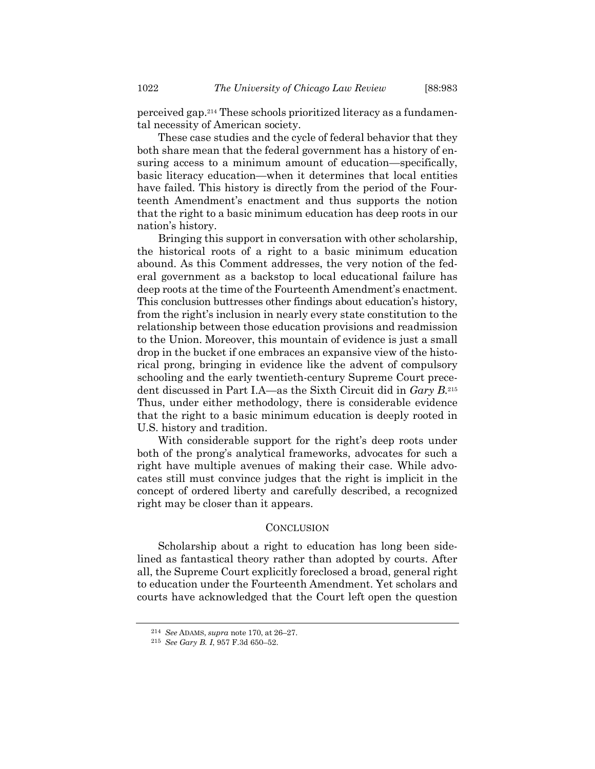perceived gap.[214] These schools prioritized literacy as a fundamental necessity of American society.

These case studies and the cycle of federal behavior that they both share mean that the federal government has a history of ensuring access to a minimum amount of education—specifically, basic literacy education—when it determines that local entities have failed. This history is directly from the period of the Fourteenth Amendment's enactment and thus supports the notion that the right to a basic minimum education has deep roots in our nation's history.

Bringing this support in conversation with other scholarship, the historical roots of a right to a basic minimum education abound. As this Comment addresses, the very notion of the federal government as a backstop to local educational failure has deep roots at the time of the Fourteenth Amendment's enactment. This conclusion buttresses other findings about education's history, from the right's inclusion in nearly every state constitution to the relationship between those education provisions and readmission to the Union. Moreover, this mountain of evidence is just a small drop in the bucket if one embraces an expansive view of the historical prong, bringing in evidence like the advent of compulsory schooling and the early twentieth-century Supreme Court precedent discussed in Part I.A—as the Sixth Circuit did in *Gary B.*[215] Thus, under either methodology, there is considerable evidence that the right to a basic minimum education is deeply rooted in U.S. history and tradition.

With considerable support for the right's deep roots under both of the prong's analytical frameworks, advocates for such a right have multiple avenues of making their case. While advocates still must convince judges that the right is implicit in the concept of ordered liberty and carefully described, a recognized right may be closer than it appears.

## CONCLUSION

Scholarship about a right to education has long been sidelined as fantastical theory rather than adopted by courts. After all, the Supreme Court explicitly foreclosed a broad, general right to education under the Fourteenth Amendment. Yet scholars and courts have acknowledged that the Court left open the question

---

[214] *See* ADAMS, *supra* note 170, at 26–27.

[215] *See Gary B. I*, 957 F.3d 650–52.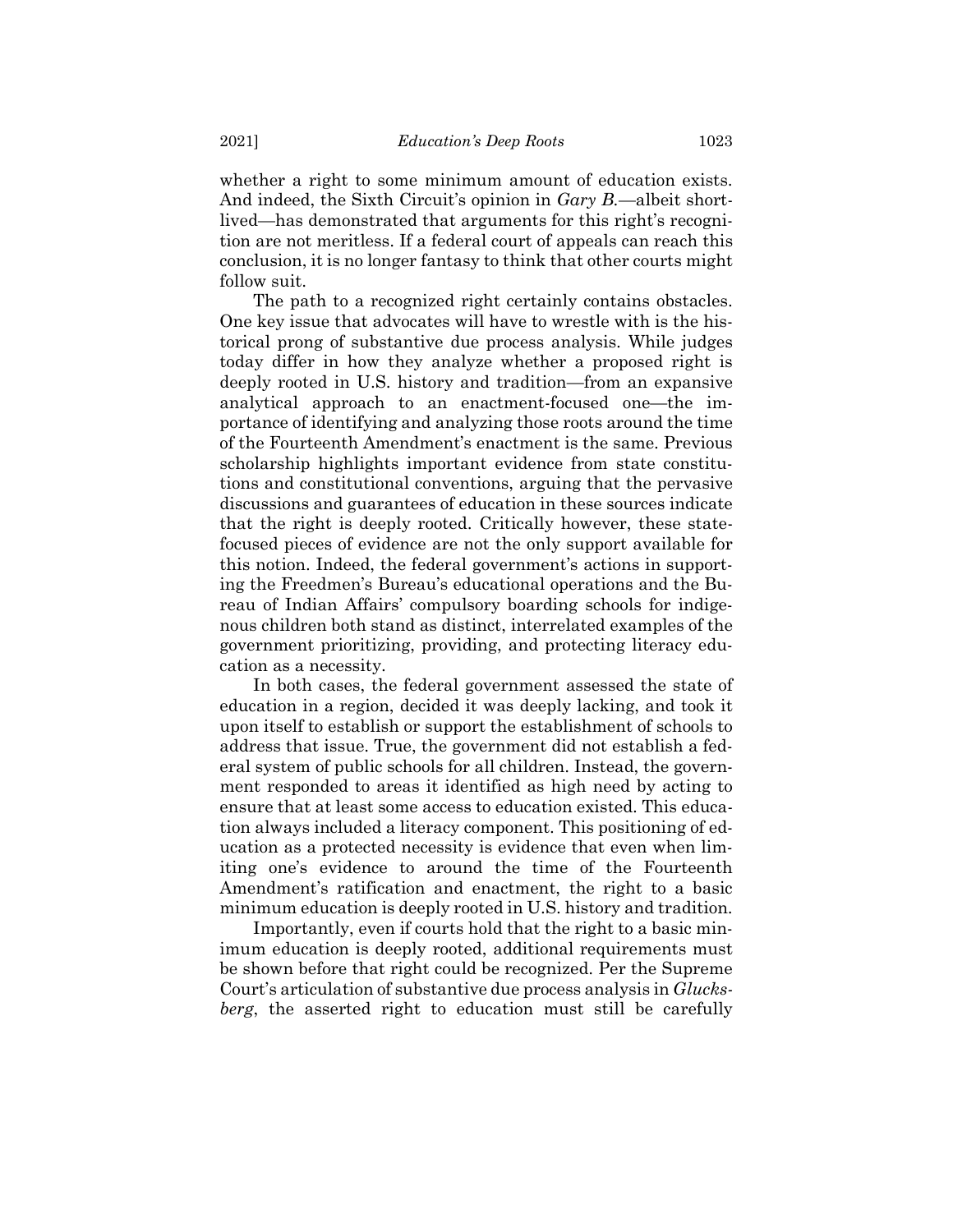whether a right to some minimum amount of education exists. And indeed, the Sixth Circuit's opinion in *Gary B.*—albeit short-lived—has demonstrated that arguments for this right's recognition are not meritless. If a federal court of appeals can reach this conclusion, it is no longer fantasy to think that other courts might follow suit.

The path to a recognized right certainly contains obstacles. One key issue that advocates will have to wrestle with is the historical prong of substantive due process analysis. While judges today differ in how they analyze whether a proposed right is deeply rooted in U.S. history and tradition—from an expansive analytical approach to an enactment-focused one—the importance of identifying and analyzing those roots around the time of the Fourteenth Amendment's enactment is the same. Previous scholarship highlights important evidence from state constitutions and constitutional conventions, arguing that the pervasive discussions and guarantees of education in these sources indicate that the right is deeply rooted. Critically however, these state-focused pieces of evidence are not the only support available for this notion. Indeed, the federal government's actions in supporting the Freedmen's Bureau's educational operations and the Bureau of Indian Affairs' compulsory boarding schools for indigenous children both stand as distinct, interrelated examples of the government prioritizing, providing, and protecting literacy education as a necessity.

In both cases, the federal government assessed the state of education in a region, decided it was deeply lacking, and took it upon itself to establish or support the establishment of schools to address that issue. True, the government did not establish a federal system of public schools for all children. Instead, the government responded to areas it identified as high need by acting to ensure that at least some access to education existed. This education always included a literacy component. This positioning of education as a protected necessity is evidence that even when limiting one's evidence to around the time of the Fourteenth Amendment's ratification and enactment, the right to a basic minimum education is deeply rooted in U.S. history and tradition.

Importantly, even if courts hold that the right to a basic minimum education is deeply rooted, additional requirements must be shown before that right could be recognized. Per the Supreme Court's articulation of substantive due process analysis in *Glucksberg*, the asserted right to education must still be carefully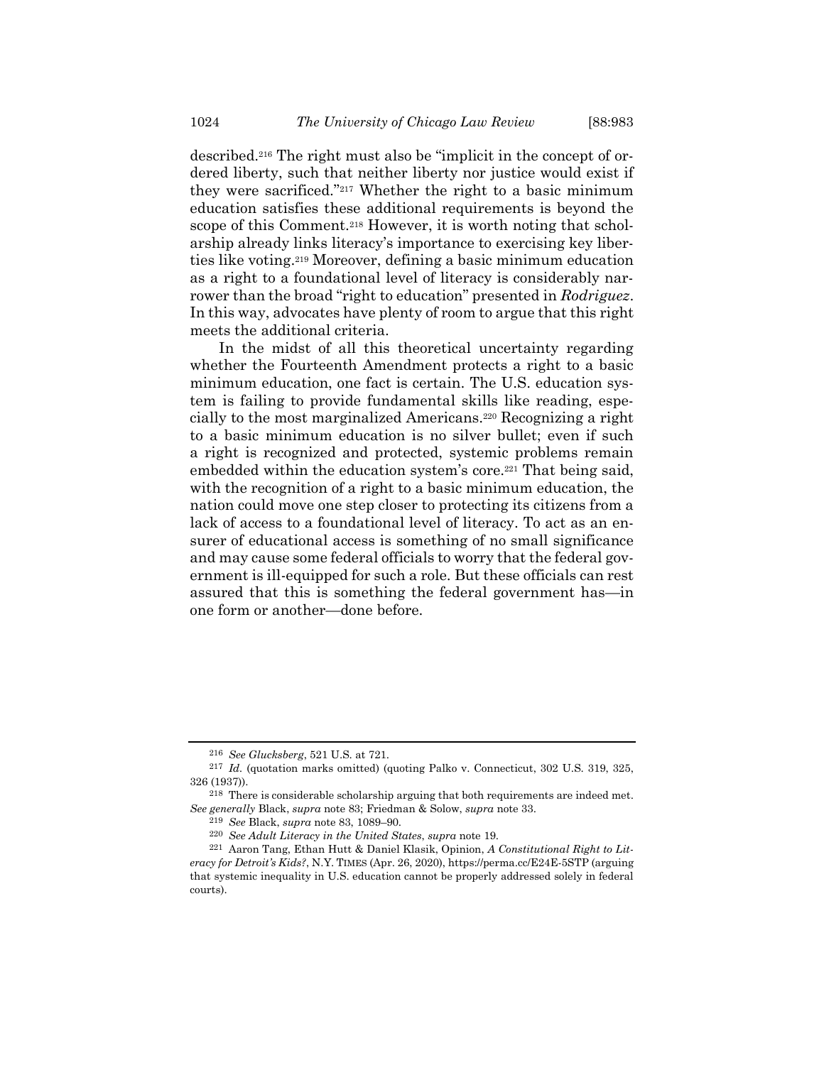described.[216] The right must also be "implicit in the concept of ordered liberty, such that neither liberty nor justice would exist if they were sacrificed."[217] Whether the right to a basic minimum education satisfies these additional requirements is beyond the scope of this Comment.[218] However, it is worth noting that scholarship already links literacy's importance to exercising key liberties like voting.[219] Moreover, defining a basic minimum education as a right to a foundational level of literacy is considerably narrower than the broad "right to education" presented in *Rodriguez*. In this way, advocates have plenty of room to argue that this right meets the additional criteria.

In the midst of all this theoretical uncertainty regarding whether the Fourteenth Amendment protects a right to a basic minimum education, one fact is certain. The U.S. education system is failing to provide fundamental skills like reading, especially to the most marginalized Americans.[220] Recognizing a right to a basic minimum education is no silver bullet; even if such a right is recognized and protected, systemic problems remain embedded within the education system's core.[221] That being said, with the recognition of a right to a basic minimum education, the nation could move one step closer to protecting its citizens from a lack of access to a foundational level of literacy. To act as an ensurer of educational access is something of no small significance and may cause some federal officials to worry that the federal government is ill-equipped for such a role. But these officials can rest assured that this is something the federal government has—in one form or another—done before.

---

[216] *See Glucksberg*, 521 U.S. at 721.

[217] *Id.* (quotation marks omitted) (quoting Palko v. Connecticut, 302 U.S. 319, 325, 326 (1937)).

[218] There is considerable scholarship arguing that both requirements are indeed met. *See generally* Black, *supra* note 83; Friedman & Solow, *supra* note 33.

[219] *See* Black, *supra* note 83, 1089–90.

[220] *See Adult Literacy in the United States*, *supra* note 19.

[221] Aaron Tang, Ethan Hutt & Daniel Klasik, Opinion, *A Constitutional Right to Literacy for Detroit's Kids?*, N.Y. TIMES (Apr. 26, 2020), https://perma.cc/E24E-5STP (arguing that systemic inequality in U.S. education cannot be properly addressed solely in federal courts).